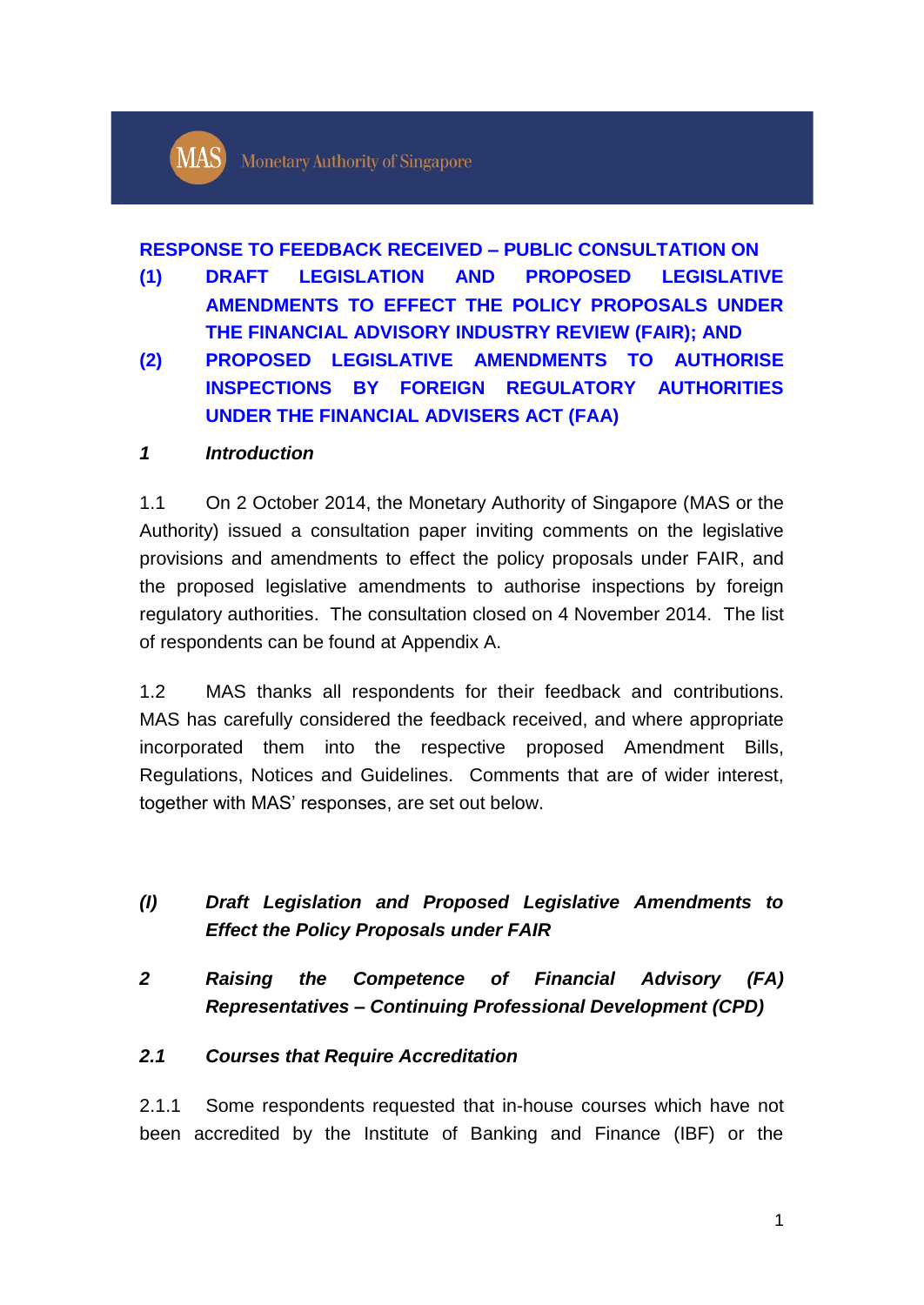Monetary Authority of Singapore

# RESPONSE TO FEEDBACK RECEIVED – PUBLIC CONSULTATION ON

**(1) DRAFT LEGISLATION AND PROPOSED LEGISLATIVE AMENDMENTS TO EFFECT THE POLICY PROPOSALS UNDER THE FINANCIAL ADVISORY INDUSTRY REVIEW (FAIR); AND**

**(2) PROPOSED LEGISLATIVE AMENDMENTS TO AUTHORISE INSPECTIONS BY FOREIGN REGULATORY AUTHORITIES UNDER THE FINANCIAL ADVISERS ACT (FAA)**

## *1 Introduction*

1.1 On 2 October 2014, the Monetary Authority of Singapore (MAS or the Authority) issued a consultation paper inviting comments on the legislative provisions and amendments to effect the policy proposals under FAIR, and the proposed legislative amendments to authorise inspections by foreign regulatory authorities. The consultation closed on 4 November 2014. The list of respondents can be found at Appendix A.

1.2 MAS thanks all respondents for their feedback and contributions. MAS has carefully considered the feedback received, and where appropriate incorporated them into the respective proposed Amendment Bills, Regulations, Notices and Guidelines. Comments that are of wider interest, together with MAS' responses, are set out below.

## *(I) Draft Legislation and Proposed Legislative Amendments to Effect the Policy Proposals under FAIR*

## *2 Raising the Competence of Financial Advisory (FA) Representatives – Continuing Professional Development (CPD)*

### *2.1 Courses that Require Accreditation*

2.1.1 Some respondents requested that in-house courses which have not been accredited by the Institute of Banking and Finance (IBF) or the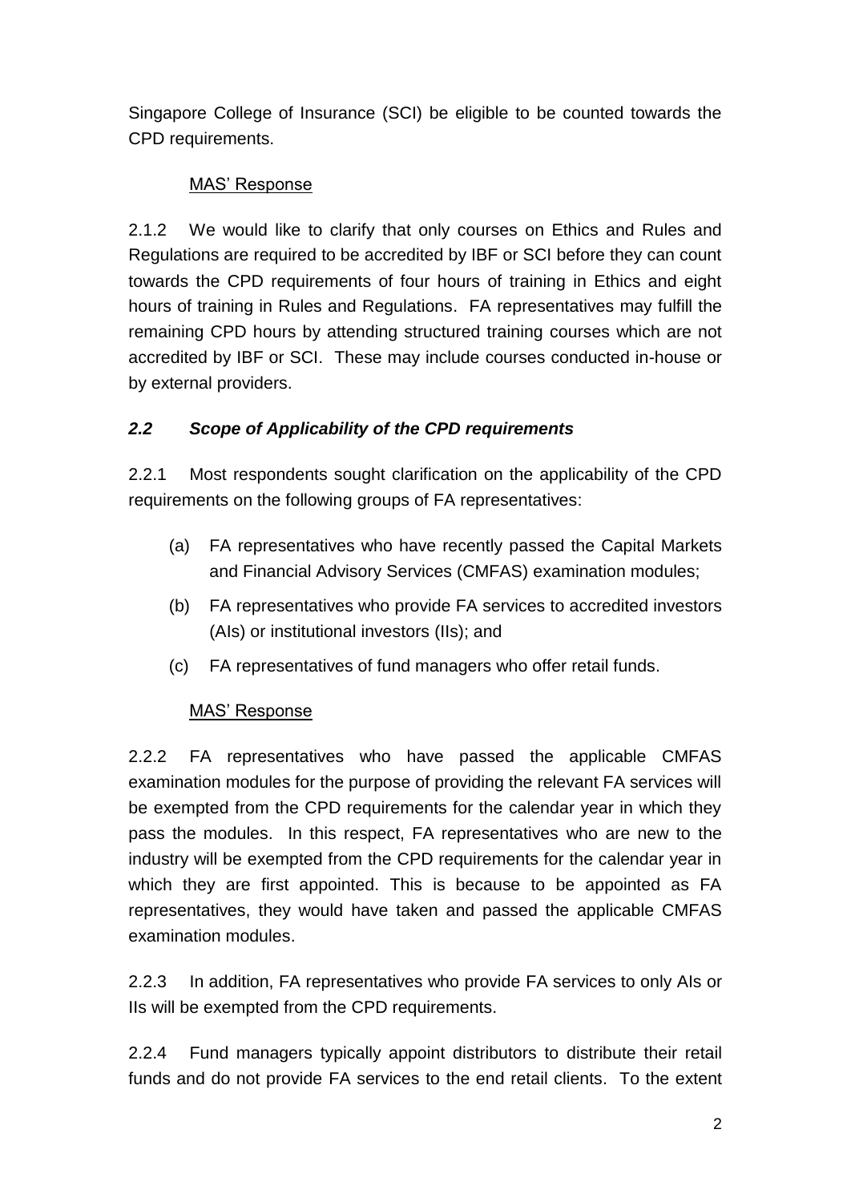Singapore College of Insurance (SCI) be eligible to be counted towards the CPD requirements.

<u>MAS' Response</u>

2.1.2 We would like to clarify that only courses on Ethics and Rules and Regulations are required to be accredited by IBF or SCI before they can count towards the CPD requirements of four hours of training in Ethics and eight hours of training in Rules and Regulations. FA representatives may fulfill the remaining CPD hours by attending structured training courses which are not accredited by IBF or SCI. These may include courses conducted in-house or by external providers.

### *2.2 Scope of Applicability of the CPD requirements*

2.2.1 Most respondents sought clarification on the applicability of the CPD requirements on the following groups of FA representatives:

(a) FA representatives who have recently passed the Capital Markets and Financial Advisory Services (CMFAS) examination modules;

(b) FA representatives who provide FA services to accredited investors (AIs) or institutional investors (IIs); and

(c) FA representatives of fund managers who offer retail funds.

<u>MAS' Response</u>

2.2.2 FA representatives who have passed the applicable CMFAS examination modules for the purpose of providing the relevant FA services will be exempted from the CPD requirements for the calendar year in which they pass the modules. In this respect, FA representatives who are new to the industry will be exempted from the CPD requirements for the calendar year in which they are first appointed. This is because to be appointed as FA representatives, they would have taken and passed the applicable CMFAS examination modules.

2.2.3 In addition, FA representatives who provide FA services to only AIs or IIs will be exempted from the CPD requirements.

2.2.4 Fund managers typically appoint distributors to distribute their retail funds and do not provide FA services to the end retail clients. To the extent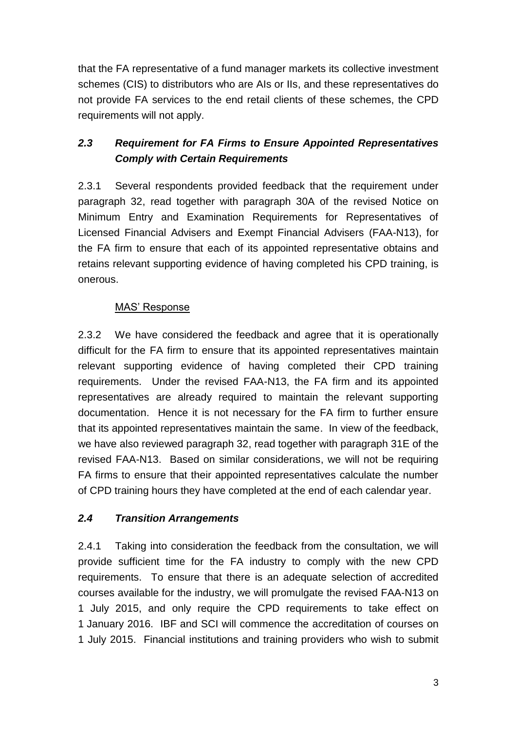that the FA representative of a fund manager markets its collective investment schemes (CIS) to distributors who are AIs or IIs, and these representatives do not provide FA services to the end retail clients of these schemes, the CPD requirements will not apply.

### *2.3 Requirement for FA Firms to Ensure Appointed Representatives Comply with Certain Requirements*

2.3.1 Several respondents provided feedback that the requirement under paragraph 32, read together with paragraph 30A of the revised Notice on Minimum Entry and Examination Requirements for Representatives of Licensed Financial Advisers and Exempt Financial Advisers (FAA-N13), for the FA firm to ensure that each of its appointed representative obtains and retains relevant supporting evidence of having completed his CPD training, is onerous.

<u>MAS' Response</u>

2.3.2 We have considered the feedback and agree that it is operationally difficult for the FA firm to ensure that its appointed representatives maintain relevant supporting evidence of having completed their CPD training requirements. Under the revised FAA-N13, the FA firm and its appointed representatives are already required to maintain the relevant supporting documentation. Hence it is not necessary for the FA firm to further ensure that its appointed representatives maintain the same. In view of the feedback, we have also reviewed paragraph 32, read together with paragraph 31E of the revised FAA-N13. Based on similar considerations, we will not be requiring FA firms to ensure that their appointed representatives calculate the number of CPD training hours they have completed at the end of each calendar year.

### *2.4 Transition Arrangements*

2.4.1 Taking into consideration the feedback from the consultation, we will provide sufficient time for the FA industry to comply with the new CPD requirements. To ensure that there is an adequate selection of accredited courses available for the industry, we will promulgate the revised FAA-N13 on 1 July 2015, and only require the CPD requirements to take effect on 1 January 2016. IBF and SCI will commence the accreditation of courses on 1 July 2015. Financial institutions and training providers who wish to submit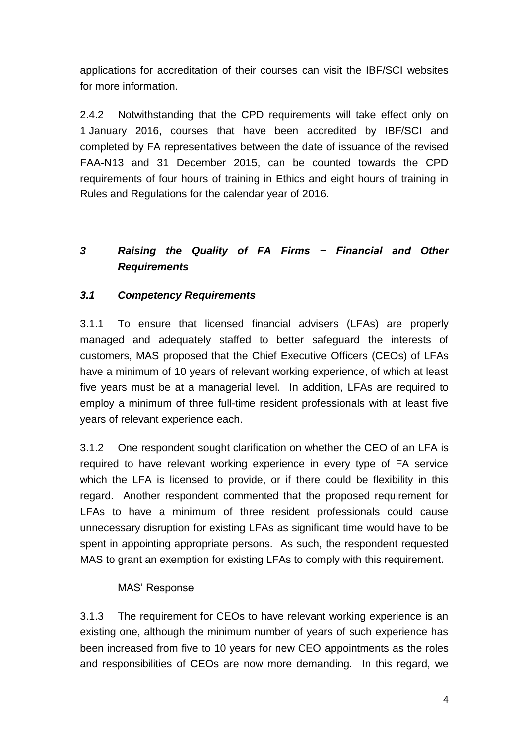applications for accreditation of their courses can visit the IBF/SCI websites for more information.

2.4.2 Notwithstanding that the CPD requirements will take effect only on 1 January 2016, courses that have been accredited by IBF/SCI and completed by FA representatives between the date of issuance of the revised FAA-N13 and 31 December 2015, can be counted towards the CPD requirements of four hours of training in Ethics and eight hours of training in Rules and Regulations for the calendar year of 2016.

## *3 Raising the Quality of FA Firms − Financial and Other Requirements*

### *3.1 Competency Requirements*

3.1.1 To ensure that licensed financial advisers (LFAs) are properly managed and adequately staffed to better safeguard the interests of customers, MAS proposed that the Chief Executive Officers (CEOs) of LFAs have a minimum of 10 years of relevant working experience, of which at least five years must be at a managerial level. In addition, LFAs are required to employ a minimum of three full-time resident professionals with at least five years of relevant experience each.

3.1.2 One respondent sought clarification on whether the CEO of an LFA is required to have relevant working experience in every type of FA service which the LFA is licensed to provide, or if there could be flexibility in this regard. Another respondent commented that the proposed requirement for LFAs to have a minimum of three resident professionals could cause unnecessary disruption for existing LFAs as significant time would have to be spent in appointing appropriate persons. As such, the respondent requested MAS to grant an exemption for existing LFAs to comply with this requirement.

MAS' Response

3.1.3 The requirement for CEOs to have relevant working experience is an existing one, although the minimum number of years of such experience has been increased from five to 10 years for new CEO appointments as the roles and responsibilities of CEOs are now more demanding. In this regard, we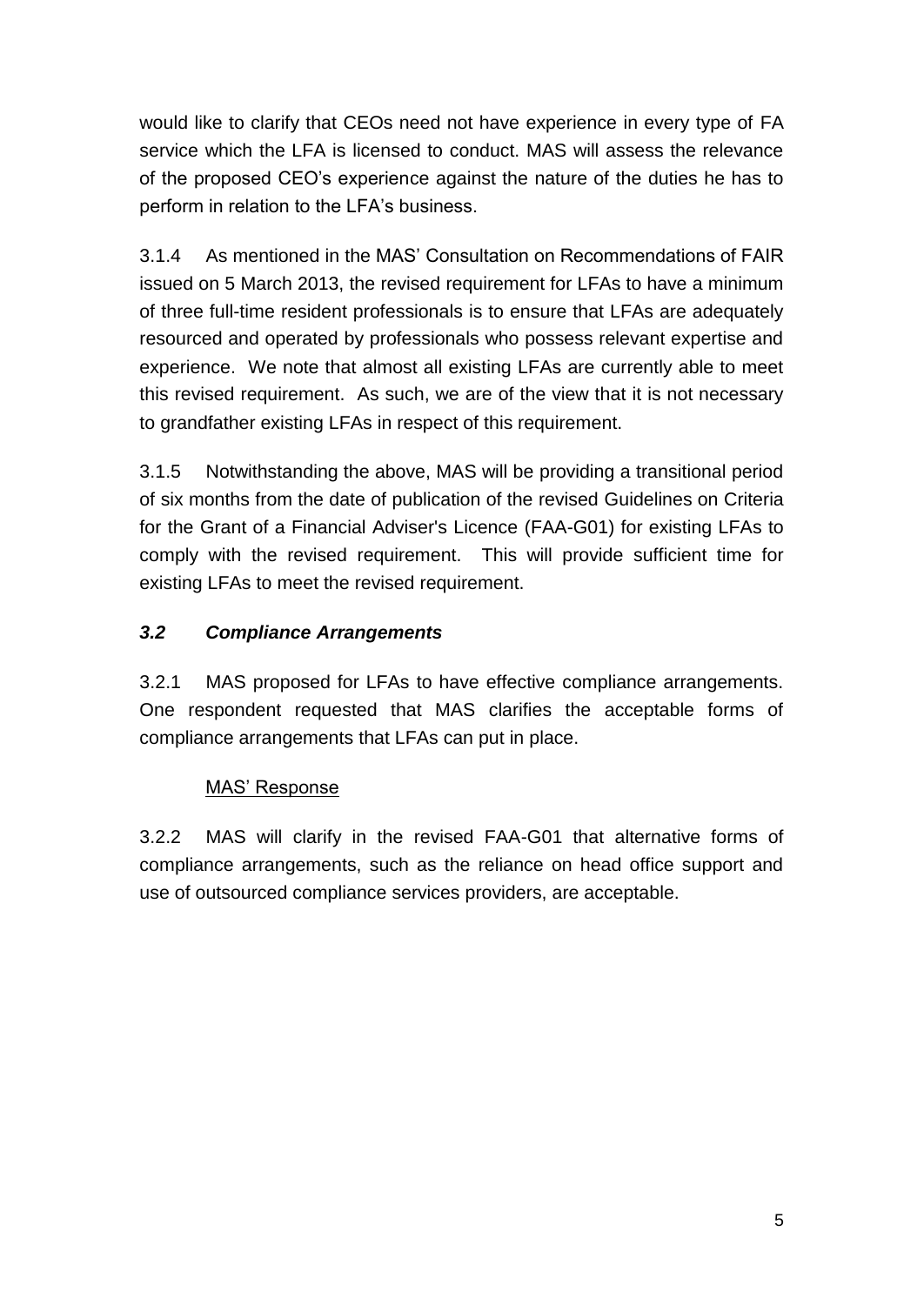would like to clarify that CEOs need not have experience in every type of FA service which the LFA is licensed to conduct. MAS will assess the relevance of the proposed CEO's experience against the nature of the duties he has to perform in relation to the LFA's business.

3.1.4 As mentioned in the MAS' Consultation on Recommendations of FAIR issued on 5 March 2013, the revised requirement for LFAs to have a minimum of three full-time resident professionals is to ensure that LFAs are adequately resourced and operated by professionals who possess relevant expertise and experience. We note that almost all existing LFAs are currently able to meet this revised requirement. As such, we are of the view that it is not necessary to grandfather existing LFAs in respect of this requirement.

3.1.5 Notwithstanding the above, MAS will be providing a transitional period of six months from the date of publication of the revised Guidelines on Criteria for the Grant of a Financial Adviser's Licence (FAA-G01) for existing LFAs to comply with the revised requirement. This will provide sufficient time for existing LFAs to meet the revised requirement.

### *3.2 Compliance Arrangements*

3.2.1 MAS proposed for LFAs to have effective compliance arrangements. One respondent requested that MAS clarifies the acceptable forms of compliance arrangements that LFAs can put in place.

<u>MAS' Response</u>

3.2.2 MAS will clarify in the revised FAA-G01 that alternative forms of compliance arrangements, such as the reliance on head office support and use of outsourced compliance services providers, are acceptable.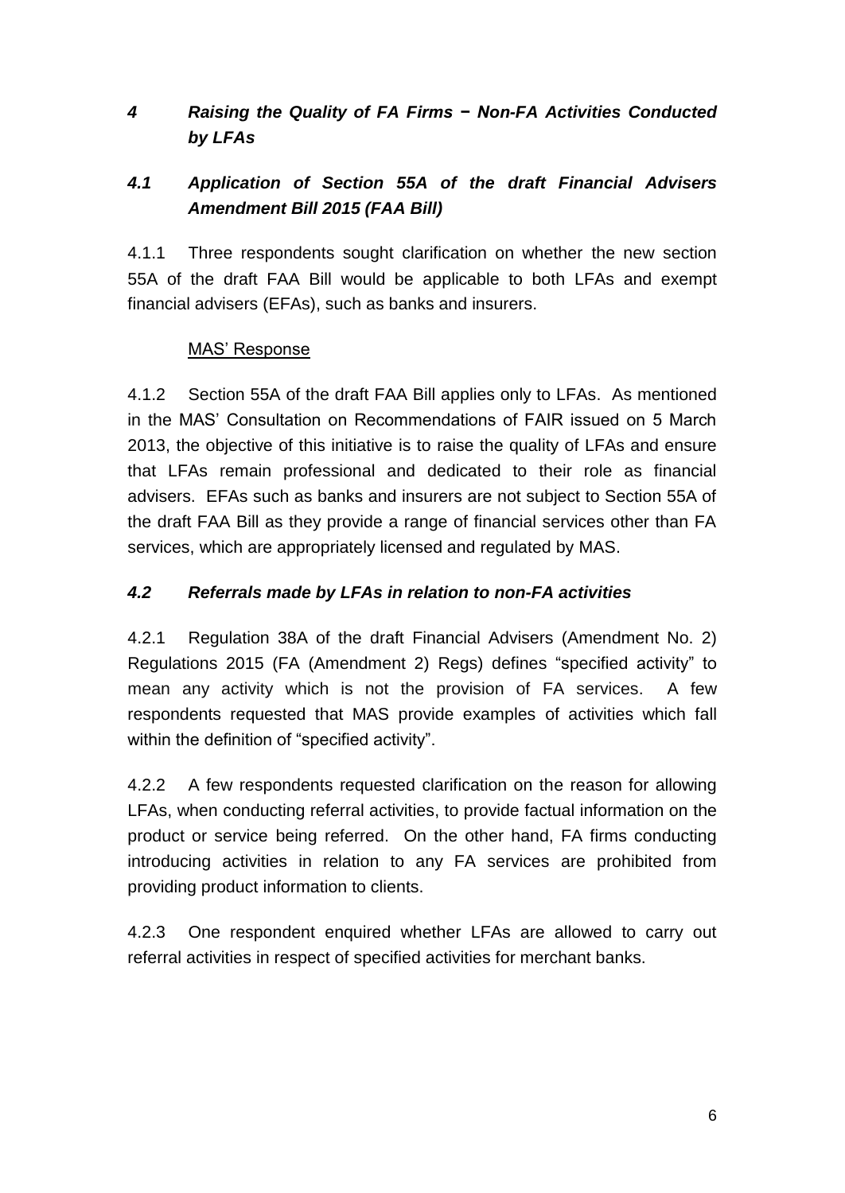## *4 Raising the Quality of FA Firms − Non-FA Activities Conducted by LFAs*

### *4.1 Application of Section 55A of the draft Financial Advisers Amendment Bill 2015 (FAA Bill)*

4.1.1 Three respondents sought clarification on whether the new section 55A of the draft FAA Bill would be applicable to both LFAs and exempt financial advisers (EFAs), such as banks and insurers.

<u>MAS' Response</u>

4.1.2 Section 55A of the draft FAA Bill applies only to LFAs. As mentioned in the MAS' Consultation on Recommendations of FAIR issued on 5 March 2013, the objective of this initiative is to raise the quality of LFAs and ensure that LFAs remain professional and dedicated to their role as financial advisers. EFAs such as banks and insurers are not subject to Section 55A of the draft FAA Bill as they provide a range of financial services other than FA services, which are appropriately licensed and regulated by MAS.

### *4.2 Referrals made by LFAs in relation to non-FA activities*

4.2.1 Regulation 38A of the draft Financial Advisers (Amendment No. 2) Regulations 2015 (FA (Amendment 2) Regs) defines "specified activity" to mean any activity which is not the provision of FA services. A few respondents requested that MAS provide examples of activities which fall within the definition of "specified activity".

4.2.2 A few respondents requested clarification on the reason for allowing LFAs, when conducting referral activities, to provide factual information on the product or service being referred. On the other hand, FA firms conducting introducing activities in relation to any FA services are prohibited from providing product information to clients.

4.2.3 One respondent enquired whether LFAs are allowed to carry out referral activities in respect of specified activities for merchant banks.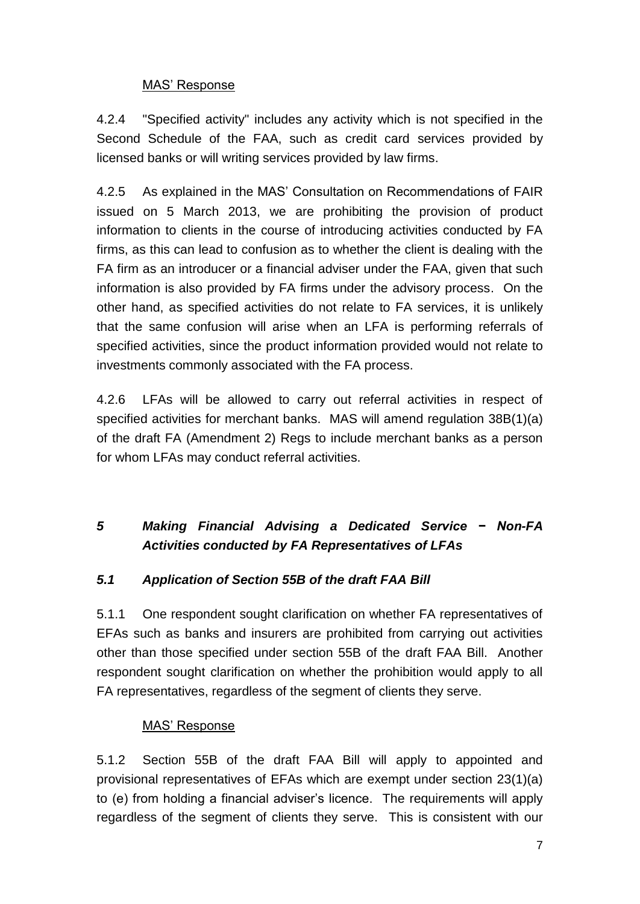MAS' Response

4.2.4 "Specified activity" includes any activity which is not specified in the Second Schedule of the FAA, such as credit card services provided by licensed banks or will writing services provided by law firms.

4.2.5 As explained in the MAS' Consultation on Recommendations of FAIR issued on 5 March 2013, we are prohibiting the provision of product information to clients in the course of introducing activities conducted by FA firms, as this can lead to confusion as to whether the client is dealing with the FA firm as an introducer or a financial adviser under the FAA, given that such information is also provided by FA firms under the advisory process. On the other hand, as specified activities do not relate to FA services, it is unlikely that the same confusion will arise when an LFA is performing referrals of specified activities, since the product information provided would not relate to investments commonly associated with the FA process.

4.2.6 LFAs will be allowed to carry out referral activities in respect of specified activities for merchant banks. MAS will amend regulation 38B(1)(a) of the draft FA (Amendment 2) Regs to include merchant banks as a person for whom LFAs may conduct referral activities.

## *5 Making Financial Advising a Dedicated Service − Non-FA Activities conducted by FA Representatives of LFAs*

### *5.1 Application of Section 55B of the draft FAA Bill*

5.1.1 One respondent sought clarification on whether FA representatives of EFAs such as banks and insurers are prohibited from carrying out activities other than those specified under section 55B of the draft FAA Bill. Another respondent sought clarification on whether the prohibition would apply to all FA representatives, regardless of the segment of clients they serve.

MAS' Response

5.1.2 Section 55B of the draft FAA Bill will apply to appointed and provisional representatives of EFAs which are exempt under section 23(1)(a) to (e) from holding a financial adviser's licence. The requirements will apply regardless of the segment of clients they serve. This is consistent with our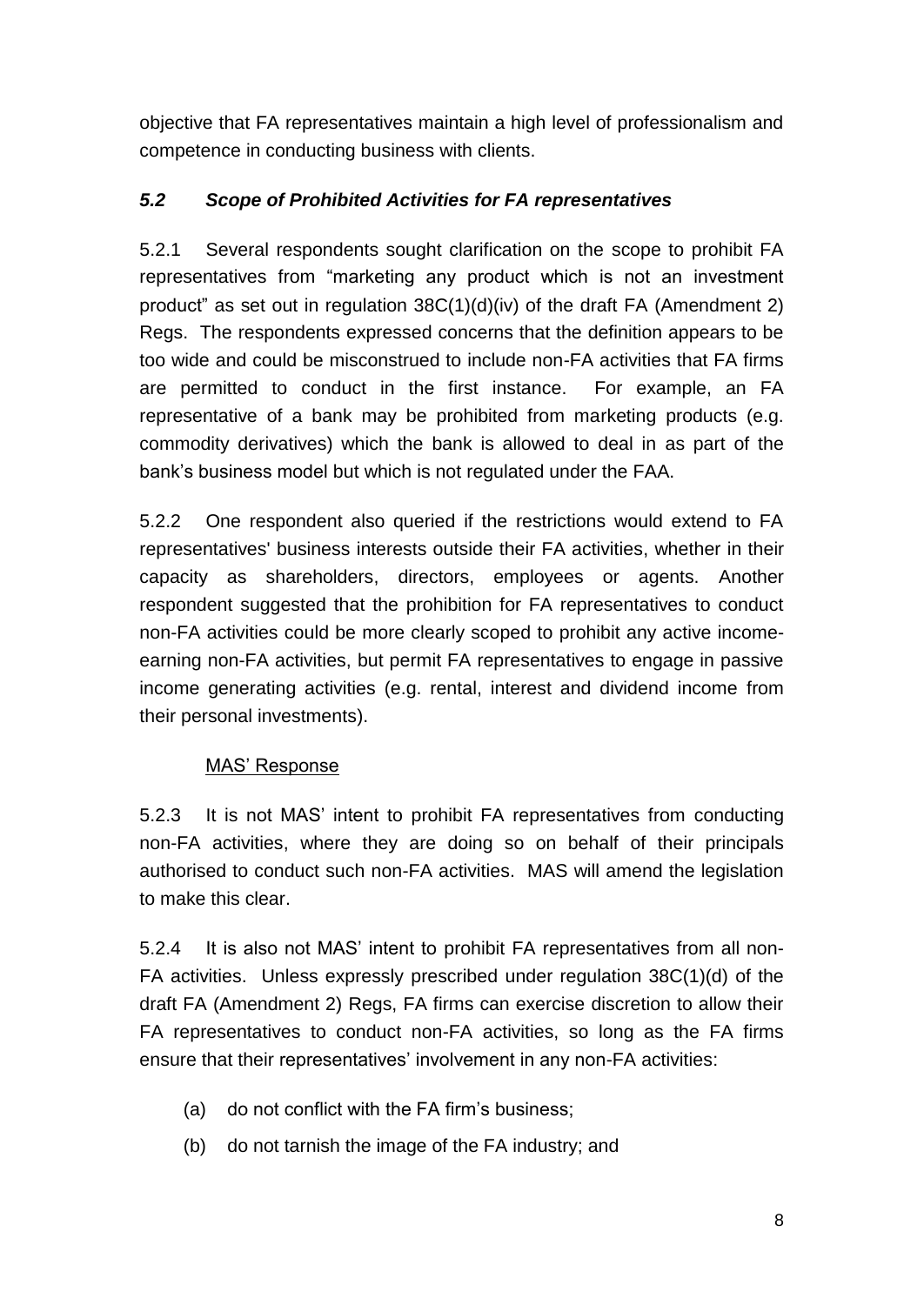objective that FA representatives maintain a high level of professionalism and competence in conducting business with clients.

### *5.2 Scope of Prohibited Activities for FA representatives*

5.2.1 Several respondents sought clarification on the scope to prohibit FA representatives from "marketing any product which is not an investment product" as set out in regulation 38C(1)(d)(iv) of the draft FA (Amendment 2) Regs. The respondents expressed concerns that the definition appears to be too wide and could be misconstrued to include non-FA activities that FA firms are permitted to conduct in the first instance. For example, an FA representative of a bank may be prohibited from marketing products (e.g. commodity derivatives) which the bank is allowed to deal in as part of the bank's business model but which is not regulated under the FAA.

5.2.2 One respondent also queried if the restrictions would extend to FA representatives' business interests outside their FA activities, whether in their capacity as shareholders, directors, employees or agents. Another respondent suggested that the prohibition for FA representatives to conduct non-FA activities could be more clearly scoped to prohibit any active income-earning non-FA activities, but permit FA representatives to engage in passive income generating activities (e.g. rental, interest and dividend income from their personal investments).

MAS' Response

5.2.3 It is not MAS' intent to prohibit FA representatives from conducting non-FA activities, where they are doing so on behalf of their principals authorised to conduct such non-FA activities. MAS will amend the legislation to make this clear.

5.2.4 It is also not MAS' intent to prohibit FA representatives from all non-FA activities. Unless expressly prescribed under regulation 38C(1)(d) of the draft FA (Amendment 2) Regs, FA firms can exercise discretion to allow their FA representatives to conduct non-FA activities, so long as the FA firms ensure that their representatives' involvement in any non-FA activities:

(a) do not conflict with the FA firm's business;

(b) do not tarnish the image of the FA industry; and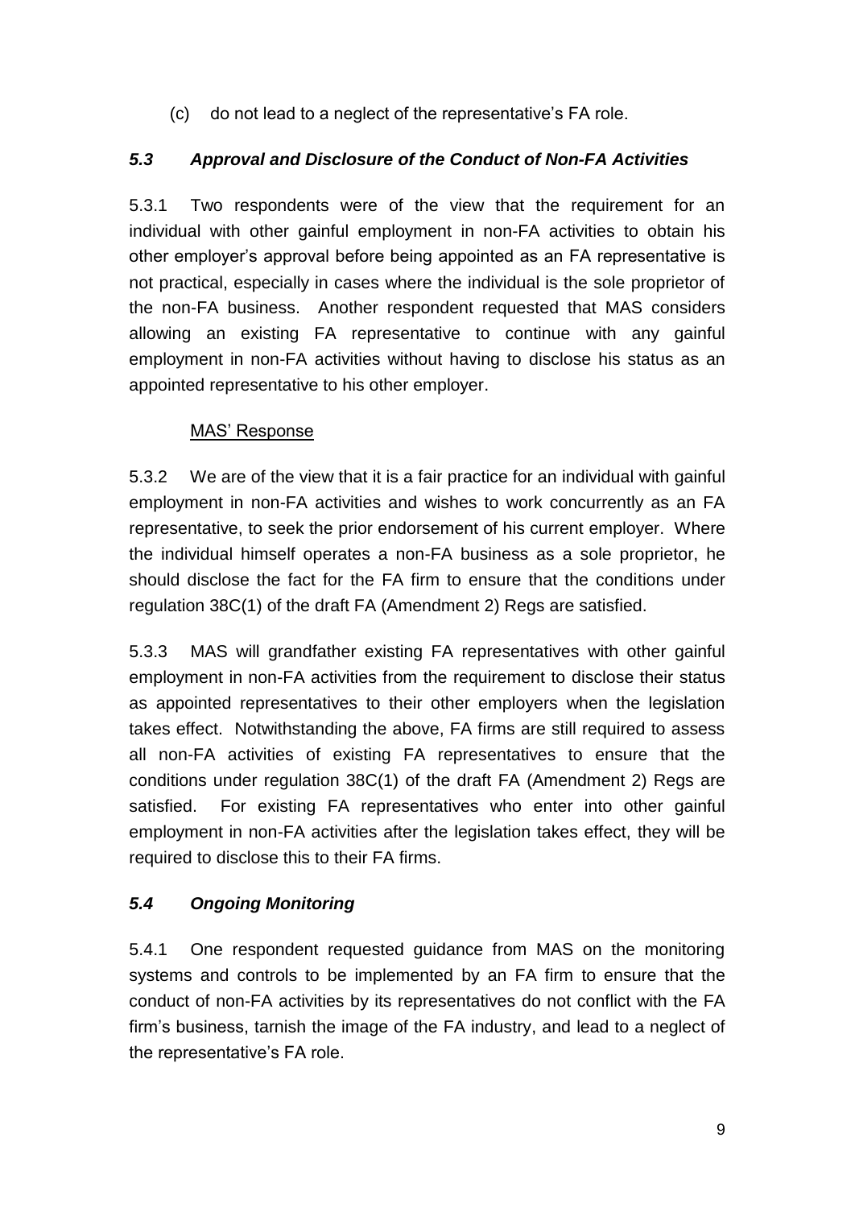(c) do not lead to a neglect of the representative's FA role.

### *5.3 Approval and Disclosure of the Conduct of Non-FA Activities*

5.3.1 Two respondents were of the view that the requirement for an individual with other gainful employment in non-FA activities to obtain his other employer's approval before being appointed as an FA representative is not practical, especially in cases where the individual is the sole proprietor of the non-FA business. Another respondent requested that MAS considers allowing an existing FA representative to continue with any gainful employment in non-FA activities without having to disclose his status as an appointed representative to his other employer.

MAS' Response

5.3.2 We are of the view that it is a fair practice for an individual with gainful employment in non-FA activities and wishes to work concurrently as an FA representative, to seek the prior endorsement of his current employer. Where the individual himself operates a non-FA business as a sole proprietor, he should disclose the fact for the FA firm to ensure that the conditions under regulation 38C(1) of the draft FA (Amendment 2) Regs are satisfied.

5.3.3 MAS will grandfather existing FA representatives with other gainful employment in non-FA activities from the requirement to disclose their status as appointed representatives to their other employers when the legislation takes effect. Notwithstanding the above, FA firms are still required to assess all non-FA activities of existing FA representatives to ensure that the conditions under regulation 38C(1) of the draft FA (Amendment 2) Regs are satisfied. For existing FA representatives who enter into other gainful employment in non-FA activities after the legislation takes effect, they will be required to disclose this to their FA firms.

### *5.4 Ongoing Monitoring*

5.4.1 One respondent requested guidance from MAS on the monitoring systems and controls to be implemented by an FA firm to ensure that the conduct of non-FA activities by its representatives do not conflict with the FA firm's business, tarnish the image of the FA industry, and lead to a neglect of the representative's FA role.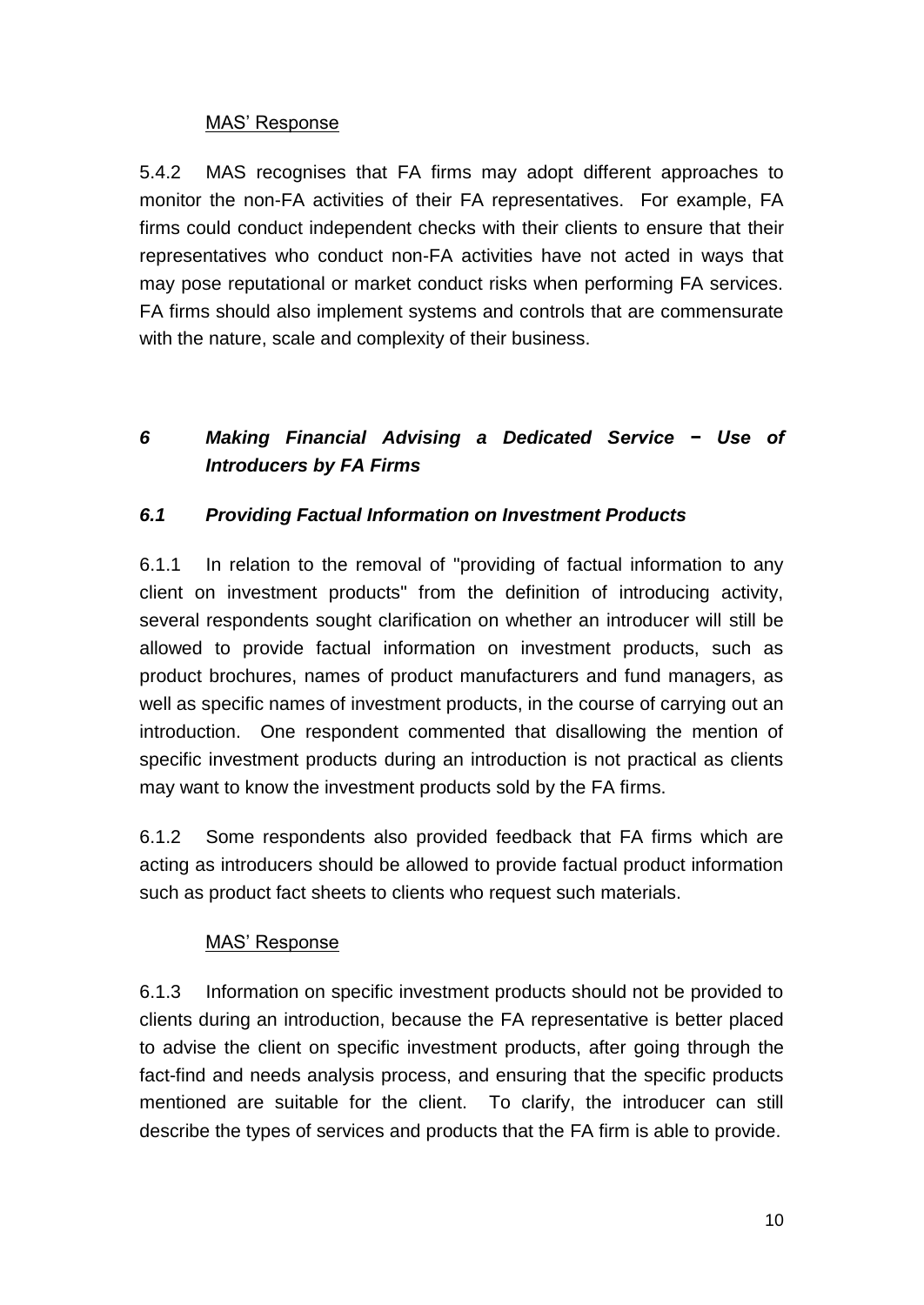MAS' Response

5.4.2 MAS recognises that FA firms may adopt different approaches to monitor the non-FA activities of their FA representatives. For example, FA firms could conduct independent checks with their clients to ensure that their representatives who conduct non-FA activities have not acted in ways that may pose reputational or market conduct risks when performing FA services. FA firms should also implement systems and controls that are commensurate with the nature, scale and complexity of their business.

## *6 Making Financial Advising a Dedicated Service − Use of Introducers by FA Firms*

### *6.1 Providing Factual Information on Investment Products*

6.1.1 In relation to the removal of "providing of factual information to any client on investment products" from the definition of introducing activity, several respondents sought clarification on whether an introducer will still be allowed to provide factual information on investment products, such as product brochures, names of product manufacturers and fund managers, as well as specific names of investment products, in the course of carrying out an introduction. One respondent commented that disallowing the mention of specific investment products during an introduction is not practical as clients may want to know the investment products sold by the FA firms.

6.1.2 Some respondents also provided feedback that FA firms which are acting as introducers should be allowed to provide factual product information such as product fact sheets to clients who request such materials.

MAS' Response

6.1.3 Information on specific investment products should not be provided to clients during an introduction, because the FA representative is better placed to advise the client on specific investment products, after going through the fact-find and needs analysis process, and ensuring that the specific products mentioned are suitable for the client. To clarify, the introducer can still describe the types of services and products that the FA firm is able to provide.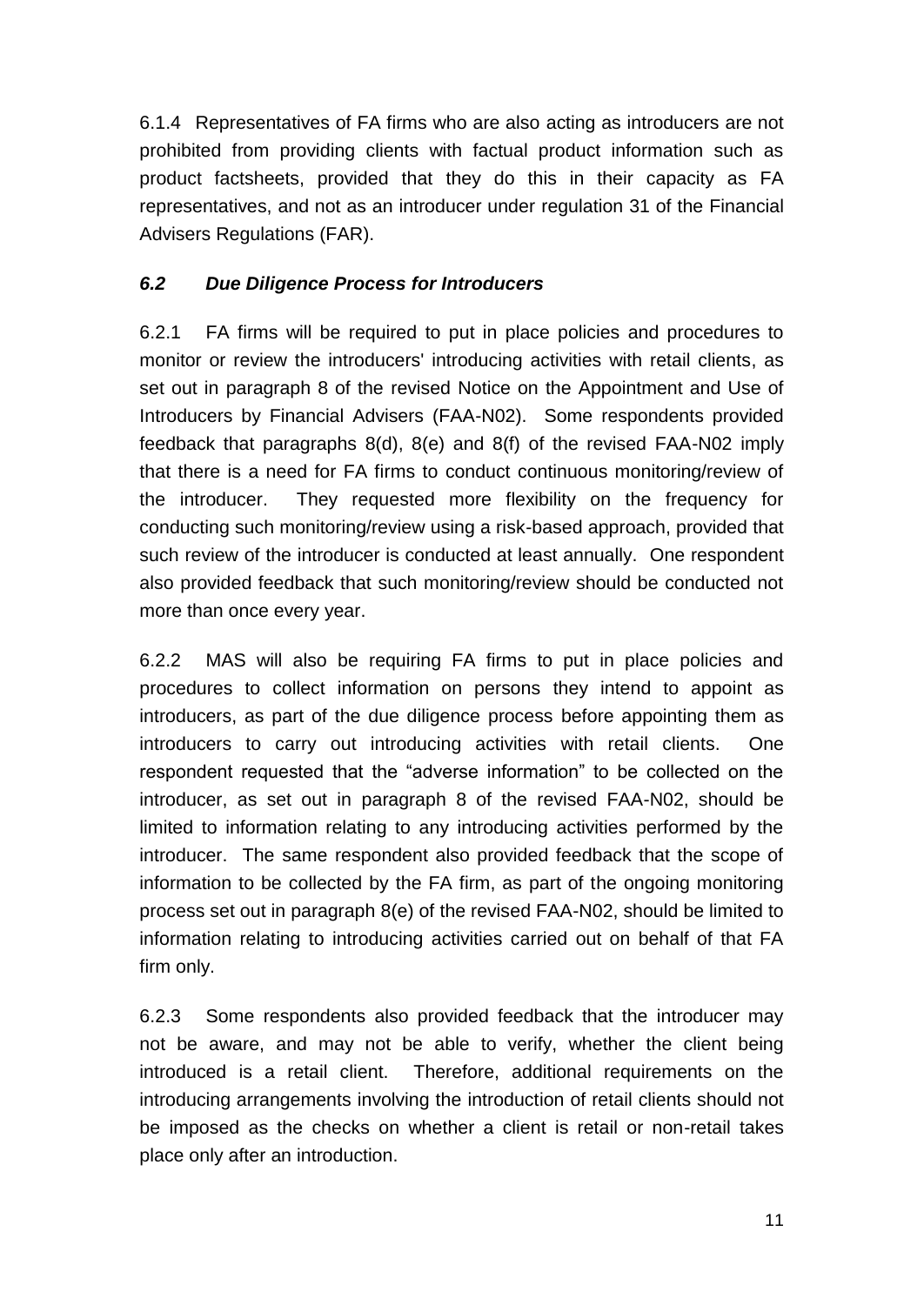6.1.4 Representatives of FA firms who are also acting as introducers are not prohibited from providing clients with factual product information such as product factsheets, provided that they do this in their capacity as FA representatives, and not as an introducer under regulation 31 of the Financial Advisers Regulations (FAR).

### *6.2 Due Diligence Process for Introducers*

6.2.1 FA firms will be required to put in place policies and procedures to monitor or review the introducers' introducing activities with retail clients, as set out in paragraph 8 of the revised Notice on the Appointment and Use of Introducers by Financial Advisers (FAA-N02). Some respondents provided feedback that paragraphs 8(d), 8(e) and 8(f) of the revised FAA-N02 imply that there is a need for FA firms to conduct continuous monitoring/review of the introducer. They requested more flexibility on the frequency for conducting such monitoring/review using a risk-based approach, provided that such review of the introducer is conducted at least annually. One respondent also provided feedback that such monitoring/review should be conducted not more than once every year.

6.2.2 MAS will also be requiring FA firms to put in place policies and procedures to collect information on persons they intend to appoint as introducers, as part of the due diligence process before appointing them as introducers to carry out introducing activities with retail clients. One respondent requested that the "adverse information" to be collected on the introducer, as set out in paragraph 8 of the revised FAA-N02, should be limited to information relating to any introducing activities performed by the introducer. The same respondent also provided feedback that the scope of information to be collected by the FA firm, as part of the ongoing monitoring process set out in paragraph 8(e) of the revised FAA-N02, should be limited to information relating to introducing activities carried out on behalf of that FA firm only.

6.2.3 Some respondents also provided feedback that the introducer may not be aware, and may not be able to verify, whether the client being introduced is a retail client. Therefore, additional requirements on the introducing arrangements involving the introduction of retail clients should not be imposed as the checks on whether a client is retail or non-retail takes place only after an introduction.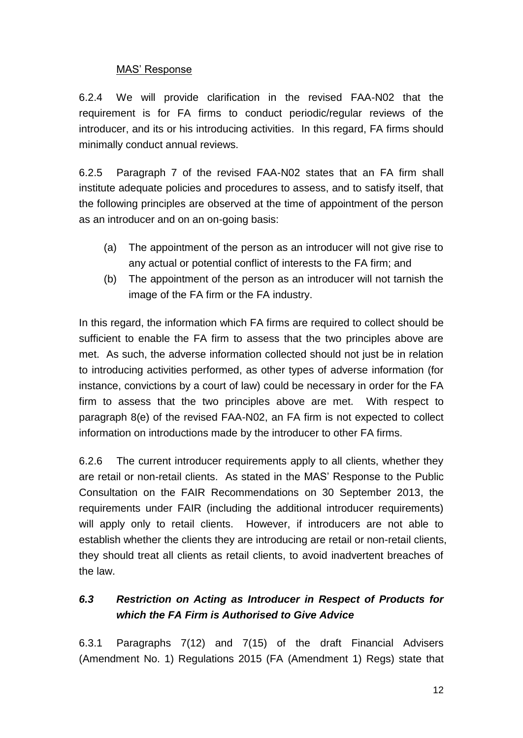MAS' Response

6.2.4 We will provide clarification in the revised FAA-N02 that the requirement is for FA firms to conduct periodic/regular reviews of the introducer, and its or his introducing activities. In this regard, FA firms should minimally conduct annual reviews.

6.2.5 Paragraph 7 of the revised FAA-N02 states that an FA firm shall institute adequate policies and procedures to assess, and to satisfy itself, that the following principles are observed at the time of appointment of the person as an introducer and on an on-going basis:

(a) The appointment of the person as an introducer will not give rise to any actual or potential conflict of interests to the FA firm; and

(b) The appointment of the person as an introducer will not tarnish the image of the FA firm or the FA industry.

In this regard, the information which FA firms are required to collect should be sufficient to enable the FA firm to assess that the two principles above are met. As such, the adverse information collected should not just be in relation to introducing activities performed, as other types of adverse information (for instance, convictions by a court of law) could be necessary in order for the FA firm to assess that the two principles above are met. With respect to paragraph 8(e) of the revised FAA-N02, an FA firm is not expected to collect information on introductions made by the introducer to other FA firms.

6.2.6 The current introducer requirements apply to all clients, whether they are retail or non-retail clients. As stated in the MAS' Response to the Public Consultation on the FAIR Recommendations on 30 September 2013, the requirements under FAIR (including the additional introducer requirements) will apply only to retail clients. However, if introducers are not able to establish whether the clients they are introducing are retail or non-retail clients, they should treat all clients as retail clients, to avoid inadvertent breaches of the law.

### *6.3 Restriction on Acting as Introducer in Respect of Products for which the FA Firm is Authorised to Give Advice*

6.3.1 Paragraphs 7(12) and 7(15) of the draft Financial Advisers (Amendment No. 1) Regulations 2015 (FA (Amendment 1) Regs) state that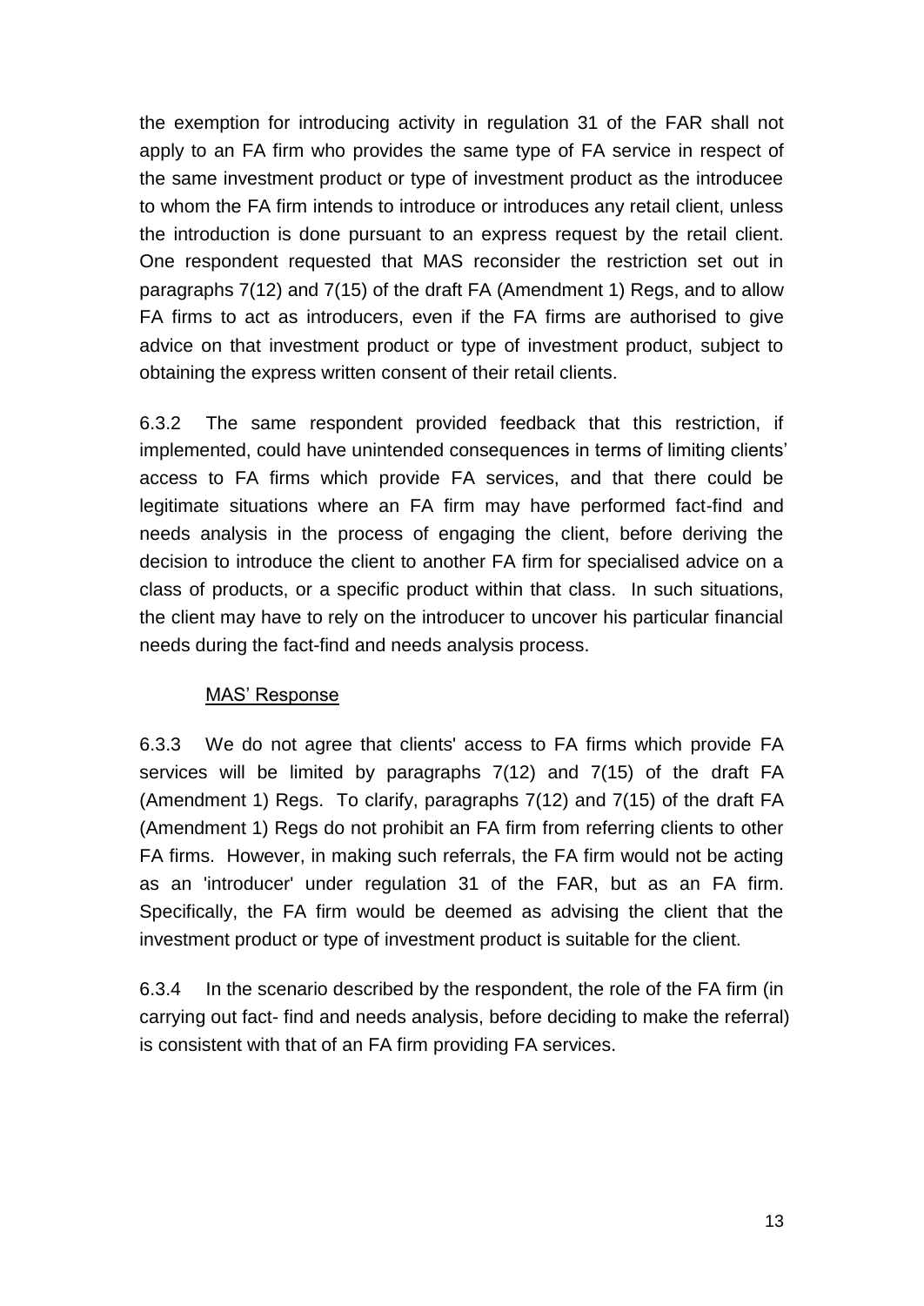the exemption for introducing activity in regulation 31 of the FAR shall not apply to an FA firm who provides the same type of FA service in respect of the same investment product or type of investment product as the introducee to whom the FA firm intends to introduce or introduces any retail client, unless the introduction is done pursuant to an express request by the retail client. One respondent requested that MAS reconsider the restriction set out in paragraphs 7(12) and 7(15) of the draft FA (Amendment 1) Regs, and to allow FA firms to act as introducers, even if the FA firms are authorised to give advice on that investment product or type of investment product, subject to obtaining the express written consent of their retail clients.

6.3.2 The same respondent provided feedback that this restriction, if implemented, could have unintended consequences in terms of limiting clients' access to FA firms which provide FA services, and that there could be legitimate situations where an FA firm may have performed fact-find and needs analysis in the process of engaging the client, before deriving the decision to introduce the client to another FA firm for specialised advice on a class of products, or a specific product within that class. In such situations, the client may have to rely on the introducer to uncover his particular financial needs during the fact-find and needs analysis process.

MAS' Response

6.3.3 We do not agree that clients' access to FA firms which provide FA services will be limited by paragraphs 7(12) and 7(15) of the draft FA (Amendment 1) Regs. To clarify, paragraphs 7(12) and 7(15) of the draft FA (Amendment 1) Regs do not prohibit an FA firm from referring clients to other FA firms. However, in making such referrals, the FA firm would not be acting as an 'introducer' under regulation 31 of the FAR, but as an FA firm. Specifically, the FA firm would be deemed as advising the client that the investment product or type of investment product is suitable for the client.

6.3.4 In the scenario described by the respondent, the role of the FA firm (in carrying out fact- find and needs analysis, before deciding to make the referral) is consistent with that of an FA firm providing FA services.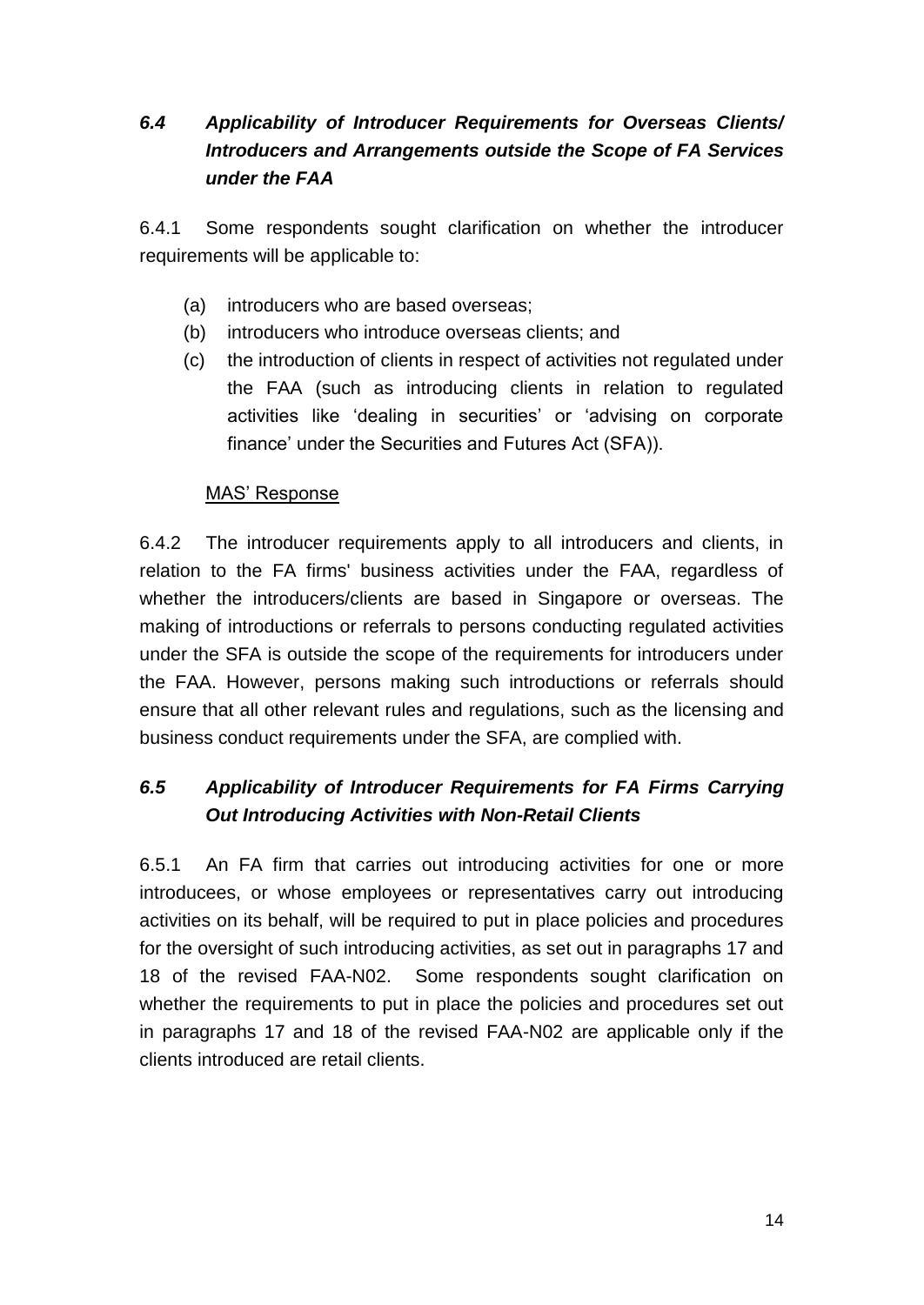### *6.4 Applicability of Introducer Requirements for Overseas Clients/ Introducers and Arrangements outside the Scope of FA Services under the FAA*

6.4.1 Some respondents sought clarification on whether the introducer requirements will be applicable to:

(a) introducers who are based overseas;

(b) introducers who introduce overseas clients; and

(c) the introduction of clients in respect of activities not regulated under the FAA (such as introducing clients in relation to regulated activities like 'dealing in securities' or 'advising on corporate finance' under the Securities and Futures Act (SFA)).

MAS' Response

6.4.2 The introducer requirements apply to all introducers and clients, in relation to the FA firms' business activities under the FAA, regardless of whether the introducers/clients are based in Singapore or overseas. The making of introductions or referrals to persons conducting regulated activities under the SFA is outside the scope of the requirements for introducers under the FAA. However, persons making such introductions or referrals should ensure that all other relevant rules and regulations, such as the licensing and business conduct requirements under the SFA, are complied with.

### *6.5 Applicability of Introducer Requirements for FA Firms Carrying Out Introducing Activities with Non-Retail Clients*

6.5.1 An FA firm that carries out introducing activities for one or more introducees, or whose employees or representatives carry out introducing activities on its behalf, will be required to put in place policies and procedures for the oversight of such introducing activities, as set out in paragraphs 17 and 18 of the revised FAA-N02. Some respondents sought clarification on whether the requirements to put in place the policies and procedures set out in paragraphs 17 and 18 of the revised FAA-N02 are applicable only if the clients introduced are retail clients.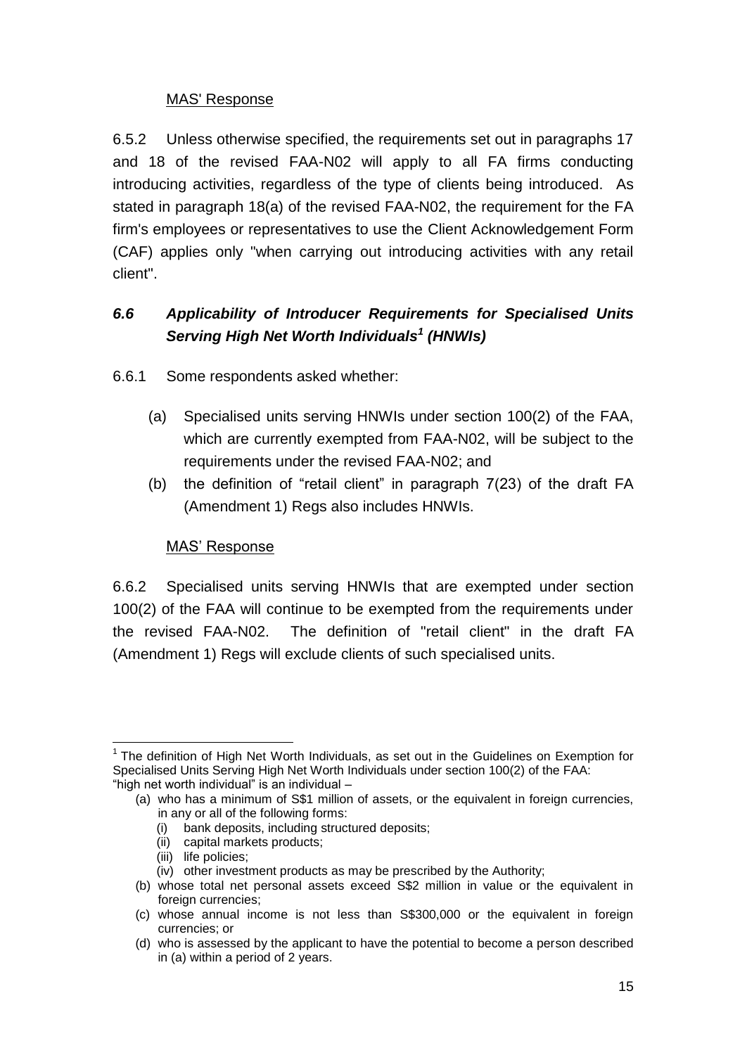MAS' Response

6.5.2 Unless otherwise specified, the requirements set out in paragraphs 17 and 18 of the revised FAA-N02 will apply to all FA firms conducting introducing activities, regardless of the type of clients being introduced. As stated in paragraph 18(a) of the revised FAA-N02, the requirement for the FA firm's employees or representatives to use the Client Acknowledgement Form (CAF) applies only "when carrying out introducing activities with any retail client".

### *6.6 Applicability of Introducer Requirements for Specialised Units Serving High Net Worth Individuals[1] (HNWIs)*

6.6.1 Some respondents asked whether:

(a) Specialised units serving HNWIs under section 100(2) of the FAA, which are currently exempted from FAA-N02, will be subject to the requirements under the revised FAA-N02; and

(b) the definition of "retail client" in paragraph 7(23) of the draft FA (Amendment 1) Regs also includes HNWIs.

MAS' Response

6.6.2 Specialised units serving HNWIs that are exempted under section 100(2) of the FAA will continue to be exempted from the requirements under the revised FAA-N02. The definition of "retail client" in the draft FA (Amendment 1) Regs will exclude clients of such specialised units.

---

[1] The definition of High Net Worth Individuals, as set out in the Guidelines on Exemption for Specialised Units Serving High Net Worth Individuals under section 100(2) of the FAA:
"high net worth individual" is an individual –

(a) who has a minimum of S$1 million of assets, or the equivalent in foreign currencies, in any or all of the following forms:
   (i) bank deposits, including structured deposits;
   (ii) capital markets products;
   (iii) life policies;
   (iv) other investment products as may be prescribed by the Authority;
(b) whose total net personal assets exceed S$2 million in value or the equivalent in foreign currencies;
(c) whose annual income is not less than S$300,000 or the equivalent in foreign currencies; or
(d) who is assessed by the applicant to have the potential to become a person described in (a) within a period of 2 years.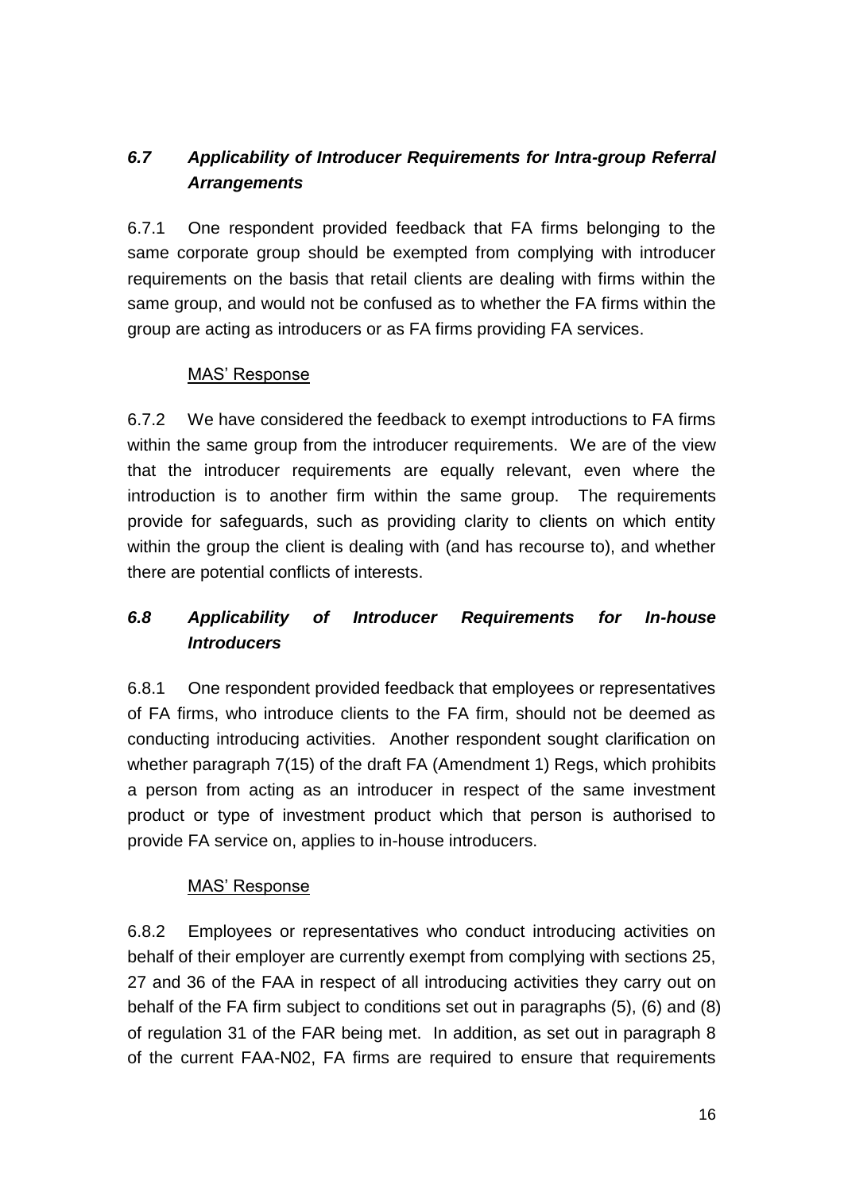### *6.7 Applicability of Introducer Requirements for Intra-group Referral Arrangements*

6.7.1 One respondent provided feedback that FA firms belonging to the same corporate group should be exempted from complying with introducer requirements on the basis that retail clients are dealing with firms within the same group, and would not be confused as to whether the FA firms within the group are acting as introducers or as FA firms providing FA services.

MAS' Response

6.7.2 We have considered the feedback to exempt introductions to FA firms within the same group from the introducer requirements. We are of the view that the introducer requirements are equally relevant, even where the introduction is to another firm within the same group. The requirements provide for safeguards, such as providing clarity to clients on which entity within the group the client is dealing with (and has recourse to), and whether there are potential conflicts of interests.

### *6.8 Applicability of Introducer Requirements for In-house Introducers*

6.8.1 One respondent provided feedback that employees or representatives of FA firms, who introduce clients to the FA firm, should not be deemed as conducting introducing activities. Another respondent sought clarification on whether paragraph 7(15) of the draft FA (Amendment 1) Regs, which prohibits a person from acting as an introducer in respect of the same investment product or type of investment product which that person is authorised to provide FA service on, applies to in-house introducers.

MAS' Response

6.8.2 Employees or representatives who conduct introducing activities on behalf of their employer are currently exempt from complying with sections 25, 27 and 36 of the FAA in respect of all introducing activities they carry out on behalf of the FA firm subject to conditions set out in paragraphs (5), (6) and (8) of regulation 31 of the FAR being met. In addition, as set out in paragraph 8 of the current FAA-N02, FA firms are required to ensure that requirements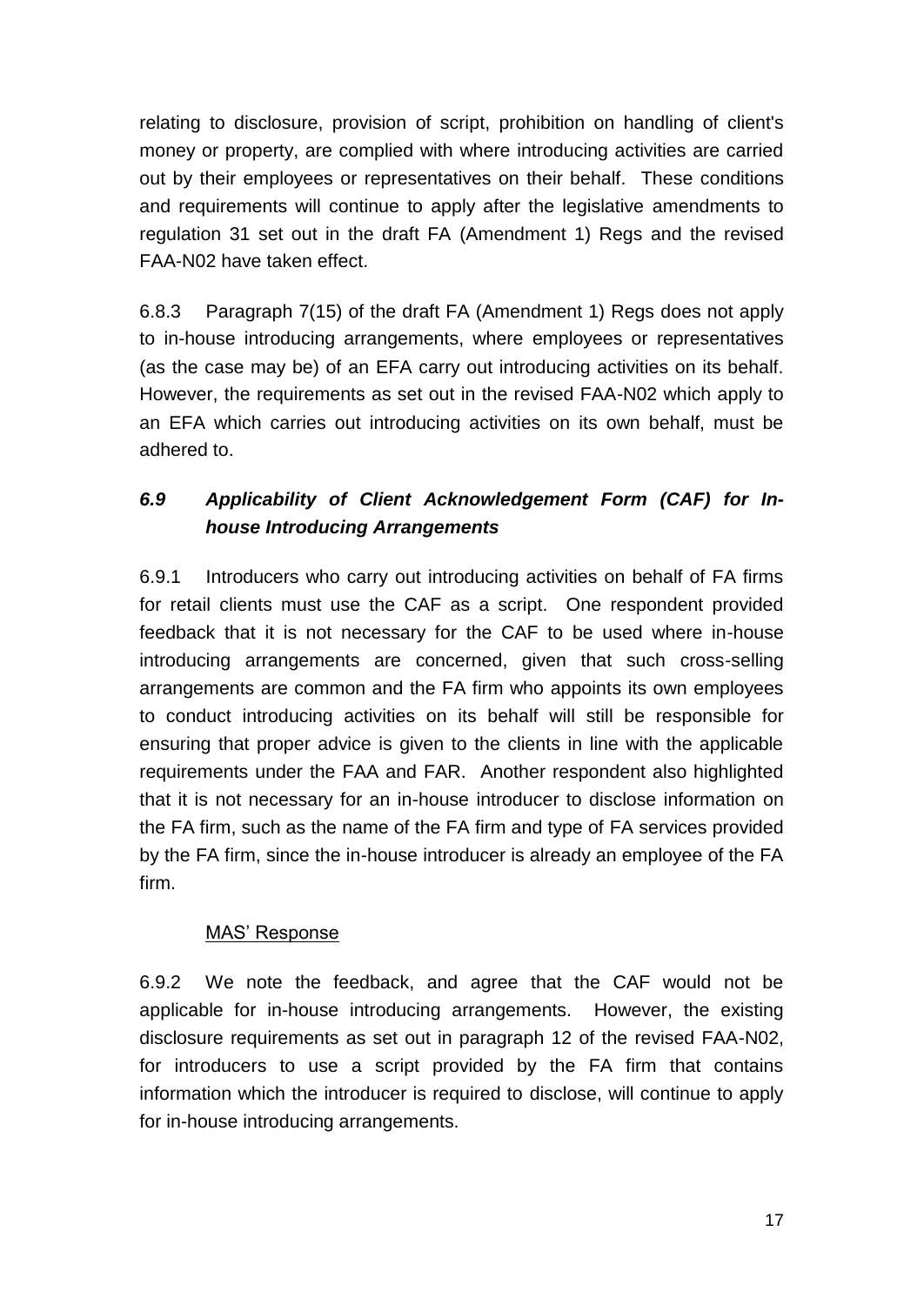relating to disclosure, provision of script, prohibition on handling of client's money or property, are complied with where introducing activities are carried out by their employees or representatives on their behalf. These conditions and requirements will continue to apply after the legislative amendments to regulation 31 set out in the draft FA (Amendment 1) Regs and the revised FAA-N02 have taken effect.

6.8.3 Paragraph 7(15) of the draft FA (Amendment 1) Regs does not apply to in-house introducing arrangements, where employees or representatives (as the case may be) of an EFA carry out introducing activities on its behalf. However, the requirements as set out in the revised FAA-N02 which apply to an EFA which carries out introducing activities on its own behalf, must be adhered to.

### *6.9 Applicability of Client Acknowledgement Form (CAF) for In-house Introducing Arrangements*

6.9.1 Introducers who carry out introducing activities on behalf of FA firms for retail clients must use the CAF as a script. One respondent provided feedback that it is not necessary for the CAF to be used where in-house introducing arrangements are concerned, given that such cross-selling arrangements are common and the FA firm who appoints its own employees to conduct introducing activities on its behalf will still be responsible for ensuring that proper advice is given to the clients in line with the applicable requirements under the FAA and FAR. Another respondent also highlighted that it is not necessary for an in-house introducer to disclose information on the FA firm, such as the name of the FA firm and type of FA services provided by the FA firm, since the in-house introducer is already an employee of the FA firm.

MAS' Response

6.9.2 We note the feedback, and agree that the CAF would not be applicable for in-house introducing arrangements. However, the existing disclosure requirements as set out in paragraph 12 of the revised FAA-N02, for introducers to use a script provided by the FA firm that contains information which the introducer is required to disclose, will continue to apply for in-house introducing arrangements.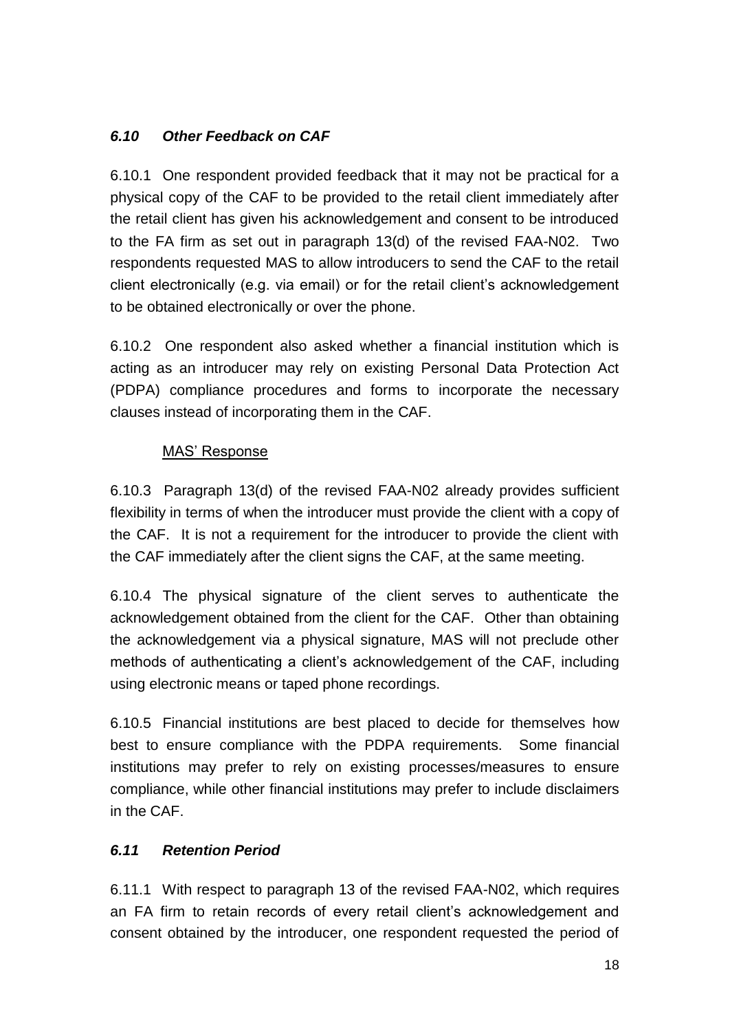### *6.10 Other Feedback on CAF*

6.10.1 One respondent provided feedback that it may not be practical for a physical copy of the CAF to be provided to the retail client immediately after the retail client has given his acknowledgement and consent to be introduced to the FA firm as set out in paragraph 13(d) of the revised FAA-N02. Two respondents requested MAS to allow introducers to send the CAF to the retail client electronically (e.g. via email) or for the retail client's acknowledgement to be obtained electronically or over the phone.

6.10.2 One respondent also asked whether a financial institution which is acting as an introducer may rely on existing Personal Data Protection Act (PDPA) compliance procedures and forms to incorporate the necessary clauses instead of incorporating them in the CAF.

<u>MAS' Response</u>

6.10.3 Paragraph 13(d) of the revised FAA-N02 already provides sufficient flexibility in terms of when the introducer must provide the client with a copy of the CAF. It is not a requirement for the introducer to provide the client with the CAF immediately after the client signs the CAF, at the same meeting.

6.10.4 The physical signature of the client serves to authenticate the acknowledgement obtained from the client for the CAF. Other than obtaining the acknowledgement via a physical signature, MAS will not preclude other methods of authenticating a client's acknowledgement of the CAF, including using electronic means or taped phone recordings.

6.10.5 Financial institutions are best placed to decide for themselves how best to ensure compliance with the PDPA requirements. Some financial institutions may prefer to rely on existing processes/measures to ensure compliance, while other financial institutions may prefer to include disclaimers in the CAF.

### *6.11 Retention Period*

6.11.1 With respect to paragraph 13 of the revised FAA-N02, which requires an FA firm to retain records of every retail client's acknowledgement and consent obtained by the introducer, one respondent requested the period of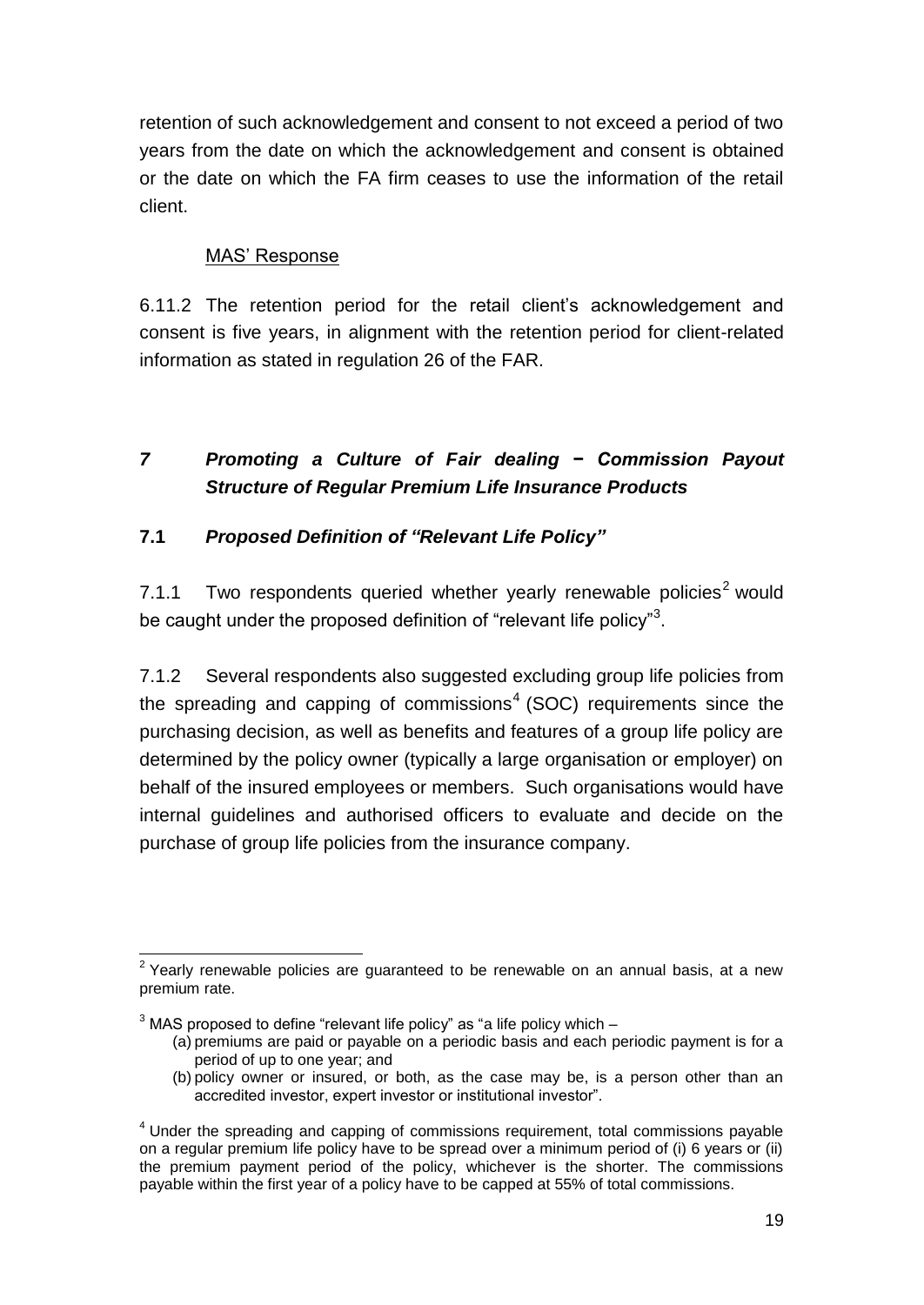retention of such acknowledgement and consent to not exceed a period of two years from the date on which the acknowledgement and consent is obtained or the date on which the FA firm ceases to use the information of the retail client.

MAS' Response

6.11.2 The retention period for the retail client's acknowledgement and consent is five years, in alignment with the retention period for client-related information as stated in regulation 26 of the FAR.

## *7 Promoting a Culture of Fair dealing − Commission Payout Structure of Regular Premium Life Insurance Products*

### **7.1 *Proposed Definition of "Relevant Life Policy"***

7.1.1 Two respondents queried whether yearly renewable policies[2] would be caught under the proposed definition of "relevant life policy"[3].

7.1.2 Several respondents also suggested excluding group life policies from the spreading and capping of commissions[4] (SOC) requirements since the purchasing decision, as well as benefits and features of a group life policy are determined by the policy owner (typically a large organisation or employer) on behalf of the insured employees or members. Such organisations would have internal guidelines and authorised officers to evaluate and decide on the purchase of group life policies from the insurance company.

---

[2] Yearly renewable policies are guaranteed to be renewable on an annual basis, at a new premium rate.

[3] MAS proposed to define "relevant life policy" as "a life policy which –

(a) premiums are paid or payable on a periodic basis and each periodic payment is for a period of up to one year; and

(b) policy owner or insured, or both, as the case may be, is a person other than an accredited investor, expert investor or institutional investor".

[4] Under the spreading and capping of commissions requirement, total commissions payable on a regular premium life policy have to be spread over a minimum period of (i) 6 years or (ii) the premium payment period of the policy, whichever is the shorter. The commissions payable within the first year of a policy have to be capped at 55% of total commissions.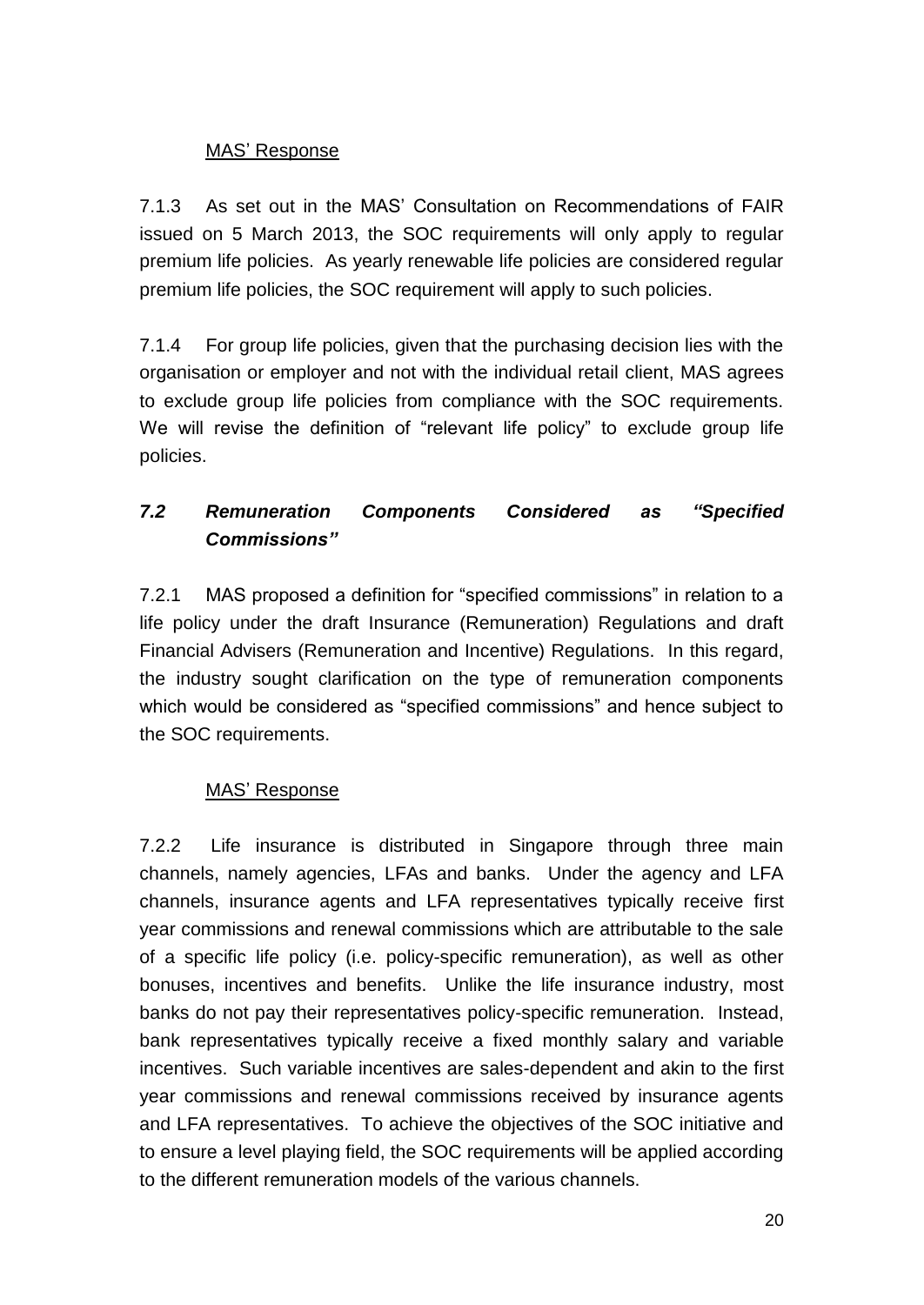MAS' Response

7.1.3 As set out in the MAS' Consultation on Recommendations of FAIR issued on 5 March 2013, the SOC requirements will only apply to regular premium life policies. As yearly renewable life policies are considered regular premium life policies, the SOC requirement will apply to such policies.

7.1.4 For group life policies, given that the purchasing decision lies with the organisation or employer and not with the individual retail client, MAS agrees to exclude group life policies from compliance with the SOC requirements. We will revise the definition of "relevant life policy" to exclude group life policies.

### *7.2 Remuneration Components Considered as "Specified Commissions"*

7.2.1 MAS proposed a definition for "specified commissions" in relation to a life policy under the draft Insurance (Remuneration) Regulations and draft Financial Advisers (Remuneration and Incentive) Regulations. In this regard, the industry sought clarification on the type of remuneration components which would be considered as "specified commissions" and hence subject to the SOC requirements.

MAS' Response

7.2.2 Life insurance is distributed in Singapore through three main channels, namely agencies, LFAs and banks. Under the agency and LFA channels, insurance agents and LFA representatives typically receive first year commissions and renewal commissions which are attributable to the sale of a specific life policy (i.e. policy-specific remuneration), as well as other bonuses, incentives and benefits. Unlike the life insurance industry, most banks do not pay their representatives policy-specific remuneration. Instead, bank representatives typically receive a fixed monthly salary and variable incentives. Such variable incentives are sales-dependent and akin to the first year commissions and renewal commissions received by insurance agents and LFA representatives. To achieve the objectives of the SOC initiative and to ensure a level playing field, the SOC requirements will be applied according to the different remuneration models of the various channels.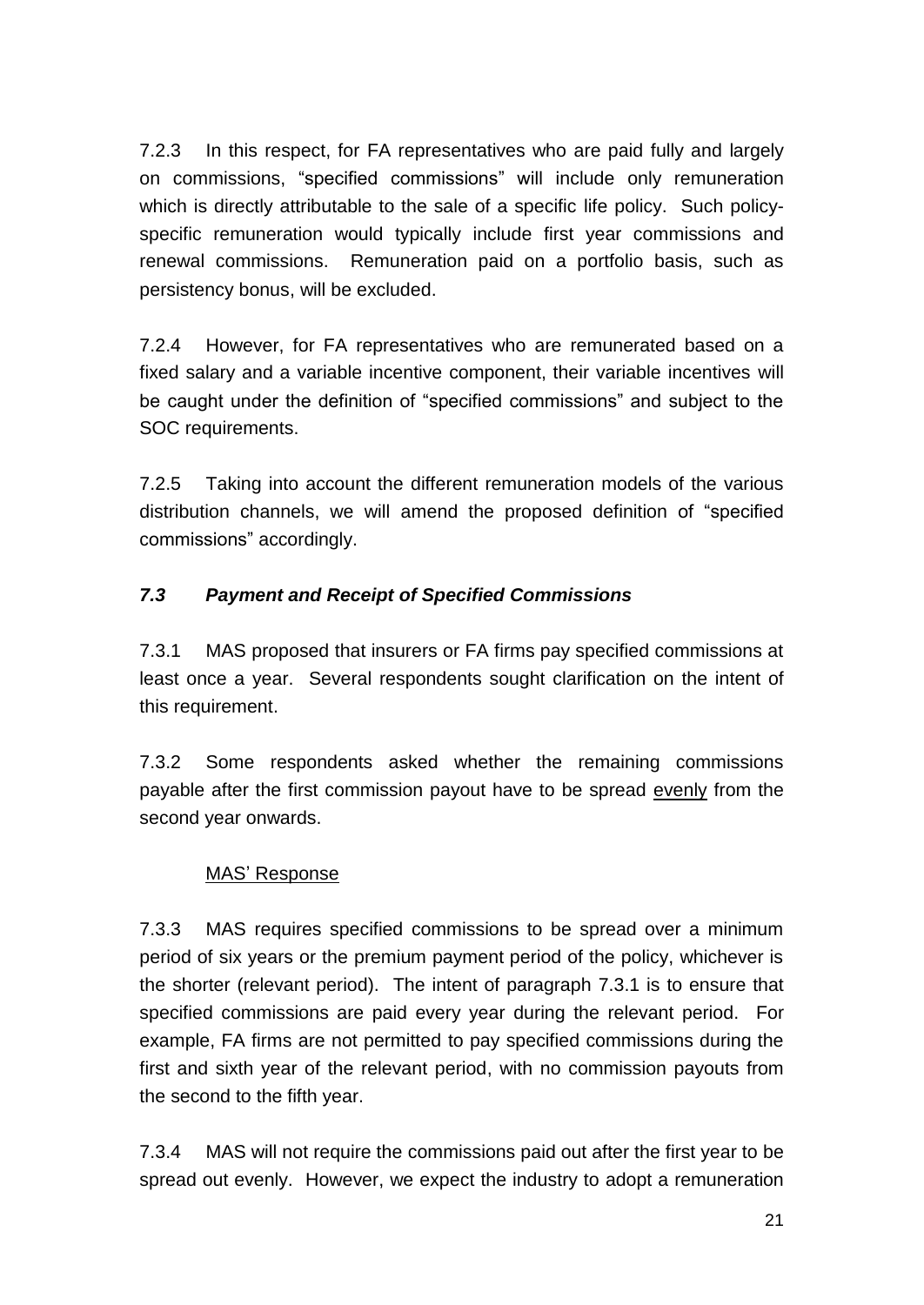7.2.3 In this respect, for FA representatives who are paid fully and largely on commissions, "specified commissions" will include only remuneration which is directly attributable to the sale of a specific life policy. Such policy-specific remuneration would typically include first year commissions and renewal commissions. Remuneration paid on a portfolio basis, such as persistency bonus, will be excluded.

7.2.4 However, for FA representatives who are remunerated based on a fixed salary and a variable incentive component, their variable incentives will be caught under the definition of "specified commissions" and subject to the SOC requirements.

7.2.5 Taking into account the different remuneration models of the various distribution channels, we will amend the proposed definition of "specified commissions" accordingly.

### *7.3 Payment and Receipt of Specified Commissions*

7.3.1 MAS proposed that insurers or FA firms pay specified commissions at least once a year. Several respondents sought clarification on the intent of this requirement.

7.3.2 Some respondents asked whether the remaining commissions payable after the first commission payout have to be spread <u>evenly</u> from the second year onwards.

<u>MAS' Response</u>

7.3.3 MAS requires specified commissions to be spread over a minimum period of six years or the premium payment period of the policy, whichever is the shorter (relevant period). The intent of paragraph 7.3.1 is to ensure that specified commissions are paid every year during the relevant period. For example, FA firms are not permitted to pay specified commissions during the first and sixth year of the relevant period, with no commission payouts from the second to the fifth year.

7.3.4 MAS will not require the commissions paid out after the first year to be spread out evenly. However, we expect the industry to adopt a remuneration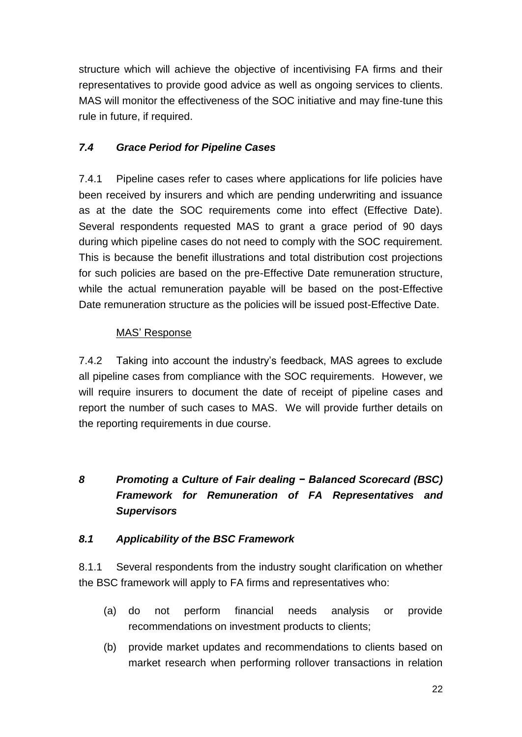structure which will achieve the objective of incentivising FA firms and their representatives to provide good advice as well as ongoing services to clients. MAS will monitor the effectiveness of the SOC initiative and may fine-tune this rule in future, if required.

### *7.4 Grace Period for Pipeline Cases*

7.4.1 Pipeline cases refer to cases where applications for life policies have been received by insurers and which are pending underwriting and issuance as at the date the SOC requirements come into effect (Effective Date). Several respondents requested MAS to grant a grace period of 90 days during which pipeline cases do not need to comply with the SOC requirement. This is because the benefit illustrations and total distribution cost projections for such policies are based on the pre-Effective Date remuneration structure, while the actual remuneration payable will be based on the post-Effective Date remuneration structure as the policies will be issued post-Effective Date.

MAS' Response

7.4.2 Taking into account the industry's feedback, MAS agrees to exclude all pipeline cases from compliance with the SOC requirements. However, we will require insurers to document the date of receipt of pipeline cases and report the number of such cases to MAS. We will provide further details on the reporting requirements in due course.

## *8 Promoting a Culture of Fair dealing − Balanced Scorecard (BSC) Framework for Remuneration of FA Representatives and Supervisors*

### *8.1 Applicability of the BSC Framework*

8.1.1 Several respondents from the industry sought clarification on whether the BSC framework will apply to FA firms and representatives who:

(a) do not perform financial needs analysis or provide recommendations on investment products to clients;

(b) provide market updates and recommendations to clients based on market research when performing rollover transactions in relation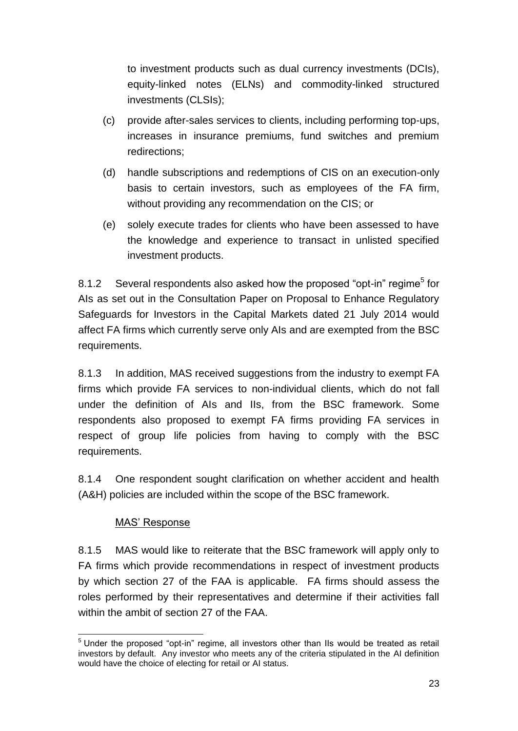to investment products such as dual currency investments (DCIs), equity-linked notes (ELNs) and commodity-linked structured investments (CLSIs);

(c) provide after-sales services to clients, including performing top-ups, increases in insurance premiums, fund switches and premium redirections;

(d) handle subscriptions and redemptions of CIS on an execution-only basis to certain investors, such as employees of the FA firm, without providing any recommendation on the CIS; or

(e) solely execute trades for clients who have been assessed to have the knowledge and experience to transact in unlisted specified investment products.

8.1.2 Several respondents also asked how the proposed "opt-in" regime[5] for AIs as set out in the Consultation Paper on Proposal to Enhance Regulatory Safeguards for Investors in the Capital Markets dated 21 July 2014 would affect FA firms which currently serve only AIs and are exempted from the BSC requirements.

8.1.3 In addition, MAS received suggestions from the industry to exempt FA firms which provide FA services to non-individual clients, which do not fall under the definition of AIs and IIs, from the BSC framework. Some respondents also proposed to exempt FA firms providing FA services in respect of group life policies from having to comply with the BSC requirements.

8.1.4 One respondent sought clarification on whether accident and health (A&H) policies are included within the scope of the BSC framework.

<u>MAS' Response</u>

8.1.5 MAS would like to reiterate that the BSC framework will apply only to FA firms which provide recommendations in respect of investment products by which section 27 of the FAA is applicable. FA firms should assess the roles performed by their representatives and determine if their activities fall within the ambit of section 27 of the FAA.

[5] Under the proposed "opt-in" regime, all investors other than IIs would be treated as retail investors by default. Any investor who meets any of the criteria stipulated in the AI definition would have the choice of electing for retail or AI status.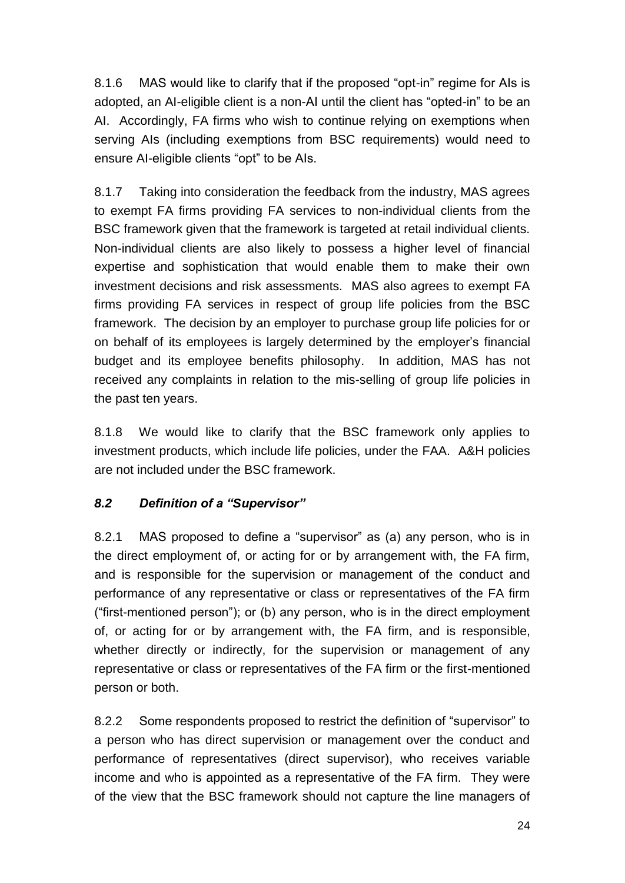8.1.6 MAS would like to clarify that if the proposed "opt-in" regime for AIs is adopted, an AI-eligible client is a non-AI until the client has "opted-in" to be an AI. Accordingly, FA firms who wish to continue relying on exemptions when serving AIs (including exemptions from BSC requirements) would need to ensure AI-eligible clients "opt" to be AIs.

8.1.7 Taking into consideration the feedback from the industry, MAS agrees to exempt FA firms providing FA services to non-individual clients from the BSC framework given that the framework is targeted at retail individual clients. Non-individual clients are also likely to possess a higher level of financial expertise and sophistication that would enable them to make their own investment decisions and risk assessments. MAS also agrees to exempt FA firms providing FA services in respect of group life policies from the BSC framework. The decision by an employer to purchase group life policies for or on behalf of its employees is largely determined by the employer's financial budget and its employee benefits philosophy. In addition, MAS has not received any complaints in relation to the mis-selling of group life policies in the past ten years.

8.1.8 We would like to clarify that the BSC framework only applies to investment products, which include life policies, under the FAA. A&H policies are not included under the BSC framework.

### *8.2 Definition of a "Supervisor"*

8.2.1 MAS proposed to define a "supervisor" as (a) any person, who is in the direct employment of, or acting for or by arrangement with, the FA firm, and is responsible for the supervision or management of the conduct and performance of any representative or class or representatives of the FA firm ("first-mentioned person"); or (b) any person, who is in the direct employment of, or acting for or by arrangement with, the FA firm, and is responsible, whether directly or indirectly, for the supervision or management of any representative or class or representatives of the FA firm or the first-mentioned person or both.

8.2.2 Some respondents proposed to restrict the definition of "supervisor" to a person who has direct supervision or management over the conduct and performance of representatives (direct supervisor), who receives variable income and who is appointed as a representative of the FA firm. They were of the view that the BSC framework should not capture the line managers of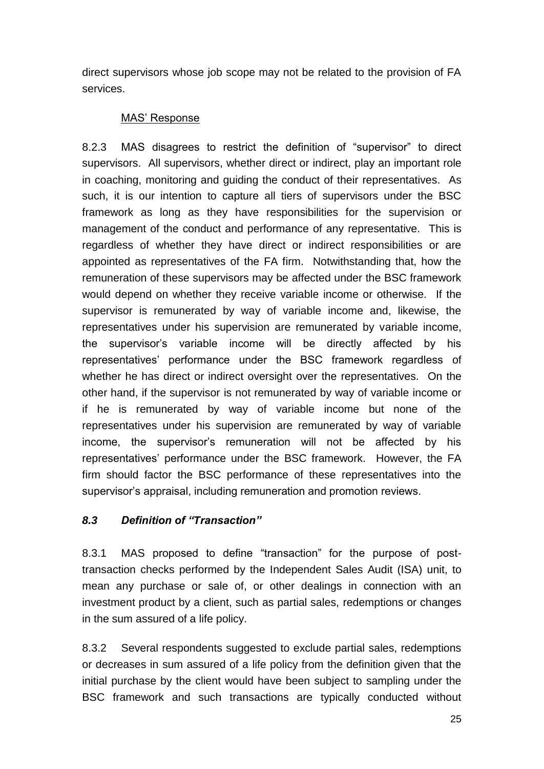direct supervisors whose job scope may not be related to the provision of FA services.

MAS' Response

8.2.3 MAS disagrees to restrict the definition of "supervisor" to direct supervisors. All supervisors, whether direct or indirect, play an important role in coaching, monitoring and guiding the conduct of their representatives. As such, it is our intention to capture all tiers of supervisors under the BSC framework as long as they have responsibilities for the supervision or management of the conduct and performance of any representative. This is regardless of whether they have direct or indirect responsibilities or are appointed as representatives of the FA firm. Notwithstanding that, how the remuneration of these supervisors may be affected under the BSC framework would depend on whether they receive variable income or otherwise. If the supervisor is remunerated by way of variable income and, likewise, the representatives under his supervision are remunerated by variable income, the supervisor's variable income will be directly affected by his representatives' performance under the BSC framework regardless of whether he has direct or indirect oversight over the representatives. On the other hand, if the supervisor is not remunerated by way of variable income or if he is remunerated by way of variable income but none of the representatives under his supervision are remunerated by way of variable income, the supervisor's remuneration will not be affected by his representatives' performance under the BSC framework. However, the FA firm should factor the BSC performance of these representatives into the supervisor's appraisal, including remuneration and promotion reviews.

### *8.3 Definition of "Transaction"*

8.3.1 MAS proposed to define "transaction" for the purpose of post-transaction checks performed by the Independent Sales Audit (ISA) unit, to mean any purchase or sale of, or other dealings in connection with an investment product by a client, such as partial sales, redemptions or changes in the sum assured of a life policy.

8.3.2 Several respondents suggested to exclude partial sales, redemptions or decreases in sum assured of a life policy from the definition given that the initial purchase by the client would have been subject to sampling under the BSC framework and such transactions are typically conducted without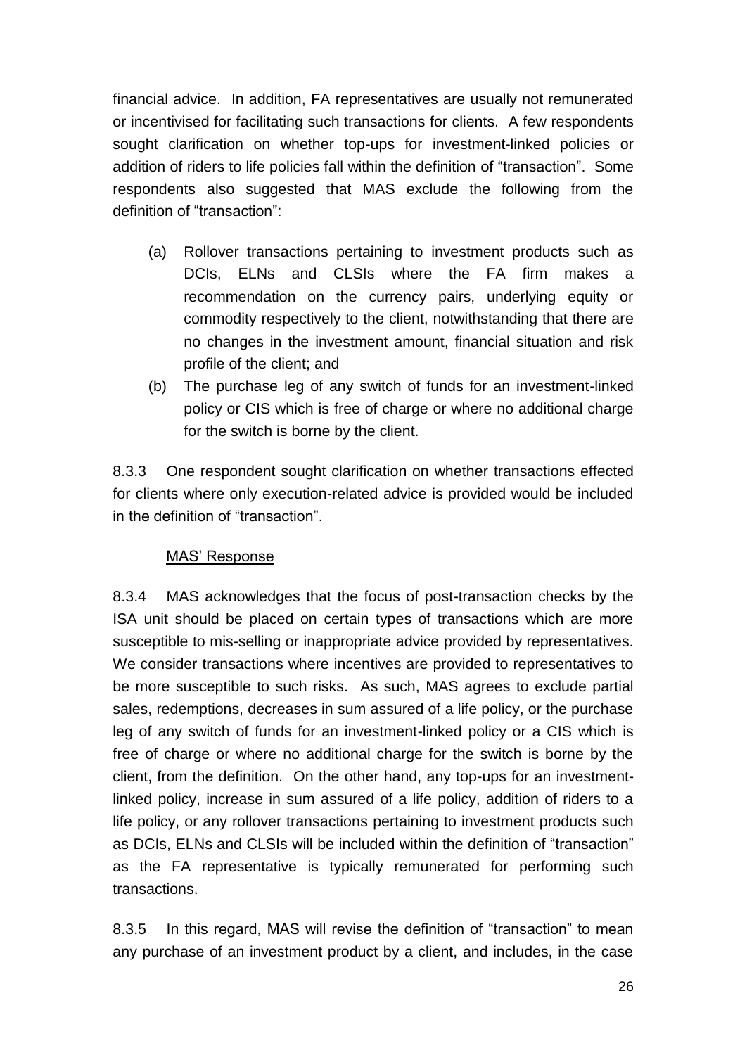financial advice. In addition, FA representatives are usually not remunerated or incentivised for facilitating such transactions for clients. A few respondents sought clarification on whether top-ups for investment-linked policies or addition of riders to life policies fall within the definition of "transaction". Some respondents also suggested that MAS exclude the following from the definition of "transaction":

(a) Rollover transactions pertaining to investment products such as DCIs, ELNs and CLSIs where the FA firm makes a recommendation on the currency pairs, underlying equity or commodity respectively to the client, notwithstanding that there are no changes in the investment amount, financial situation and risk profile of the client; and

(b) The purchase leg of any switch of funds for an investment-linked policy or CIS which is free of charge or where no additional charge for the switch is borne by the client.

8.3.3 One respondent sought clarification on whether transactions effected for clients where only execution-related advice is provided would be included in the definition of "transaction".

<u>MAS' Response</u>

8.3.4 MAS acknowledges that the focus of post-transaction checks by the ISA unit should be placed on certain types of transactions which are more susceptible to mis-selling or inappropriate advice provided by representatives. We consider transactions where incentives are provided to representatives to be more susceptible to such risks. As such, MAS agrees to exclude partial sales, redemptions, decreases in sum assured of a life policy, or the purchase leg of any switch of funds for an investment-linked policy or a CIS which is free of charge or where no additional charge for the switch is borne by the client, from the definition. On the other hand, any top-ups for an investment-linked policy, increase in sum assured of a life policy, addition of riders to a life policy, or any rollover transactions pertaining to investment products such as DCIs, ELNs and CLSIs will be included within the definition of "transaction" as the FA representative is typically remunerated for performing such transactions.

8.3.5 In this regard, MAS will revise the definition of "transaction" to mean any purchase of an investment product by a client, and includes, in the case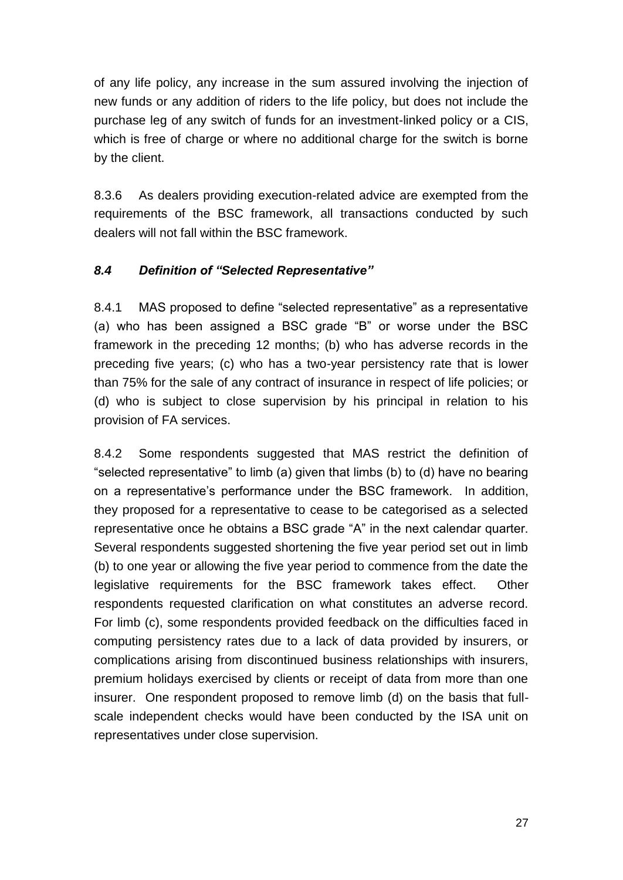of any life policy, any increase in the sum assured involving the injection of new funds or any addition of riders to the life policy, but does not include the purchase leg of any switch of funds for an investment-linked policy or a CIS, which is free of charge or where no additional charge for the switch is borne by the client.

8.3.6 As dealers providing execution-related advice are exempted from the requirements of the BSC framework, all transactions conducted by such dealers will not fall within the BSC framework.

### *8.4 Definition of "Selected Representative"*

8.4.1 MAS proposed to define "selected representative" as a representative (a) who has been assigned a BSC grade "B" or worse under the BSC framework in the preceding 12 months; (b) who has adverse records in the preceding five years; (c) who has a two-year persistency rate that is lower than 75% for the sale of any contract of insurance in respect of life policies; or (d) who is subject to close supervision by his principal in relation to his provision of FA services.

8.4.2 Some respondents suggested that MAS restrict the definition of "selected representative" to limb (a) given that limbs (b) to (d) have no bearing on a representative's performance under the BSC framework. In addition, they proposed for a representative to cease to be categorised as a selected representative once he obtains a BSC grade "A" in the next calendar quarter. Several respondents suggested shortening the five year period set out in limb (b) to one year or allowing the five year period to commence from the date the legislative requirements for the BSC framework takes effect. Other respondents requested clarification on what constitutes an adverse record. For limb (c), some respondents provided feedback on the difficulties faced in computing persistency rates due to a lack of data provided by insurers, or complications arising from discontinued business relationships with insurers, premium holidays exercised by clients or receipt of data from more than one insurer. One respondent proposed to remove limb (d) on the basis that full-scale independent checks would have been conducted by the ISA unit on representatives under close supervision.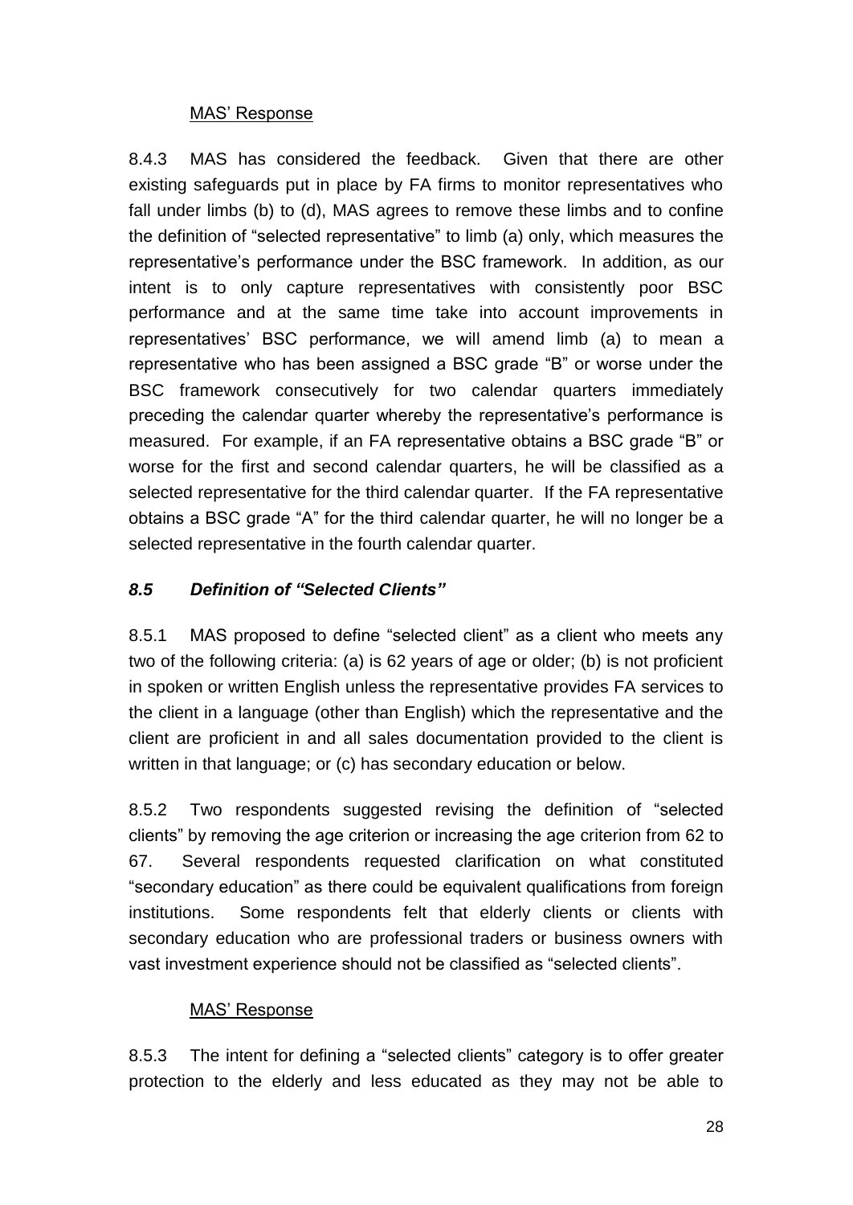MAS' Response

8.4.3 MAS has considered the feedback. Given that there are other existing safeguards put in place by FA firms to monitor representatives who fall under limbs (b) to (d), MAS agrees to remove these limbs and to confine the definition of "selected representative" to limb (a) only, which measures the representative's performance under the BSC framework. In addition, as our intent is to only capture representatives with consistently poor BSC performance and at the same time take into account improvements in representatives' BSC performance, we will amend limb (a) to mean a representative who has been assigned a BSC grade "B" or worse under the BSC framework consecutively for two calendar quarters immediately preceding the calendar quarter whereby the representative's performance is measured. For example, if an FA representative obtains a BSC grade "B" or worse for the first and second calendar quarters, he will be classified as a selected representative for the third calendar quarter. If the FA representative obtains a BSC grade "A" for the third calendar quarter, he will no longer be a selected representative in the fourth calendar quarter.

### *8.5 Definition of "Selected Clients"*

8.5.1 MAS proposed to define "selected client" as a client who meets any two of the following criteria: (a) is 62 years of age or older; (b) is not proficient in spoken or written English unless the representative provides FA services to the client in a language (other than English) which the representative and the client are proficient in and all sales documentation provided to the client is written in that language; or (c) has secondary education or below.

8.5.2 Two respondents suggested revising the definition of "selected clients" by removing the age criterion or increasing the age criterion from 62 to 67. Several respondents requested clarification on what constituted "secondary education" as there could be equivalent qualifications from foreign institutions. Some respondents felt that elderly clients or clients with secondary education who are professional traders or business owners with vast investment experience should not be classified as "selected clients".

MAS' Response

8.5.3 The intent for defining a "selected clients" category is to offer greater protection to the elderly and less educated as they may not be able to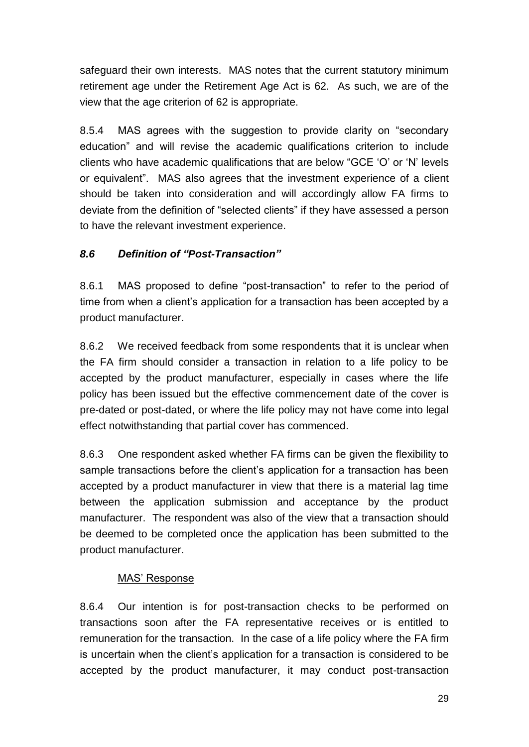safeguard their own interests. MAS notes that the current statutory minimum retirement age under the Retirement Age Act is 62. As such, we are of the view that the age criterion of 62 is appropriate.

8.5.4 MAS agrees with the suggestion to provide clarity on "secondary education" and will revise the academic qualifications criterion to include clients who have academic qualifications that are below "GCE 'O' or 'N' levels or equivalent". MAS also agrees that the investment experience of a client should be taken into consideration and will accordingly allow FA firms to deviate from the definition of "selected clients" if they have assessed a person to have the relevant investment experience.

### *8.6 Definition of "Post-Transaction"*

8.6.1 MAS proposed to define "post-transaction" to refer to the period of time from when a client's application for a transaction has been accepted by a product manufacturer.

8.6.2 We received feedback from some respondents that it is unclear when the FA firm should consider a transaction in relation to a life policy to be accepted by the product manufacturer, especially in cases where the life policy has been issued but the effective commencement date of the cover is pre-dated or post-dated, or where the life policy may not have come into legal effect notwithstanding that partial cover has commenced.

8.6.3 One respondent asked whether FA firms can be given the flexibility to sample transactions before the client's application for a transaction has been accepted by a product manufacturer in view that there is a material lag time between the application submission and acceptance by the product manufacturer. The respondent was also of the view that a transaction should be deemed to be completed once the application has been submitted to the product manufacturer.

<u>MAS' Response</u>

8.6.4 Our intention is for post-transaction checks to be performed on transactions soon after the FA representative receives or is entitled to remuneration for the transaction. In the case of a life policy where the FA firm is uncertain when the client's application for a transaction is considered to be accepted by the product manufacturer, it may conduct post-transaction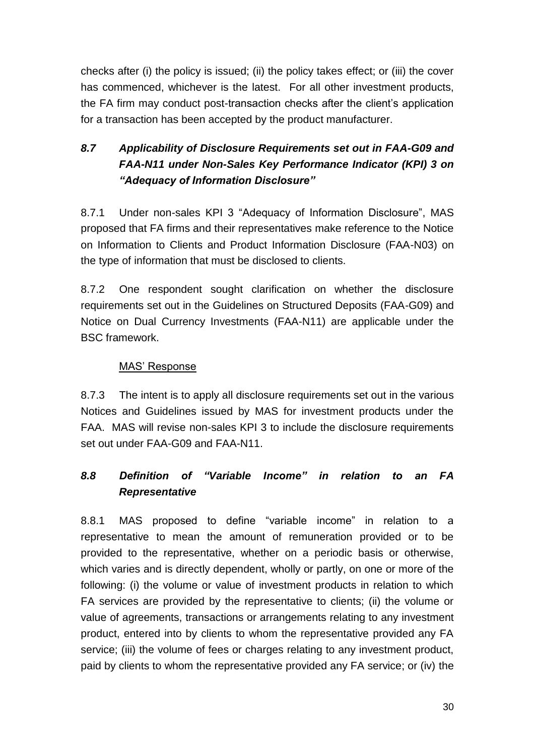checks after (i) the policy is issued; (ii) the policy takes effect; or (iii) the cover has commenced, whichever is the latest. For all other investment products, the FA firm may conduct post-transaction checks after the client's application for a transaction has been accepted by the product manufacturer.

### *8.7 Applicability of Disclosure Requirements set out in FAA-G09 and FAA-N11 under Non-Sales Key Performance Indicator (KPI) 3 on "Adequacy of Information Disclosure"*

8.7.1 Under non-sales KPI 3 "Adequacy of Information Disclosure", MAS proposed that FA firms and their representatives make reference to the Notice on Information to Clients and Product Information Disclosure (FAA-N03) on the type of information that must be disclosed to clients.

8.7.2 One respondent sought clarification on whether the disclosure requirements set out in the Guidelines on Structured Deposits (FAA-G09) and Notice on Dual Currency Investments (FAA-N11) are applicable under the BSC framework.

<u>MAS' Response</u>

8.7.3 The intent is to apply all disclosure requirements set out in the various Notices and Guidelines issued by MAS for investment products under the FAA. MAS will revise non-sales KPI 3 to include the disclosure requirements set out under FAA-G09 and FAA-N11.

### *8.8 Definition of "Variable Income" in relation to an FA Representative*

8.8.1 MAS proposed to define "variable income" in relation to a representative to mean the amount of remuneration provided or to be provided to the representative, whether on a periodic basis or otherwise, which varies and is directly dependent, wholly or partly, on one or more of the following: (i) the volume or value of investment products in relation to which FA services are provided by the representative to clients; (ii) the volume or value of agreements, transactions or arrangements relating to any investment product, entered into by clients to whom the representative provided any FA service; (iii) the volume of fees or charges relating to any investment product, paid by clients to whom the representative provided any FA service; or (iv) the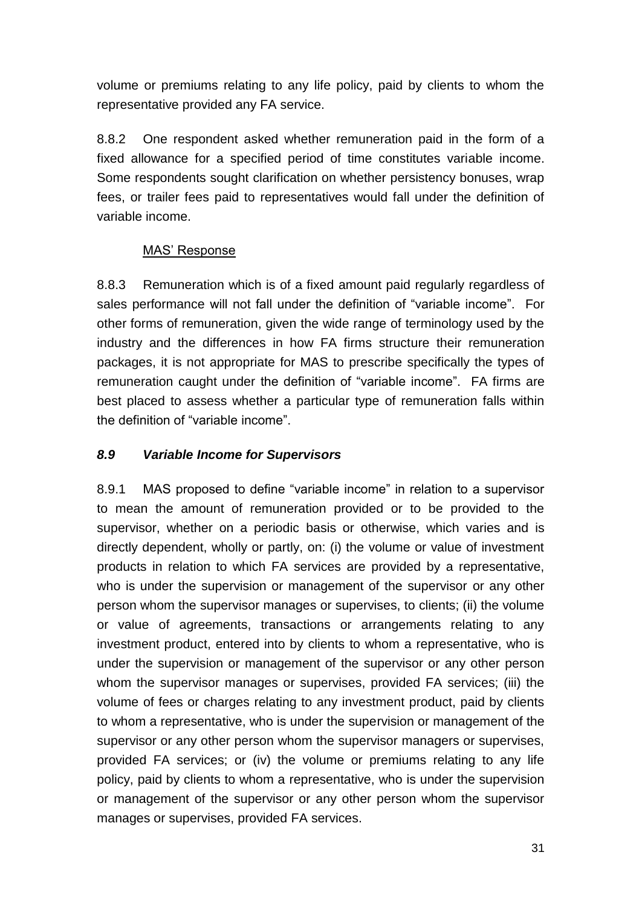volume or premiums relating to any life policy, paid by clients to whom the representative provided any FA service.

8.8.2 One respondent asked whether remuneration paid in the form of a fixed allowance for a specified period of time constitutes variable income. Some respondents sought clarification on whether persistency bonuses, wrap fees, or trailer fees paid to representatives would fall under the definition of variable income.

MAS' Response

8.8.3 Remuneration which is of a fixed amount paid regularly regardless of sales performance will not fall under the definition of "variable income". For other forms of remuneration, given the wide range of terminology used by the industry and the differences in how FA firms structure their remuneration packages, it is not appropriate for MAS to prescribe specifically the types of remuneration caught under the definition of "variable income". FA firms are best placed to assess whether a particular type of remuneration falls within the definition of "variable income".

### *8.9 Variable Income for Supervisors*

8.9.1 MAS proposed to define "variable income" in relation to a supervisor to mean the amount of remuneration provided or to be provided to the supervisor, whether on a periodic basis or otherwise, which varies and is directly dependent, wholly or partly, on: (i) the volume or value of investment products in relation to which FA services are provided by a representative, who is under the supervision or management of the supervisor or any other person whom the supervisor manages or supervises, to clients; (ii) the volume or value of agreements, transactions or arrangements relating to any investment product, entered into by clients to whom a representative, who is under the supervision or management of the supervisor or any other person whom the supervisor manages or supervises, provided FA services; (iii) the volume of fees or charges relating to any investment product, paid by clients to whom a representative, who is under the supervision or management of the supervisor or any other person whom the supervisor managers or supervises, provided FA services; or (iv) the volume or premiums relating to any life policy, paid by clients to whom a representative, who is under the supervision or management of the supervisor or any other person whom the supervisor manages or supervises, provided FA services.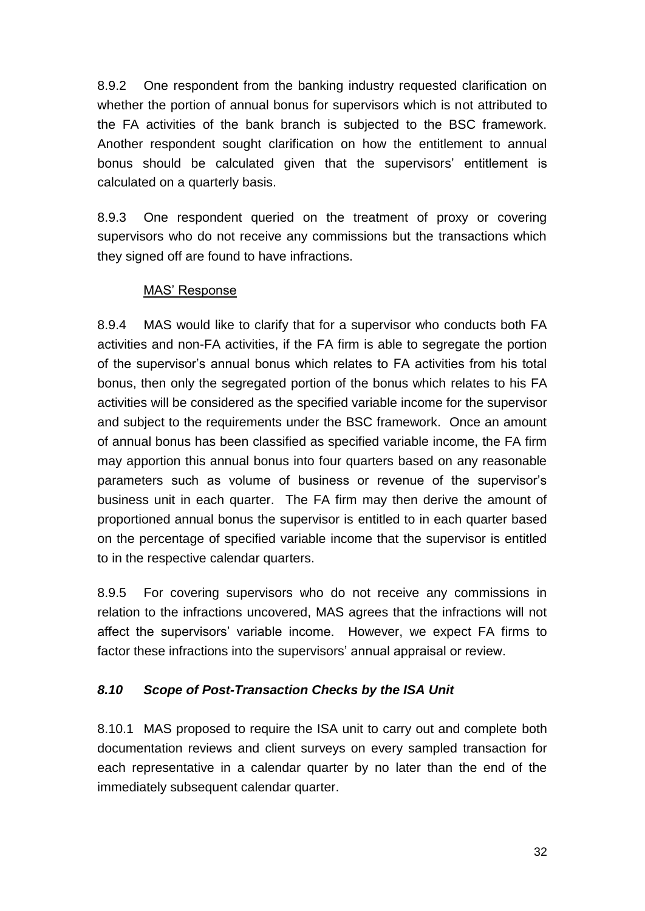8.9.2 One respondent from the banking industry requested clarification on whether the portion of annual bonus for supervisors which is not attributed to the FA activities of the bank branch is subjected to the BSC framework. Another respondent sought clarification on how the entitlement to annual bonus should be calculated given that the supervisors' entitlement is calculated on a quarterly basis.

8.9.3 One respondent queried on the treatment of proxy or covering supervisors who do not receive any commissions but the transactions which they signed off are found to have infractions.

MAS' Response

8.9.4 MAS would like to clarify that for a supervisor who conducts both FA activities and non-FA activities, if the FA firm is able to segregate the portion of the supervisor's annual bonus which relates to FA activities from his total bonus, then only the segregated portion of the bonus which relates to his FA activities will be considered as the specified variable income for the supervisor and subject to the requirements under the BSC framework. Once an amount of annual bonus has been classified as specified variable income, the FA firm may apportion this annual bonus into four quarters based on any reasonable parameters such as volume of business or revenue of the supervisor's business unit in each quarter. The FA firm may then derive the amount of proportioned annual bonus the supervisor is entitled to in each quarter based on the percentage of specified variable income that the supervisor is entitled to in the respective calendar quarters.

8.9.5 For covering supervisors who do not receive any commissions in relation to the infractions uncovered, MAS agrees that the infractions will not affect the supervisors' variable income. However, we expect FA firms to factor these infractions into the supervisors' annual appraisal or review.

### *8.10 Scope of Post-Transaction Checks by the ISA Unit*

8.10.1 MAS proposed to require the ISA unit to carry out and complete both documentation reviews and client surveys on every sampled transaction for each representative in a calendar quarter by no later than the end of the immediately subsequent calendar quarter.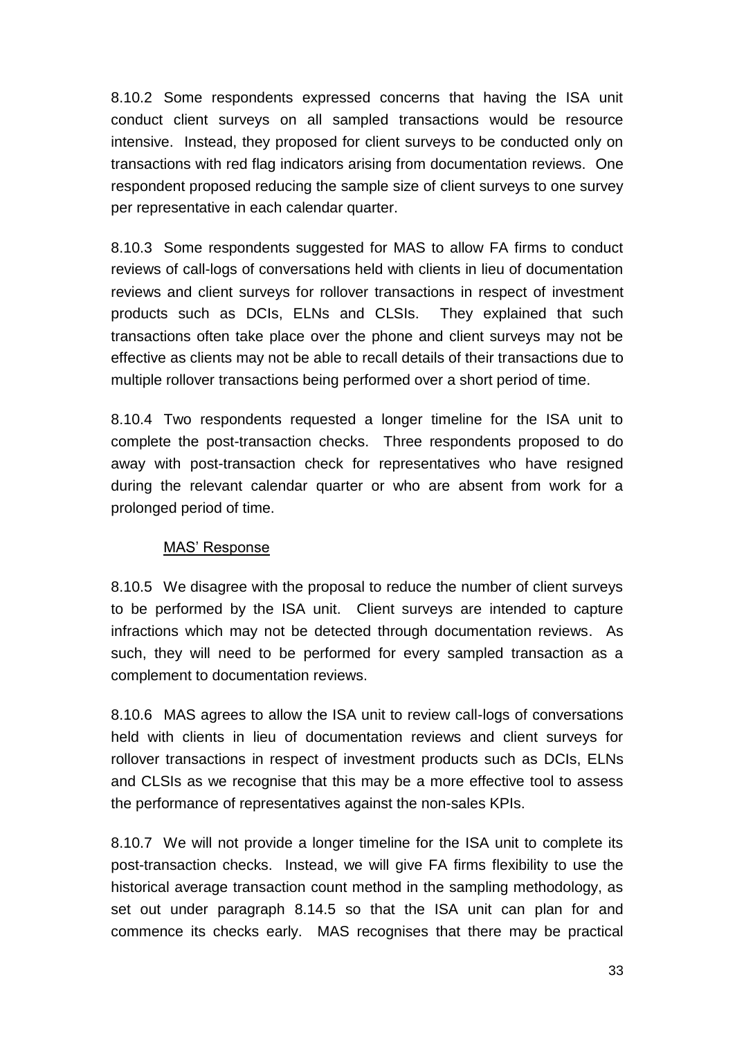8.10.2 Some respondents expressed concerns that having the ISA unit conduct client surveys on all sampled transactions would be resource intensive. Instead, they proposed for client surveys to be conducted only on transactions with red flag indicators arising from documentation reviews. One respondent proposed reducing the sample size of client surveys to one survey per representative in each calendar quarter.

8.10.3 Some respondents suggested for MAS to allow FA firms to conduct reviews of call-logs of conversations held with clients in lieu of documentation reviews and client surveys for rollover transactions in respect of investment products such as DCIs, ELNs and CLSIs. They explained that such transactions often take place over the phone and client surveys may not be effective as clients may not be able to recall details of their transactions due to multiple rollover transactions being performed over a short period of time.

8.10.4 Two respondents requested a longer timeline for the ISA unit to complete the post-transaction checks. Three respondents proposed to do away with post-transaction check for representatives who have resigned during the relevant calendar quarter or who are absent from work for a prolonged period of time.

<u>MAS' Response</u>

8.10.5 We disagree with the proposal to reduce the number of client surveys to be performed by the ISA unit. Client surveys are intended to capture infractions which may not be detected through documentation reviews. As such, they will need to be performed for every sampled transaction as a complement to documentation reviews.

8.10.6 MAS agrees to allow the ISA unit to review call-logs of conversations held with clients in lieu of documentation reviews and client surveys for rollover transactions in respect of investment products such as DCIs, ELNs and CLSIs as we recognise that this may be a more effective tool to assess the performance of representatives against the non-sales KPIs.

8.10.7 We will not provide a longer timeline for the ISA unit to complete its post-transaction checks. Instead, we will give FA firms flexibility to use the historical average transaction count method in the sampling methodology, as set out under paragraph 8.14.5 so that the ISA unit can plan for and commence its checks early. MAS recognises that there may be practical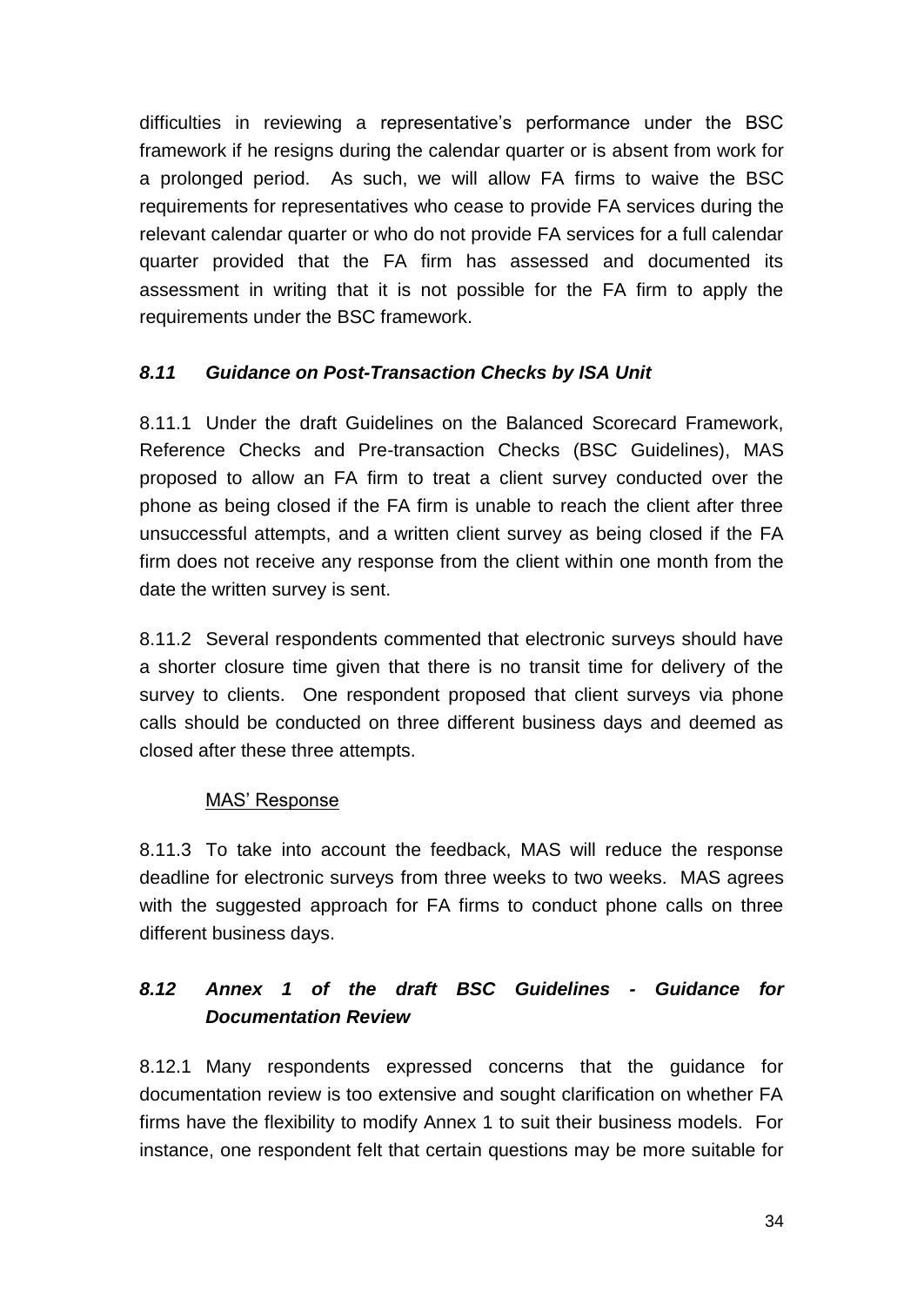difficulties in reviewing a representative's performance under the BSC framework if he resigns during the calendar quarter or is absent from work for a prolonged period. As such, we will allow FA firms to waive the BSC requirements for representatives who cease to provide FA services during the relevant calendar quarter or who do not provide FA services for a full calendar quarter provided that the FA firm has assessed and documented its assessment in writing that it is not possible for the FA firm to apply the requirements under the BSC framework.

### *8.11 Guidance on Post-Transaction Checks by ISA Unit*

8.11.1 Under the draft Guidelines on the Balanced Scorecard Framework, Reference Checks and Pre-transaction Checks (BSC Guidelines), MAS proposed to allow an FA firm to treat a client survey conducted over the phone as being closed if the FA firm is unable to reach the client after three unsuccessful attempts, and a written client survey as being closed if the FA firm does not receive any response from the client within one month from the date the written survey is sent.

8.11.2 Several respondents commented that electronic surveys should have a shorter closure time given that there is no transit time for delivery of the survey to clients. One respondent proposed that client surveys via phone calls should be conducted on three different business days and deemed as closed after these three attempts.

<u>MAS' Response</u>

8.11.3 To take into account the feedback, MAS will reduce the response deadline for electronic surveys from three weeks to two weeks. MAS agrees with the suggested approach for FA firms to conduct phone calls on three different business days.

### *8.12 Annex 1 of the draft BSC Guidelines - Guidance for Documentation Review*

8.12.1 Many respondents expressed concerns that the guidance for documentation review is too extensive and sought clarification on whether FA firms have the flexibility to modify Annex 1 to suit their business models. For instance, one respondent felt that certain questions may be more suitable for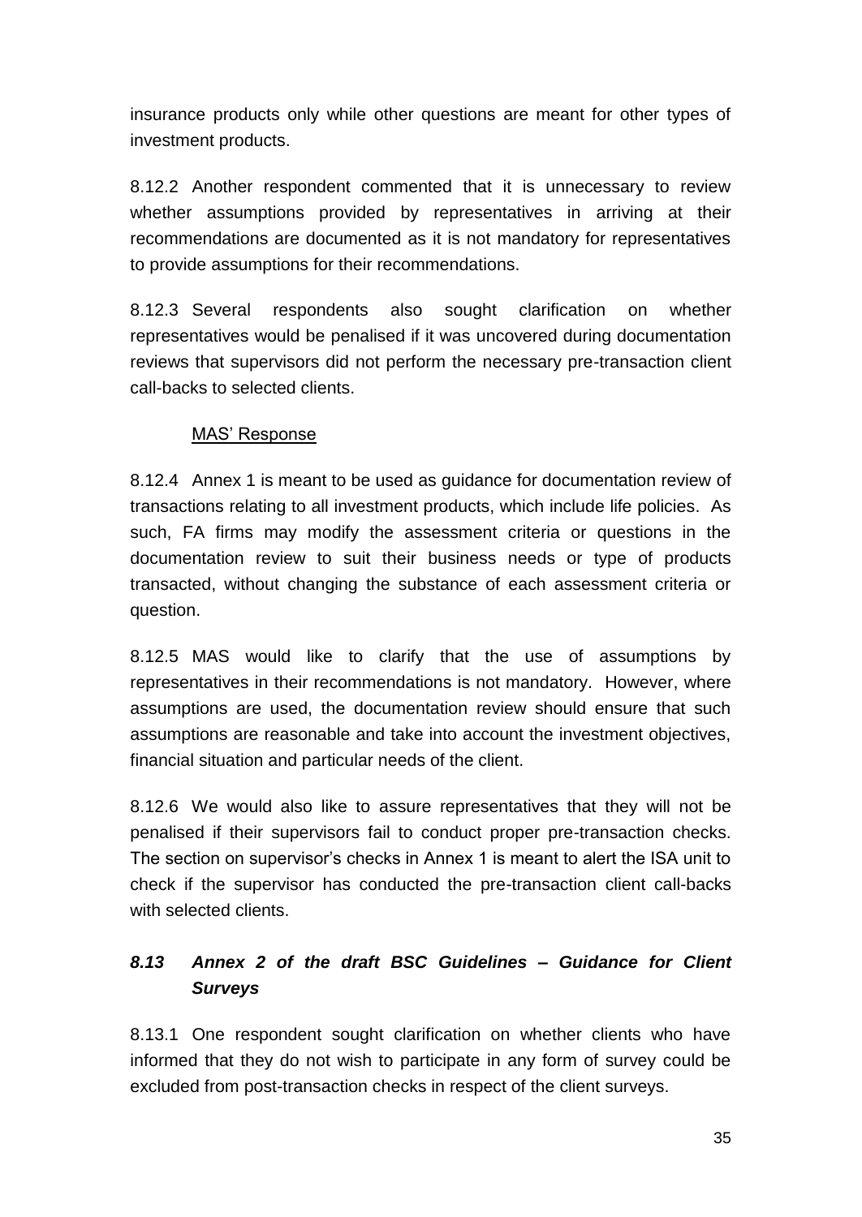insurance products only while other questions are meant for other types of investment products.

8.12.2 Another respondent commented that it is unnecessary to review whether assumptions provided by representatives in arriving at their recommendations are documented as it is not mandatory for representatives to provide assumptions for their recommendations.

8.12.3 Several respondents also sought clarification on whether representatives would be penalised if it was uncovered during documentation reviews that supervisors did not perform the necessary pre-transaction client call-backs to selected clients.

MAS' Response

8.12.4 Annex 1 is meant to be used as guidance for documentation review of transactions relating to all investment products, which include life policies. As such, FA firms may modify the assessment criteria or questions in the documentation review to suit their business needs or type of products transacted, without changing the substance of each assessment criteria or question.

8.12.5 MAS would like to clarify that the use of assumptions by representatives in their recommendations is not mandatory. However, where assumptions are used, the documentation review should ensure that such assumptions are reasonable and take into account the investment objectives, financial situation and particular needs of the client.

8.12.6 We would also like to assure representatives that they will not be penalised if their supervisors fail to conduct proper pre-transaction checks. The section on supervisor's checks in Annex 1 is meant to alert the ISA unit to check if the supervisor has conducted the pre-transaction client call-backs with selected clients.

### *8.13 Annex 2 of the draft BSC Guidelines – Guidance for Client Surveys*

8.13.1 One respondent sought clarification on whether clients who have informed that they do not wish to participate in any form of survey could be excluded from post-transaction checks in respect of the client surveys.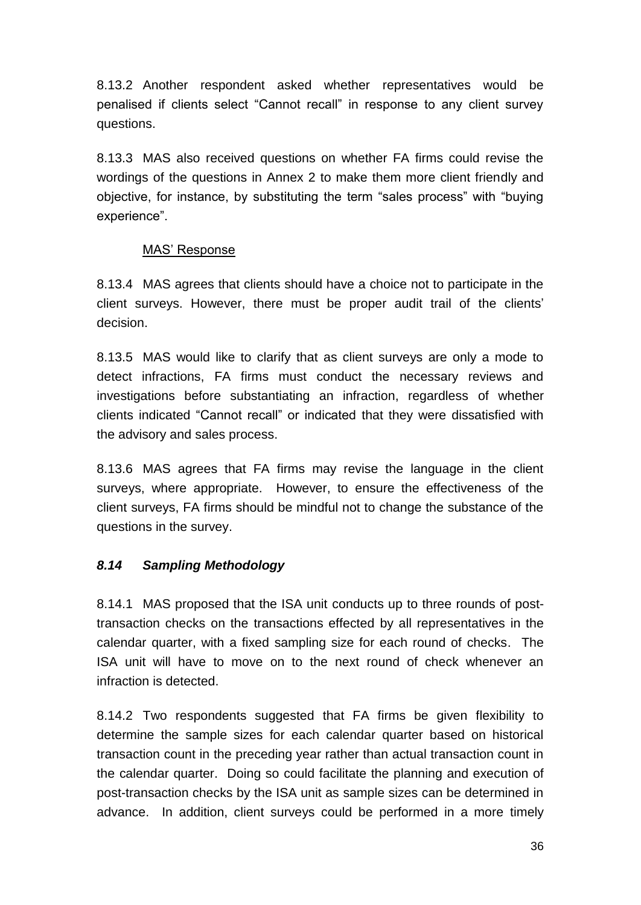8.13.2 Another respondent asked whether representatives would be penalised if clients select "Cannot recall" in response to any client survey questions.

8.13.3 MAS also received questions on whether FA firms could revise the wordings of the questions in Annex 2 to make them more client friendly and objective, for instance, by substituting the term "sales process" with "buying experience".

MAS' Response

8.13.4 MAS agrees that clients should have a choice not to participate in the client surveys. However, there must be proper audit trail of the clients' decision.

8.13.5 MAS would like to clarify that as client surveys are only a mode to detect infractions, FA firms must conduct the necessary reviews and investigations before substantiating an infraction, regardless of whether clients indicated "Cannot recall" or indicated that they were dissatisfied with the advisory and sales process.

8.13.6 MAS agrees that FA firms may revise the language in the client surveys, where appropriate. However, to ensure the effectiveness of the client surveys, FA firms should be mindful not to change the substance of the questions in the survey.

### *8.14 Sampling Methodology*

8.14.1 MAS proposed that the ISA unit conducts up to three rounds of post-transaction checks on the transactions effected by all representatives in the calendar quarter, with a fixed sampling size for each round of checks. The ISA unit will have to move on to the next round of check whenever an infraction is detected.

8.14.2 Two respondents suggested that FA firms be given flexibility to determine the sample sizes for each calendar quarter based on historical transaction count in the preceding year rather than actual transaction count in the calendar quarter. Doing so could facilitate the planning and execution of post-transaction checks by the ISA unit as sample sizes can be determined in advance. In addition, client surveys could be performed in a more timely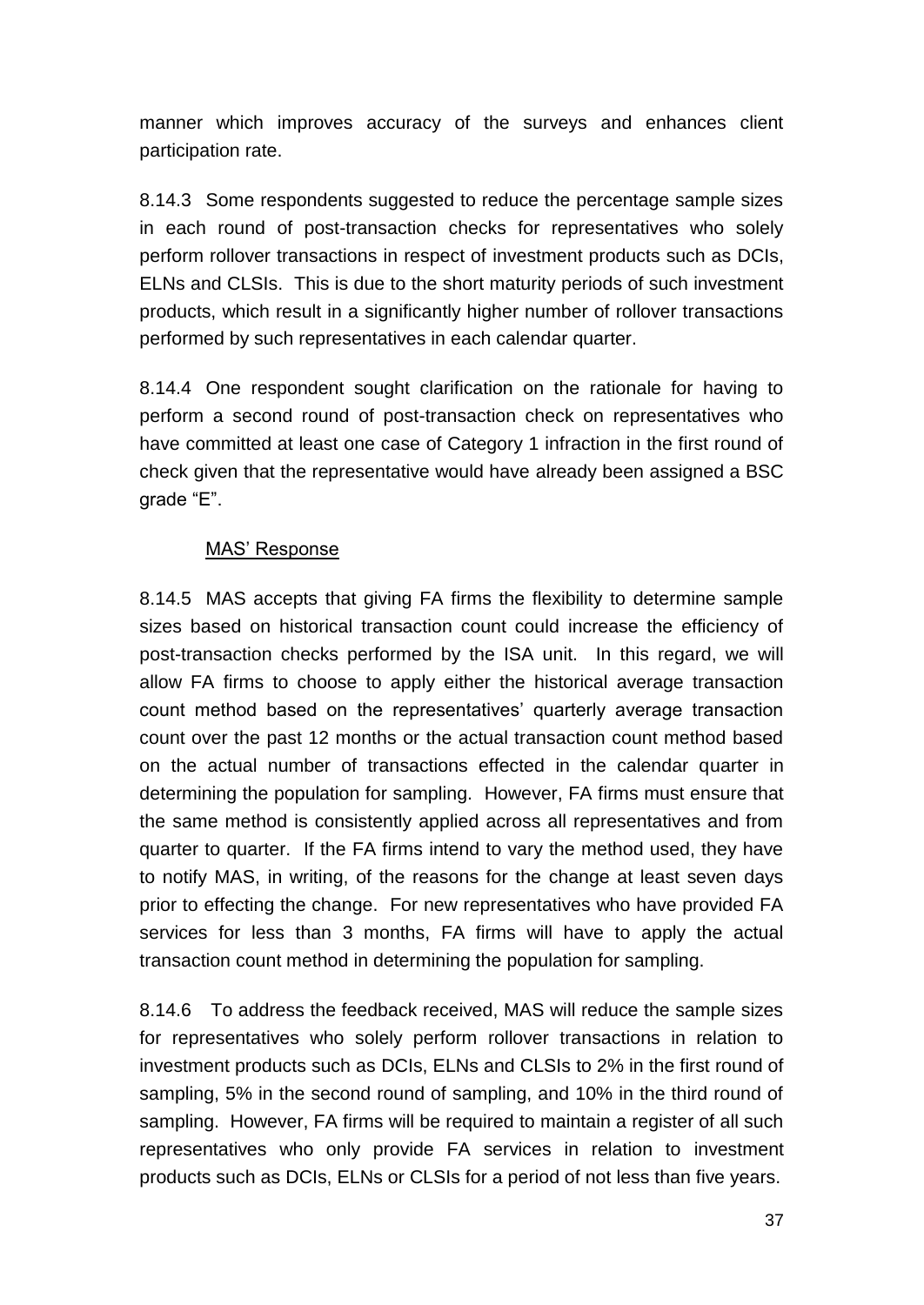manner which improves accuracy of the surveys and enhances client participation rate.

8.14.3 Some respondents suggested to reduce the percentage sample sizes in each round of post-transaction checks for representatives who solely perform rollover transactions in respect of investment products such as DCIs, ELNs and CLSIs. This is due to the short maturity periods of such investment products, which result in a significantly higher number of rollover transactions performed by such representatives in each calendar quarter.

8.14.4 One respondent sought clarification on the rationale for having to perform a second round of post-transaction check on representatives who have committed at least one case of Category 1 infraction in the first round of check given that the representative would have already been assigned a BSC grade "E".

<u>MAS' Response</u>

8.14.5 MAS accepts that giving FA firms the flexibility to determine sample sizes based on historical transaction count could increase the efficiency of post-transaction checks performed by the ISA unit. In this regard, we will allow FA firms to choose to apply either the historical average transaction count method based on the representatives' quarterly average transaction count over the past 12 months or the actual transaction count method based on the actual number of transactions effected in the calendar quarter in determining the population for sampling. However, FA firms must ensure that the same method is consistently applied across all representatives and from quarter to quarter. If the FA firms intend to vary the method used, they have to notify MAS, in writing, of the reasons for the change at least seven days prior to effecting the change. For new representatives who have provided FA services for less than 3 months, FA firms will have to apply the actual transaction count method in determining the population for sampling.

8.14.6 To address the feedback received, MAS will reduce the sample sizes for representatives who solely perform rollover transactions in relation to investment products such as DCIs, ELNs and CLSIs to 2% in the first round of sampling, 5% in the second round of sampling, and 10% in the third round of sampling. However, FA firms will be required to maintain a register of all such representatives who only provide FA services in relation to investment products such as DCIs, ELNs or CLSIs for a period of not less than five years.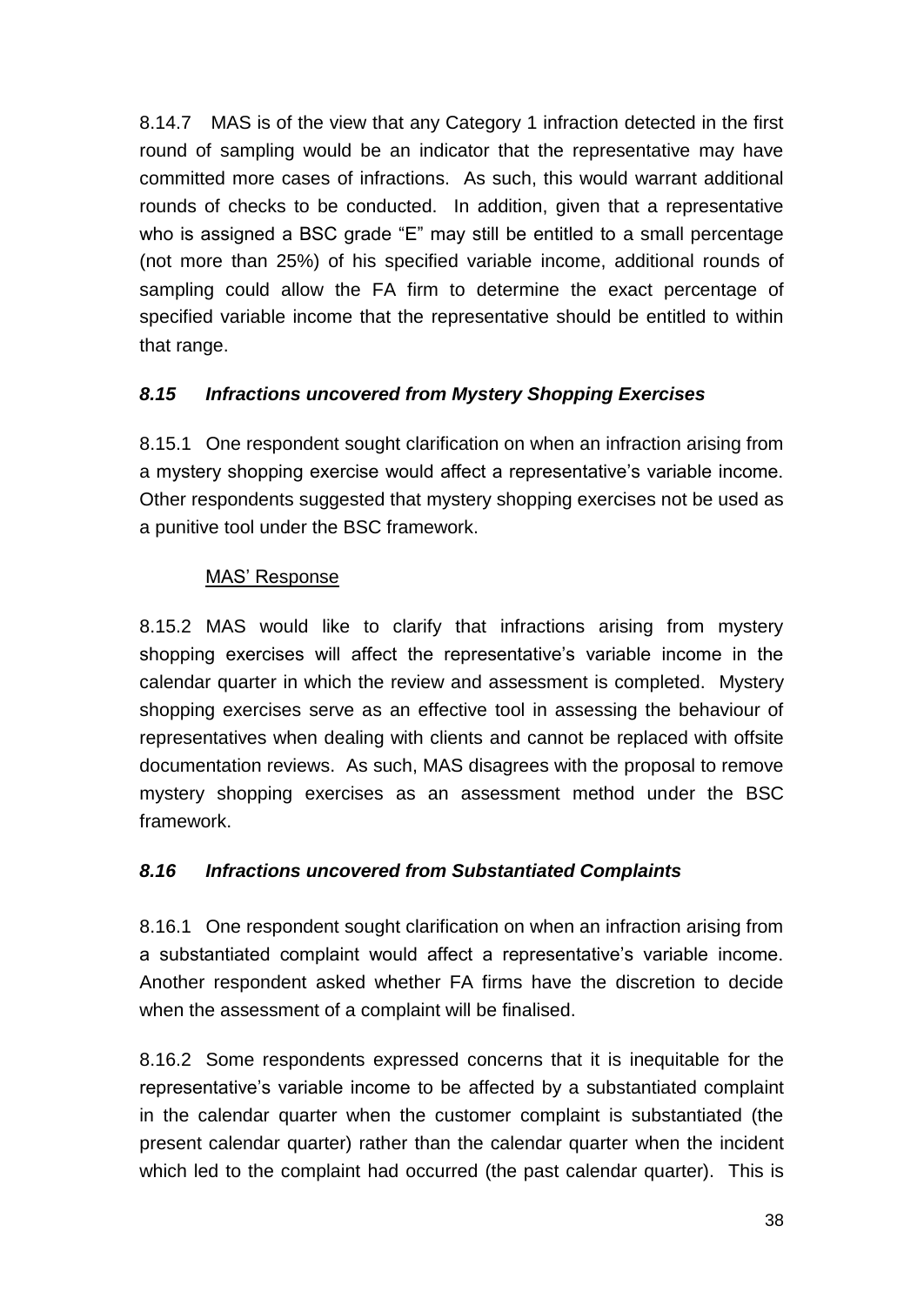8.14.7 MAS is of the view that any Category 1 infraction detected in the first round of sampling would be an indicator that the representative may have committed more cases of infractions. As such, this would warrant additional rounds of checks to be conducted. In addition, given that a representative who is assigned a BSC grade "E" may still be entitled to a small percentage (not more than 25%) of his specified variable income, additional rounds of sampling could allow the FA firm to determine the exact percentage of specified variable income that the representative should be entitled to within that range.

### *8.15 Infractions uncovered from Mystery Shopping Exercises*

8.15.1 One respondent sought clarification on when an infraction arising from a mystery shopping exercise would affect a representative's variable income. Other respondents suggested that mystery shopping exercises not be used as a punitive tool under the BSC framework.

<u>MAS' Response</u>

8.15.2 MAS would like to clarify that infractions arising from mystery shopping exercises will affect the representative's variable income in the calendar quarter in which the review and assessment is completed. Mystery shopping exercises serve as an effective tool in assessing the behaviour of representatives when dealing with clients and cannot be replaced with offsite documentation reviews. As such, MAS disagrees with the proposal to remove mystery shopping exercises as an assessment method under the BSC framework.

### *8.16 Infractions uncovered from Substantiated Complaints*

8.16.1 One respondent sought clarification on when an infraction arising from a substantiated complaint would affect a representative's variable income. Another respondent asked whether FA firms have the discretion to decide when the assessment of a complaint will be finalised.

8.16.2 Some respondents expressed concerns that it is inequitable for the representative's variable income to be affected by a substantiated complaint in the calendar quarter when the customer complaint is substantiated (the present calendar quarter) rather than the calendar quarter when the incident which led to the complaint had occurred (the past calendar quarter). This is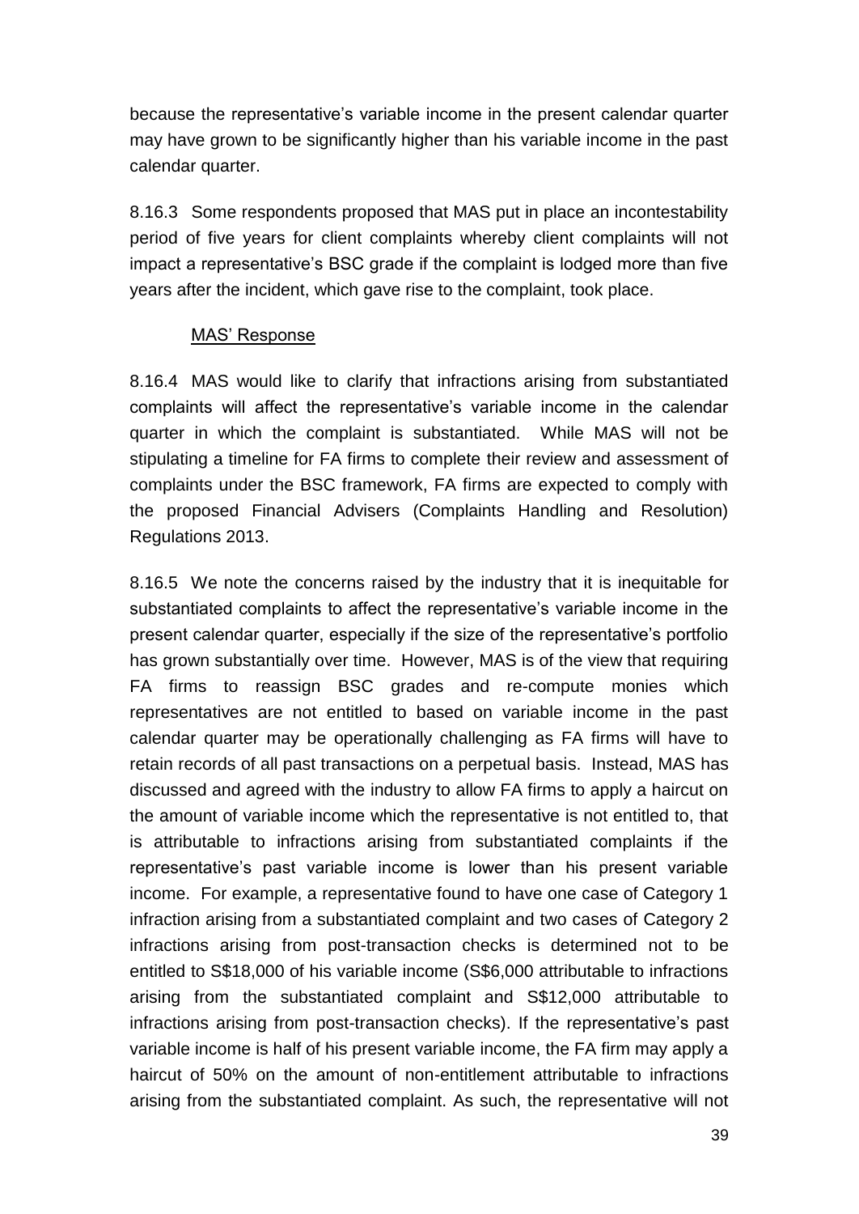because the representative's variable income in the present calendar quarter may have grown to be significantly higher than his variable income in the past calendar quarter.

8.16.3 Some respondents proposed that MAS put in place an incontestability period of five years for client complaints whereby client complaints will not impact a representative's BSC grade if the complaint is lodged more than five years after the incident, which gave rise to the complaint, took place.

<u>MAS' Response</u>

8.16.4 MAS would like to clarify that infractions arising from substantiated complaints will affect the representative's variable income in the calendar quarter in which the complaint is substantiated. While MAS will not be stipulating a timeline for FA firms to complete their review and assessment of complaints under the BSC framework, FA firms are expected to comply with the proposed Financial Advisers (Complaints Handling and Resolution) Regulations 2013.

8.16.5 We note the concerns raised by the industry that it is inequitable for substantiated complaints to affect the representative's variable income in the present calendar quarter, especially if the size of the representative's portfolio has grown substantially over time. However, MAS is of the view that requiring FA firms to reassign BSC grades and re-compute monies which representatives are not entitled to based on variable income in the past calendar quarter may be operationally challenging as FA firms will have to retain records of all past transactions on a perpetual basis. Instead, MAS has discussed and agreed with the industry to allow FA firms to apply a haircut on the amount of variable income which the representative is not entitled to, that is attributable to infractions arising from substantiated complaints if the representative's past variable income is lower than his present variable income. For example, a representative found to have one case of Category 1 infraction arising from a substantiated complaint and two cases of Category 2 infractions arising from post-transaction checks is determined not to be entitled to S$18,000 of his variable income (S$6,000 attributable to infractions arising from the substantiated complaint and S$12,000 attributable to infractions arising from post-transaction checks). If the representative's past variable income is half of his present variable income, the FA firm may apply a haircut of 50% on the amount of non-entitlement attributable to infractions arising from the substantiated complaint. As such, the representative will not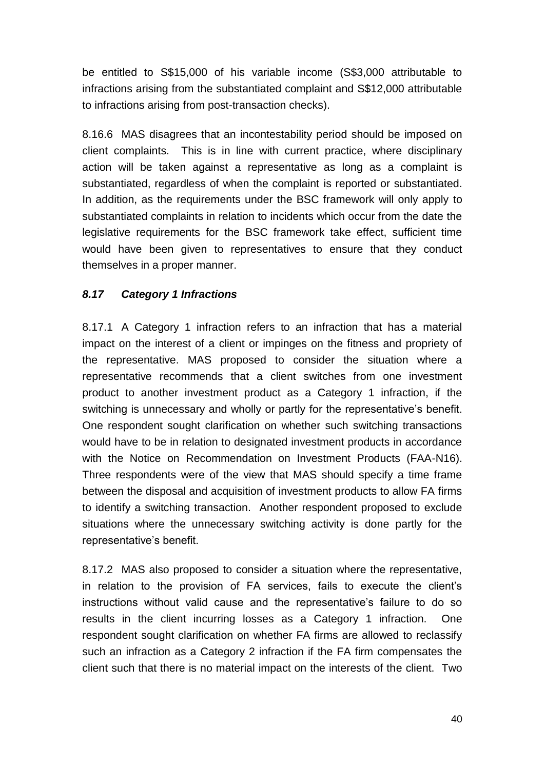be entitled to S$15,000 of his variable income (S$3,000 attributable to infractions arising from the substantiated complaint and S$12,000 attributable to infractions arising from post-transaction checks).

8.16.6 MAS disagrees that an incontestability period should be imposed on client complaints. This is in line with current practice, where disciplinary action will be taken against a representative as long as a complaint is substantiated, regardless of when the complaint is reported or substantiated. In addition, as the requirements under the BSC framework will only apply to substantiated complaints in relation to incidents which occur from the date the legislative requirements for the BSC framework take effect, sufficient time would have been given to representatives to ensure that they conduct themselves in a proper manner.

### *8.17 Category 1 Infractions*

8.17.1 A Category 1 infraction refers to an infraction that has a material impact on the interest of a client or impinges on the fitness and propriety of the representative. MAS proposed to consider the situation where a representative recommends that a client switches from one investment product to another investment product as a Category 1 infraction, if the switching is unnecessary and wholly or partly for the representative's benefit. One respondent sought clarification on whether such switching transactions would have to be in relation to designated investment products in accordance with the Notice on Recommendation on Investment Products (FAA-N16). Three respondents were of the view that MAS should specify a time frame between the disposal and acquisition of investment products to allow FA firms to identify a switching transaction. Another respondent proposed to exclude situations where the unnecessary switching activity is done partly for the representative's benefit.

8.17.2 MAS also proposed to consider a situation where the representative, in relation to the provision of FA services, fails to execute the client's instructions without valid cause and the representative's failure to do so results in the client incurring losses as a Category 1 infraction. One respondent sought clarification on whether FA firms are allowed to reclassify such an infraction as a Category 2 infraction if the FA firm compensates the client such that there is no material impact on the interests of the client. Two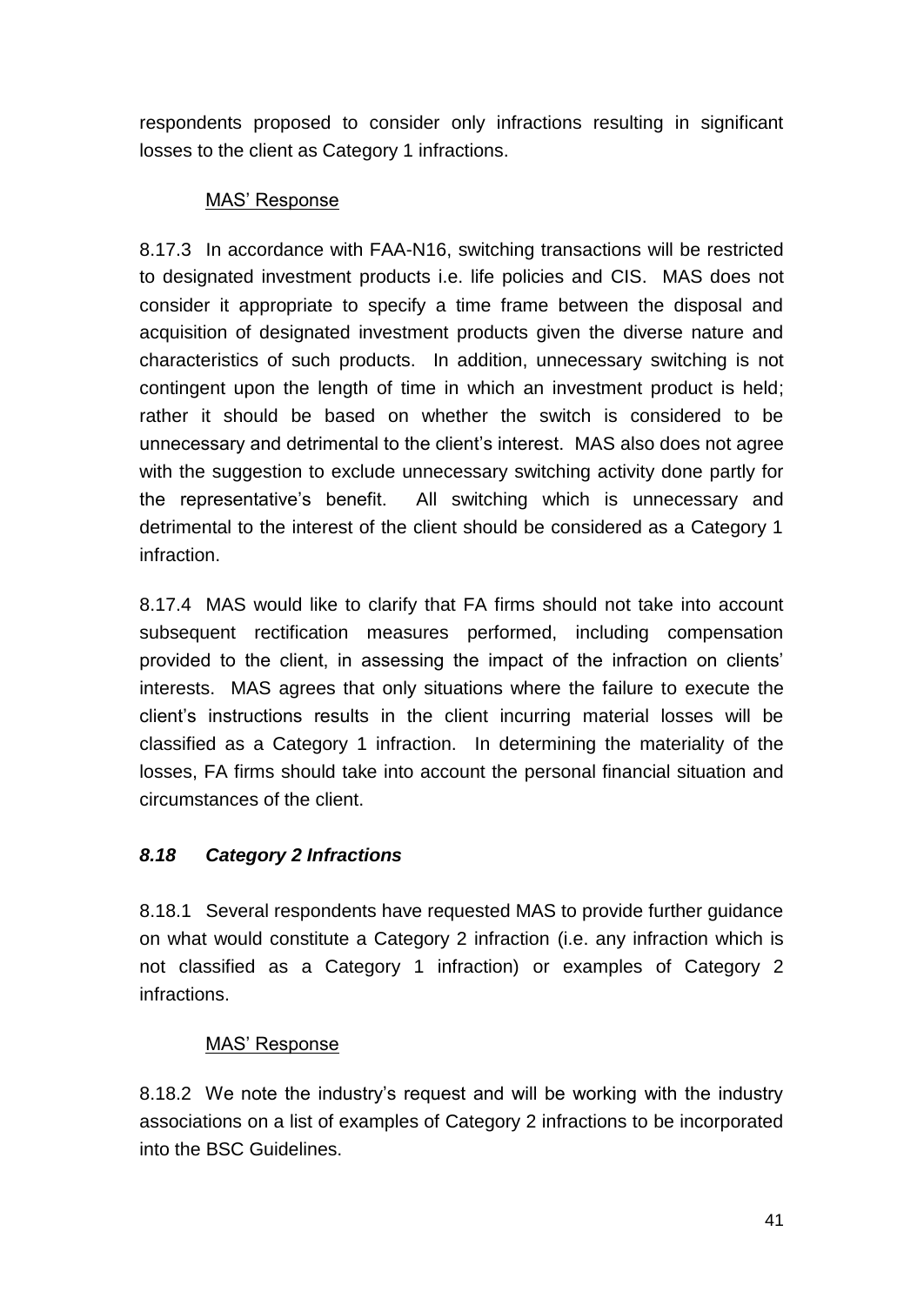respondents proposed to consider only infractions resulting in significant losses to the client as Category 1 infractions.

<u>MAS' Response</u>

8.17.3 In accordance with FAA-N16, switching transactions will be restricted to designated investment products i.e. life policies and CIS. MAS does not consider it appropriate to specify a time frame between the disposal and acquisition of designated investment products given the diverse nature and characteristics of such products. In addition, unnecessary switching is not contingent upon the length of time in which an investment product is held; rather it should be based on whether the switch is considered to be unnecessary and detrimental to the client's interest. MAS also does not agree with the suggestion to exclude unnecessary switching activity done partly for the representative's benefit. All switching which is unnecessary and detrimental to the interest of the client should be considered as a Category 1 infraction.

8.17.4 MAS would like to clarify that FA firms should not take into account subsequent rectification measures performed, including compensation provided to the client, in assessing the impact of the infraction on clients' interests. MAS agrees that only situations where the failure to execute the client's instructions results in the client incurring material losses will be classified as a Category 1 infraction. In determining the materiality of the losses, FA firms should take into account the personal financial situation and circumstances of the client.

### *8.18 Category 2 Infractions*

8.18.1 Several respondents have requested MAS to provide further guidance on what would constitute a Category 2 infraction (i.e. any infraction which is not classified as a Category 1 infraction) or examples of Category 2 infractions.

<u>MAS' Response</u>

8.18.2 We note the industry's request and will be working with the industry associations on a list of examples of Category 2 infractions to be incorporated into the BSC Guidelines.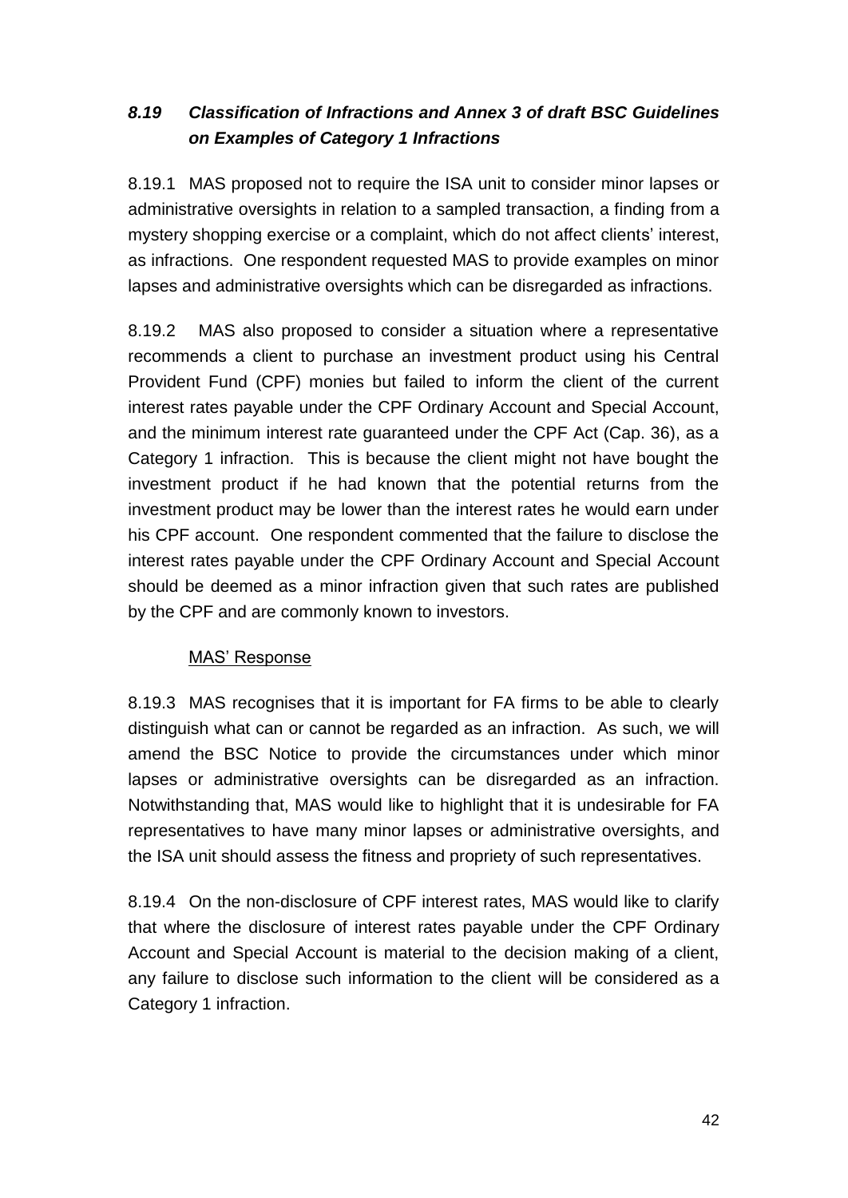### *8.19 Classification of Infractions and Annex 3 of draft BSC Guidelines on Examples of Category 1 Infractions*

8.19.1 MAS proposed not to require the ISA unit to consider minor lapses or administrative oversights in relation to a sampled transaction, a finding from a mystery shopping exercise or a complaint, which do not affect clients' interest, as infractions. One respondent requested MAS to provide examples on minor lapses and administrative oversights which can be disregarded as infractions.

8.19.2 MAS also proposed to consider a situation where a representative recommends a client to purchase an investment product using his Central Provident Fund (CPF) monies but failed to inform the client of the current interest rates payable under the CPF Ordinary Account and Special Account, and the minimum interest rate guaranteed under the CPF Act (Cap. 36), as a Category 1 infraction. This is because the client might not have bought the investment product if he had known that the potential returns from the investment product may be lower than the interest rates he would earn under his CPF account. One respondent commented that the failure to disclose the interest rates payable under the CPF Ordinary Account and Special Account should be deemed as a minor infraction given that such rates are published by the CPF and are commonly known to investors.

<u>MAS' Response</u>

8.19.3 MAS recognises that it is important for FA firms to be able to clearly distinguish what can or cannot be regarded as an infraction. As such, we will amend the BSC Notice to provide the circumstances under which minor lapses or administrative oversights can be disregarded as an infraction. Notwithstanding that, MAS would like to highlight that it is undesirable for FA representatives to have many minor lapses or administrative oversights, and the ISA unit should assess the fitness and propriety of such representatives.

8.19.4 On the non-disclosure of CPF interest rates, MAS would like to clarify that where the disclosure of interest rates payable under the CPF Ordinary Account and Special Account is material to the decision making of a client, any failure to disclose such information to the client will be considered as a Category 1 infraction.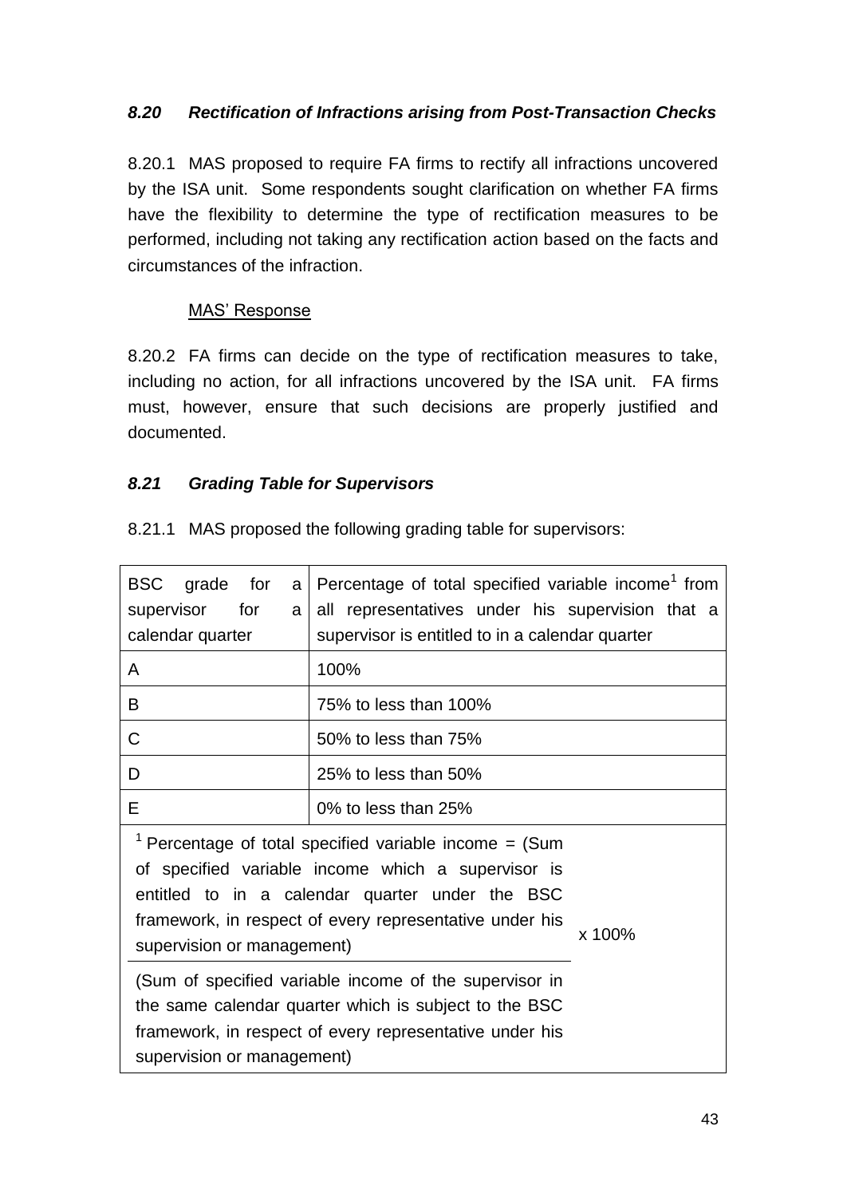### *8.20 Rectification of Infractions arising from Post-Transaction Checks*

8.20.1 MAS proposed to require FA firms to rectify all infractions uncovered by the ISA unit. Some respondents sought clarification on whether FA firms have the flexibility to determine the type of rectification measures to be performed, including not taking any rectification action based on the facts and circumstances of the infraction.

MAS' Response

8.20.2 FA firms can decide on the type of rectification measures to take, including no action, for all infractions uncovered by the ISA unit. FA firms must, however, ensure that such decisions are properly justified and documented.

### *8.21 Grading Table for Supervisors*

8.21.1 MAS proposed the following grading table for supervisors:

| BSC grade for a supervisor for a calendar quarter | Percentage of total specified variable income[1] from all representatives under his supervision that a supervisor is entitled to in a calendar quarter |
|---|---|
| A | 100% |
| B | 75% to less than 100% |
| C | 50% to less than 75% |
| D | 25% to less than 50% |
| E | 0% to less than 25% |

[1] Percentage of total specified variable income = 

$$\frac{\text{(Sum of specified variable income which a supervisor is entitled to in a calendar quarter under the BSC framework, in respect of every representative under his supervision or management)}}{\text{(Sum of specified variable income of the supervisor in the same calendar quarter which is subject to the BSC framework, in respect of every representative under his supervision or management)}} \times 100\%$$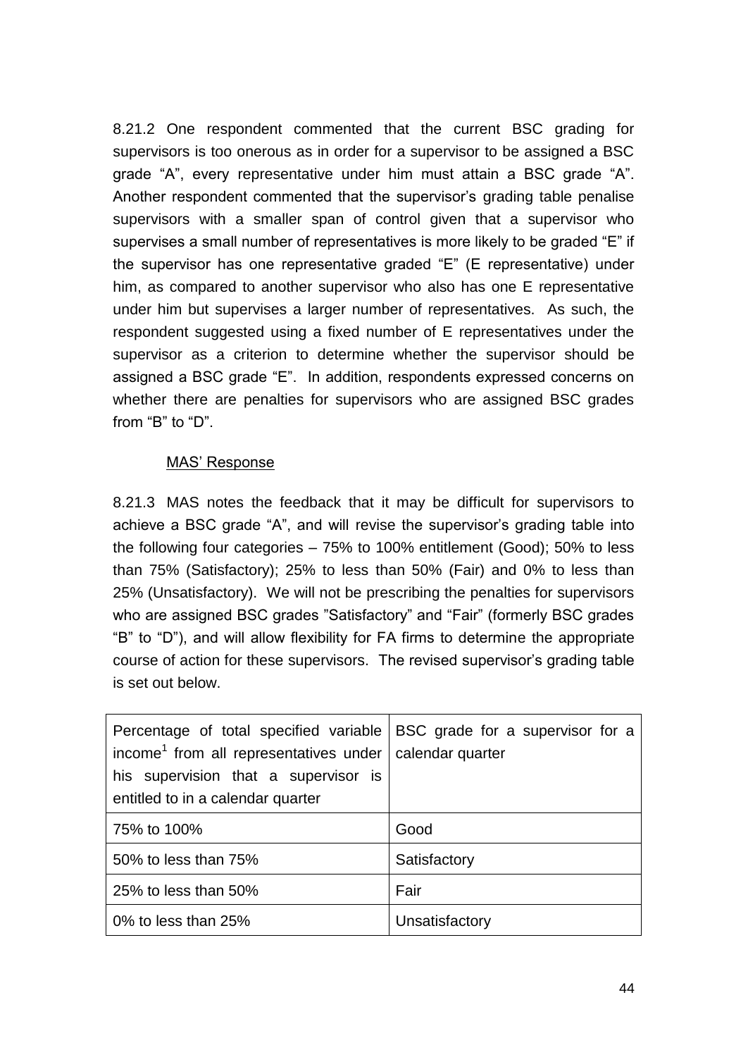8.21.2 One respondent commented that the current BSC grading for supervisors is too onerous as in order for a supervisor to be assigned a BSC grade "A", every representative under him must attain a BSC grade "A". Another respondent commented that the supervisor's grading table penalise supervisors with a smaller span of control given that a supervisor who supervises a small number of representatives is more likely to be graded "E" if the supervisor has one representative graded "E" (E representative) under him, as compared to another supervisor who also has one E representative under him but supervises a larger number of representatives. As such, the respondent suggested using a fixed number of E representatives under the supervisor as a criterion to determine whether the supervisor should be assigned a BSC grade "E". In addition, respondents expressed concerns on whether there are penalties for supervisors who are assigned BSC grades from "B" to "D".

<u>MAS' Response</u>

8.21.3 MAS notes the feedback that it may be difficult for supervisors to achieve a BSC grade "A", and will revise the supervisor's grading table into the following four categories – 75% to 100% entitlement (Good); 50% to less than 75% (Satisfactory); 25% to less than 50% (Fair) and 0% to less than 25% (Unsatisfactory). We will not be prescribing the penalties for supervisors who are assigned BSC grades "Satisfactory" and "Fair" (formerly BSC grades "B" to "D"), and will allow flexibility for FA firms to determine the appropriate course of action for these supervisors. The revised supervisor's grading table is set out below.

| Percentage of total specified variable income[1] from all representatives under his supervision that a supervisor is entitled to in a calendar quarter | BSC grade for a supervisor for a calendar quarter |
|---|---|
| 75% to 100% | Good |
| 50% to less than 75% | Satisfactory |
| 25% to less than 50% | Fair |
| 0% to less than 25% | Unsatisfactory |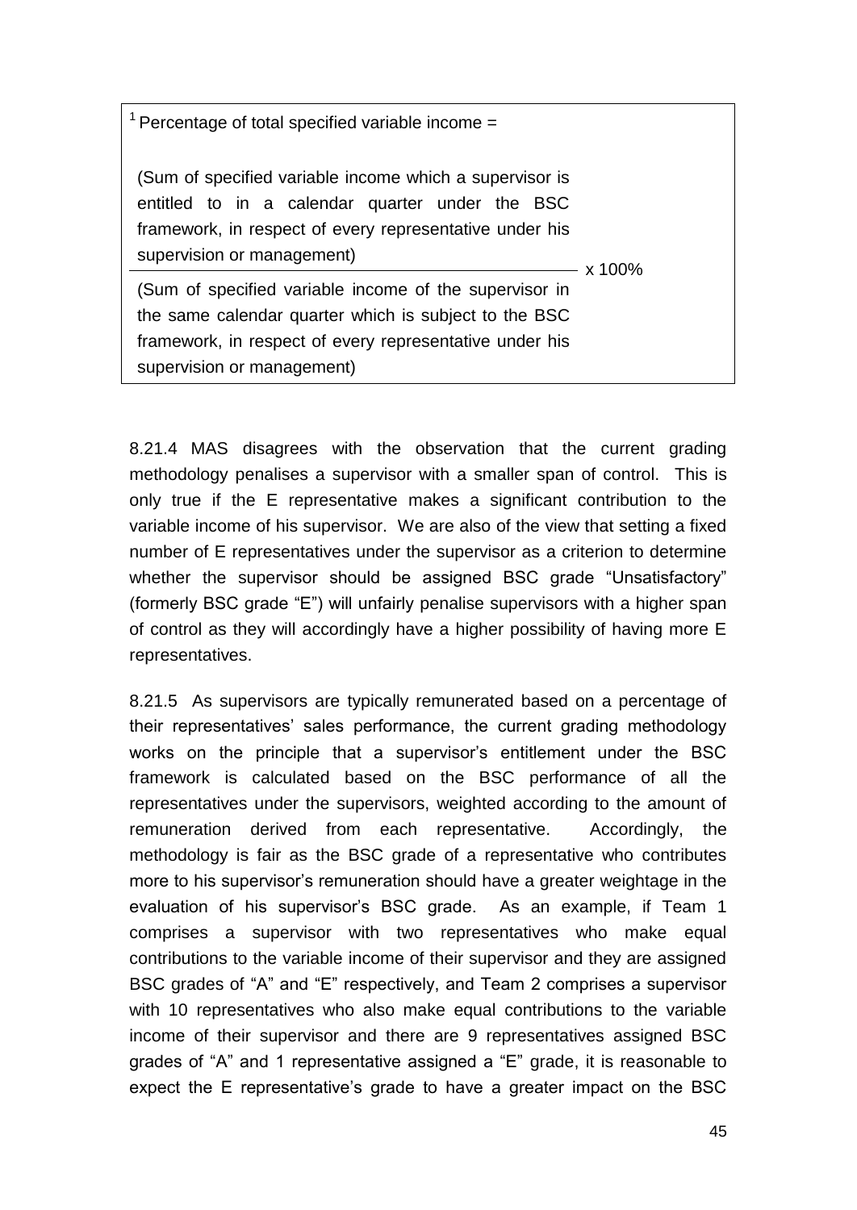[1] Percentage of total specified variable income =

$$\frac{\text{(Sum of specified variable income which a supervisor is entitled to in a calendar quarter under the BSC framework, in respect of every representative under his supervision or management)}}{\text{(Sum of specified variable income of the supervisor in the same calendar quarter which is subject to the BSC framework, in respect of every representative under his supervision or management)}} \times 100\%$$

8.21.4 MAS disagrees with the observation that the current grading methodology penalises a supervisor with a smaller span of control. This is only true if the E representative makes a significant contribution to the variable income of his supervisor. We are also of the view that setting a fixed number of E representatives under the supervisor as a criterion to determine whether the supervisor should be assigned BSC grade "Unsatisfactory" (formerly BSC grade "E") will unfairly penalise supervisors with a higher span of control as they will accordingly have a higher possibility of having more E representatives.

8.21.5 As supervisors are typically remunerated based on a percentage of their representatives' sales performance, the current grading methodology works on the principle that a supervisor's entitlement under the BSC framework is calculated based on the BSC performance of all the representatives under the supervisors, weighted according to the amount of remuneration derived from each representative. Accordingly, the methodology is fair as the BSC grade of a representative who contributes more to his supervisor's remuneration should have a greater weightage in the evaluation of his supervisor's BSC grade. As an example, if Team 1 comprises a supervisor with two representatives who make equal contributions to the variable income of their supervisor and they are assigned BSC grades of "A" and "E" respectively, and Team 2 comprises a supervisor with 10 representatives who also make equal contributions to the variable income of their supervisor and there are 9 representatives assigned BSC grades of "A" and 1 representative assigned a "E" grade, it is reasonable to expect the E representative's grade to have a greater impact on the BSC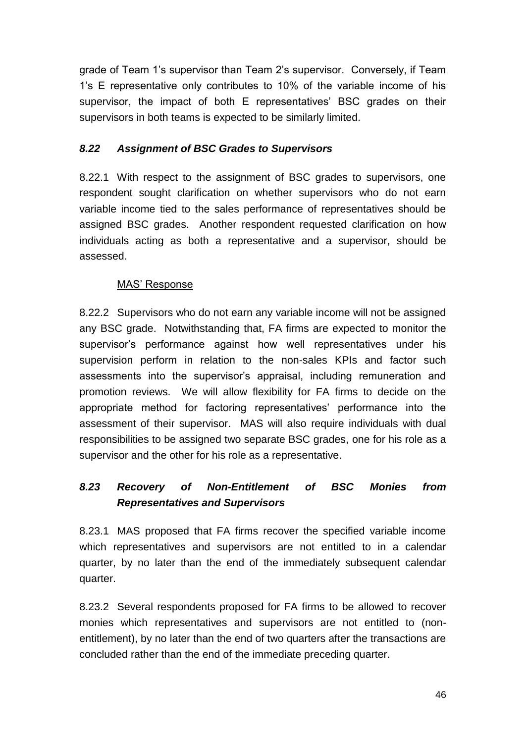grade of Team 1's supervisor than Team 2's supervisor. Conversely, if Team 1's E representative only contributes to 10% of the variable income of his supervisor, the impact of both E representatives' BSC grades on their supervisors in both teams is expected to be similarly limited.

### *8.22 Assignment of BSC Grades to Supervisors*

8.22.1 With respect to the assignment of BSC grades to supervisors, one respondent sought clarification on whether supervisors who do not earn variable income tied to the sales performance of representatives should be assigned BSC grades. Another respondent requested clarification on how individuals acting as both a representative and a supervisor, should be assessed.

<u>MAS' Response</u>

8.22.2 Supervisors who do not earn any variable income will not be assigned any BSC grade. Notwithstanding that, FA firms are expected to monitor the supervisor's performance against how well representatives under his supervision perform in relation to the non-sales KPIs and factor such assessments into the supervisor's appraisal, including remuneration and promotion reviews. We will allow flexibility for FA firms to decide on the appropriate method for factoring representatives' performance into the assessment of their supervisor. MAS will also require individuals with dual responsibilities to be assigned two separate BSC grades, one for his role as a supervisor and the other for his role as a representative.

### *8.23 Recovery of Non-Entitlement of BSC Monies from Representatives and Supervisors*

8.23.1 MAS proposed that FA firms recover the specified variable income which representatives and supervisors are not entitled to in a calendar quarter, by no later than the end of the immediately subsequent calendar quarter.

8.23.2 Several respondents proposed for FA firms to be allowed to recover monies which representatives and supervisors are not entitled to (non-entitlement), by no later than the end of two quarters after the transactions are concluded rather than the end of the immediate preceding quarter.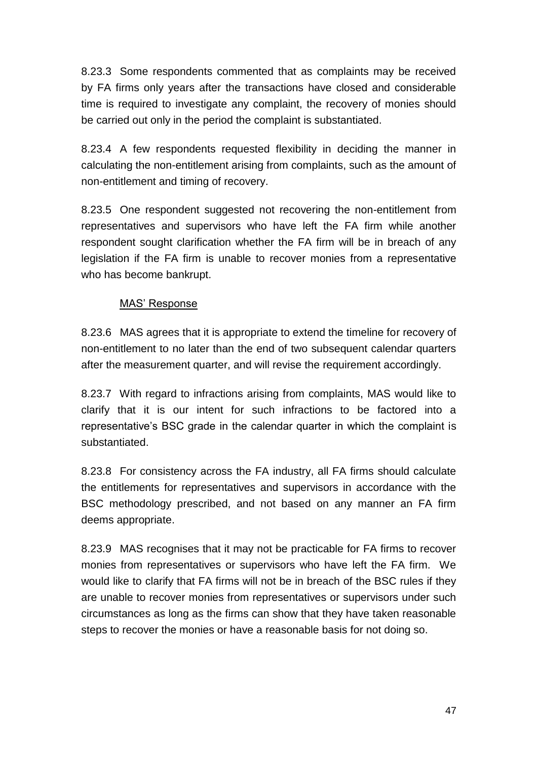8.23.3 Some respondents commented that as complaints may be received by FA firms only years after the transactions have closed and considerable time is required to investigate any complaint, the recovery of monies should be carried out only in the period the complaint is substantiated.

8.23.4 A few respondents requested flexibility in deciding the manner in calculating the non-entitlement arising from complaints, such as the amount of non-entitlement and timing of recovery.

8.23.5 One respondent suggested not recovering the non-entitlement from representatives and supervisors who have left the FA firm while another respondent sought clarification whether the FA firm will be in breach of any legislation if the FA firm is unable to recover monies from a representative who has become bankrupt.

<u>MAS' Response</u>

8.23.6 MAS agrees that it is appropriate to extend the timeline for recovery of non-entitlement to no later than the end of two subsequent calendar quarters after the measurement quarter, and will revise the requirement accordingly.

8.23.7 With regard to infractions arising from complaints, MAS would like to clarify that it is our intent for such infractions to be factored into a representative's BSC grade in the calendar quarter in which the complaint is substantiated.

8.23.8 For consistency across the FA industry, all FA firms should calculate the entitlements for representatives and supervisors in accordance with the BSC methodology prescribed, and not based on any manner an FA firm deems appropriate.

8.23.9 MAS recognises that it may not be practicable for FA firms to recover monies from representatives or supervisors who have left the FA firm. We would like to clarify that FA firms will not be in breach of the BSC rules if they are unable to recover monies from representatives or supervisors under such circumstances as long as the firms can show that they have taken reasonable steps to recover the monies or have a reasonable basis for not doing so.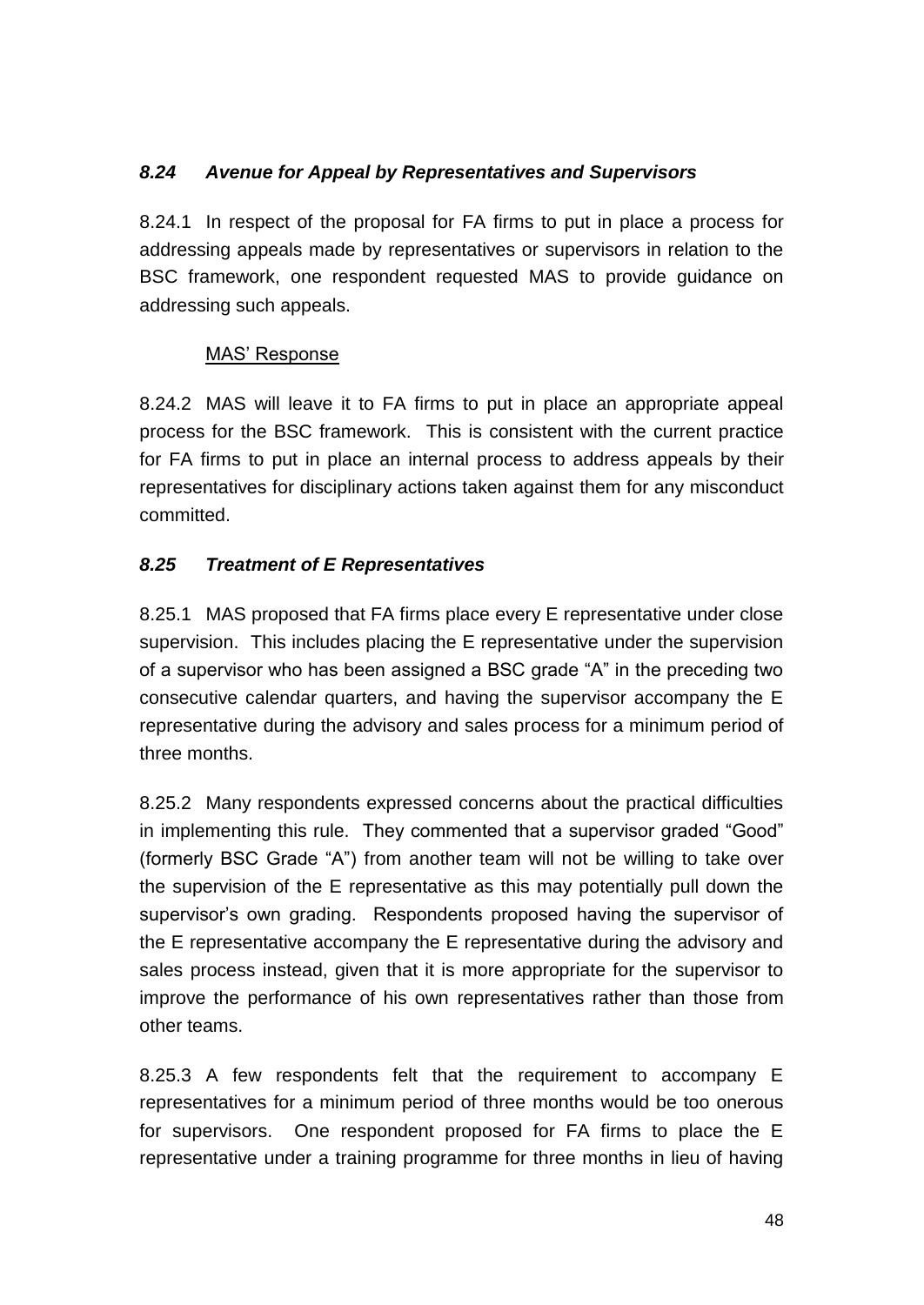### *8.24 Avenue for Appeal by Representatives and Supervisors*

8.24.1 In respect of the proposal for FA firms to put in place a process for addressing appeals made by representatives or supervisors in relation to the BSC framework, one respondent requested MAS to provide guidance on addressing such appeals.

MAS' Response

8.24.2 MAS will leave it to FA firms to put in place an appropriate appeal process for the BSC framework. This is consistent with the current practice for FA firms to put in place an internal process to address appeals by their representatives for disciplinary actions taken against them for any misconduct committed.

### *8.25 Treatment of E Representatives*

8.25.1 MAS proposed that FA firms place every E representative under close supervision. This includes placing the E representative under the supervision of a supervisor who has been assigned a BSC grade "A" in the preceding two consecutive calendar quarters, and having the supervisor accompany the E representative during the advisory and sales process for a minimum period of three months.

8.25.2 Many respondents expressed concerns about the practical difficulties in implementing this rule. They commented that a supervisor graded "Good" (formerly BSC Grade "A") from another team will not be willing to take over the supervision of the E representative as this may potentially pull down the supervisor's own grading. Respondents proposed having the supervisor of the E representative accompany the E representative during the advisory and sales process instead, given that it is more appropriate for the supervisor to improve the performance of his own representatives rather than those from other teams.

8.25.3 A few respondents felt that the requirement to accompany E representatives for a minimum period of three months would be too onerous for supervisors. One respondent proposed for FA firms to place the E representative under a training programme for three months in lieu of having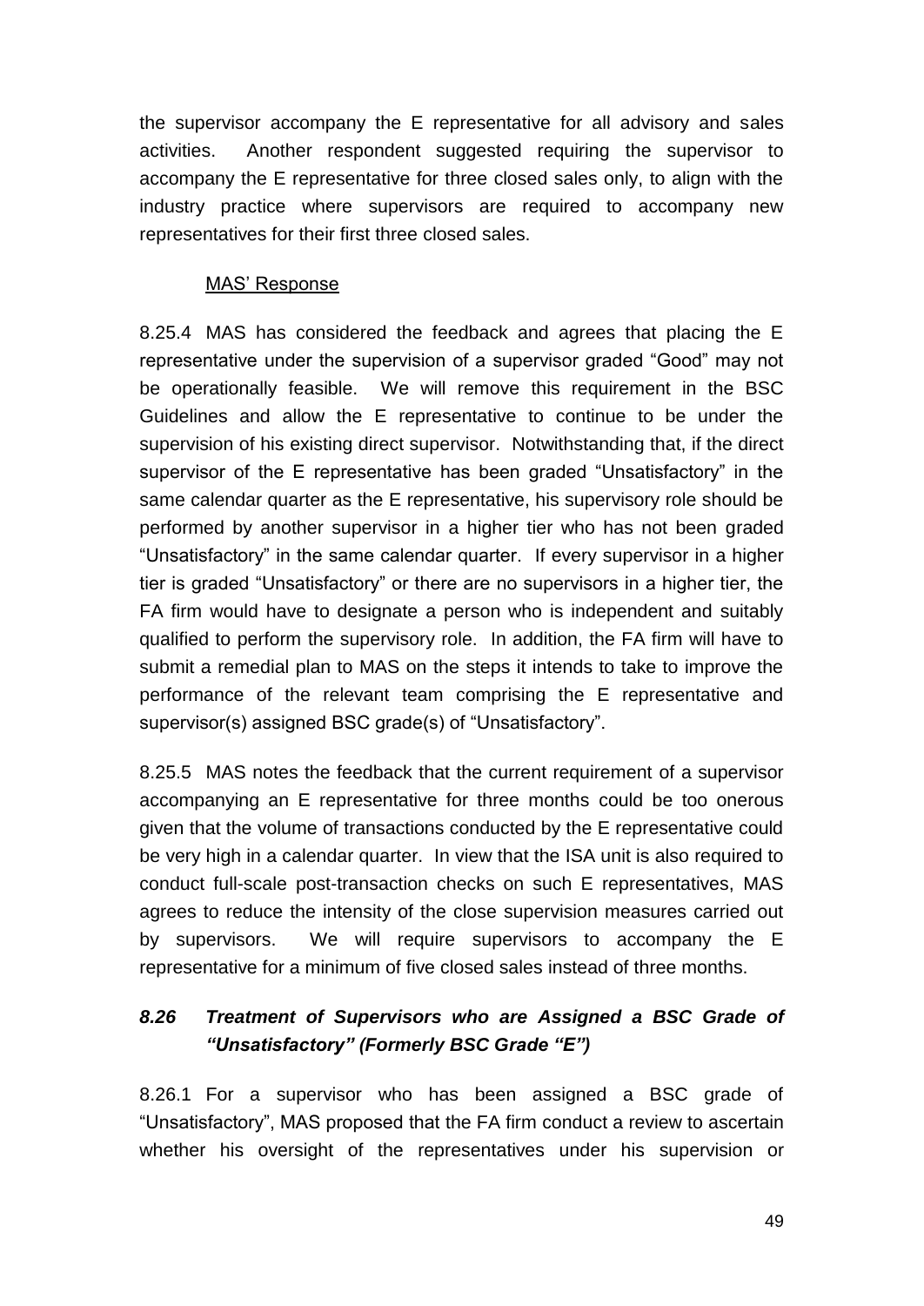the supervisor accompany the E representative for all advisory and sales activities. Another respondent suggested requiring the supervisor to accompany the E representative for three closed sales only, to align with the industry practice where supervisors are required to accompany new representatives for their first three closed sales.

<u>MAS' Response</u>

8.25.4 MAS has considered the feedback and agrees that placing the E representative under the supervision of a supervisor graded "Good" may not be operationally feasible. We will remove this requirement in the BSC Guidelines and allow the E representative to continue to be under the supervision of his existing direct supervisor. Notwithstanding that, if the direct supervisor of the E representative has been graded "Unsatisfactory" in the same calendar quarter as the E representative, his supervisory role should be performed by another supervisor in a higher tier who has not been graded "Unsatisfactory" in the same calendar quarter. If every supervisor in a higher tier is graded "Unsatisfactory" or there are no supervisors in a higher tier, the FA firm would have to designate a person who is independent and suitably qualified to perform the supervisory role. In addition, the FA firm will have to submit a remedial plan to MAS on the steps it intends to take to improve the performance of the relevant team comprising the E representative and supervisor(s) assigned BSC grade(s) of "Unsatisfactory".

8.25.5 MAS notes the feedback that the current requirement of a supervisor accompanying an E representative for three months could be too onerous given that the volume of transactions conducted by the E representative could be very high in a calendar quarter. In view that the ISA unit is also required to conduct full-scale post-transaction checks on such E representatives, MAS agrees to reduce the intensity of the close supervision measures carried out by supervisors. We will require supervisors to accompany the E representative for a minimum of five closed sales instead of three months.

### *8.26 Treatment of Supervisors who are Assigned a BSC Grade of "Unsatisfactory" (Formerly BSC Grade "E")*

8.26.1 For a supervisor who has been assigned a BSC grade of "Unsatisfactory", MAS proposed that the FA firm conduct a review to ascertain whether his oversight of the representatives under his supervision or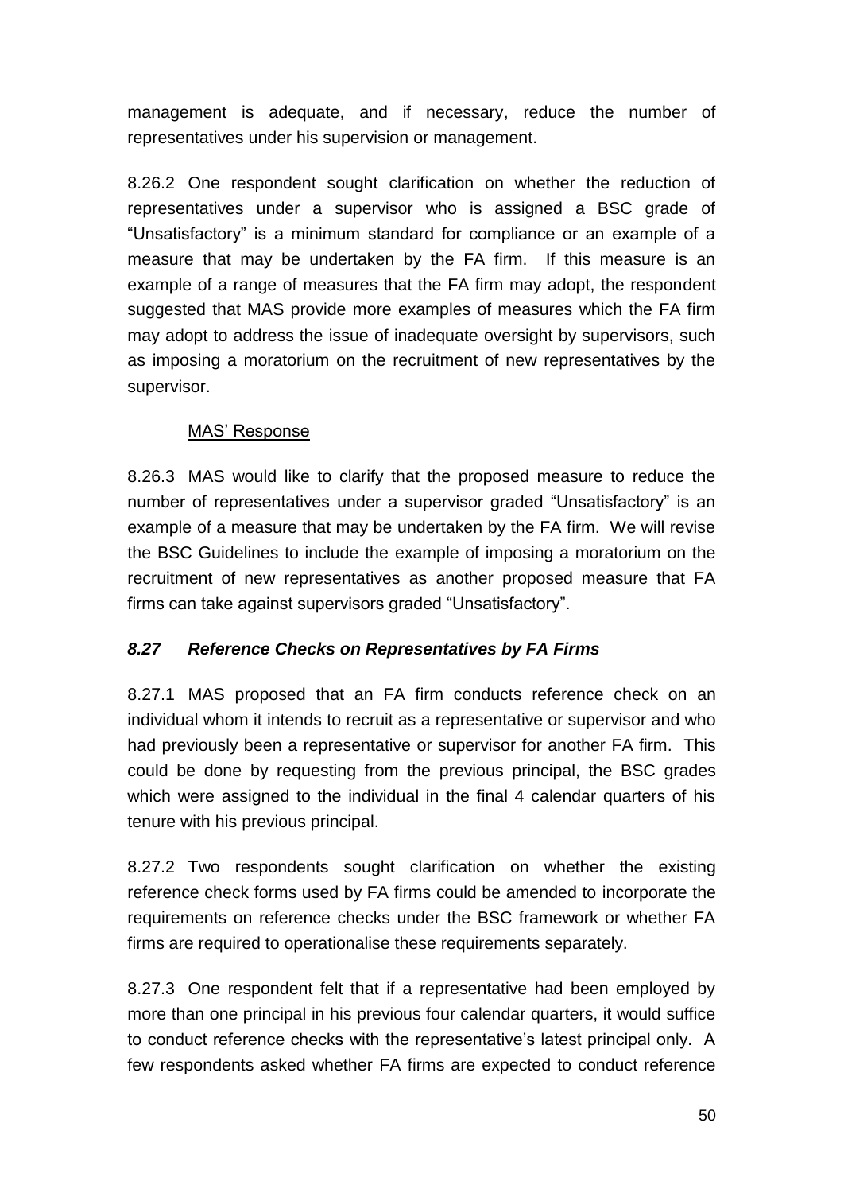management is adequate, and if necessary, reduce the number of representatives under his supervision or management.

8.26.2 One respondent sought clarification on whether the reduction of representatives under a supervisor who is assigned a BSC grade of “Unsatisfactory” is a minimum standard for compliance or an example of a measure that may be undertaken by the FA firm. If this measure is an example of a range of measures that the FA firm may adopt, the respondent suggested that MAS provide more examples of measures which the FA firm may adopt to address the issue of inadequate oversight by supervisors, such as imposing a moratorium on the recruitment of new representatives by the supervisor.

MAS’ Response

8.26.3 MAS would like to clarify that the proposed measure to reduce the number of representatives under a supervisor graded “Unsatisfactory” is an example of a measure that may be undertaken by the FA firm. We will revise the BSC Guidelines to include the example of imposing a moratorium on the recruitment of new representatives as another proposed measure that FA firms can take against supervisors graded “Unsatisfactory”.

### *8.27 Reference Checks on Representatives by FA Firms*

8.27.1 MAS proposed that an FA firm conducts reference check on an individual whom it intends to recruit as a representative or supervisor and who had previously been a representative or supervisor for another FA firm. This could be done by requesting from the previous principal, the BSC grades which were assigned to the individual in the final 4 calendar quarters of his tenure with his previous principal.

8.27.2 Two respondents sought clarification on whether the existing reference check forms used by FA firms could be amended to incorporate the requirements on reference checks under the BSC framework or whether FA firms are required to operationalise these requirements separately.

8.27.3 One respondent felt that if a representative had been employed by more than one principal in his previous four calendar quarters, it would suffice to conduct reference checks with the representative’s latest principal only. A few respondents asked whether FA firms are expected to conduct reference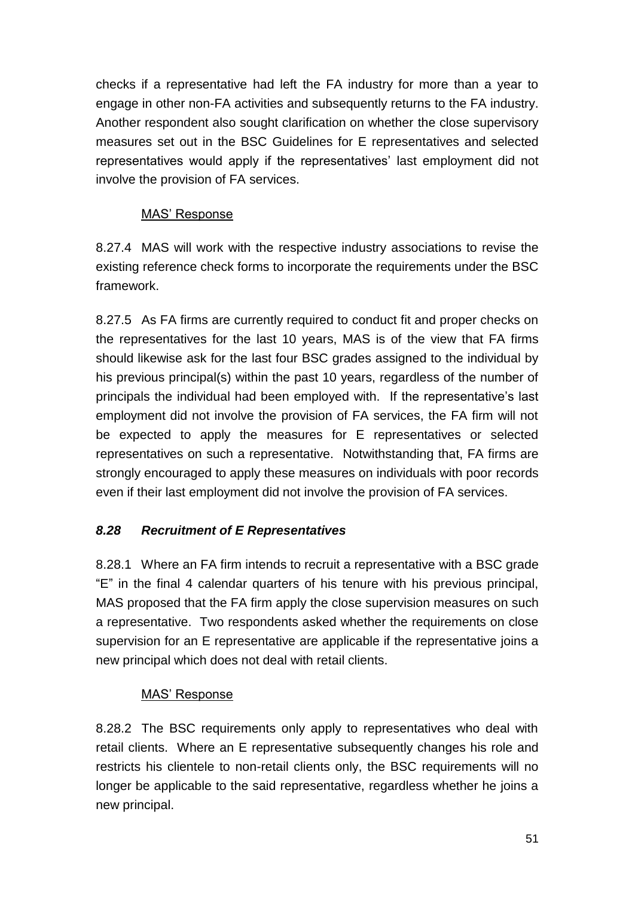checks if a representative had left the FA industry for more than a year to engage in other non-FA activities and subsequently returns to the FA industry. Another respondent also sought clarification on whether the close supervisory measures set out in the BSC Guidelines for E representatives and selected representatives would apply if the representatives' last employment did not involve the provision of FA services.

MAS' Response

8.27.4 MAS will work with the respective industry associations to revise the existing reference check forms to incorporate the requirements under the BSC framework.

8.27.5 As FA firms are currently required to conduct fit and proper checks on the representatives for the last 10 years, MAS is of the view that FA firms should likewise ask for the last four BSC grades assigned to the individual by his previous principal(s) within the past 10 years, regardless of the number of principals the individual had been employed with. If the representative's last employment did not involve the provision of FA services, the FA firm will not be expected to apply the measures for E representatives or selected representatives on such a representative. Notwithstanding that, FA firms are strongly encouraged to apply these measures on individuals with poor records even if their last employment did not involve the provision of FA services.

### *8.28 Recruitment of E Representatives*

8.28.1 Where an FA firm intends to recruit a representative with a BSC grade "E" in the final 4 calendar quarters of his tenure with his previous principal, MAS proposed that the FA firm apply the close supervision measures on such a representative. Two respondents asked whether the requirements on close supervision for an E representative are applicable if the representative joins a new principal which does not deal with retail clients.

MAS' Response

8.28.2 The BSC requirements only apply to representatives who deal with retail clients. Where an E representative subsequently changes his role and restricts his clientele to non-retail clients only, the BSC requirements will no longer be applicable to the said representative, regardless whether he joins a new principal.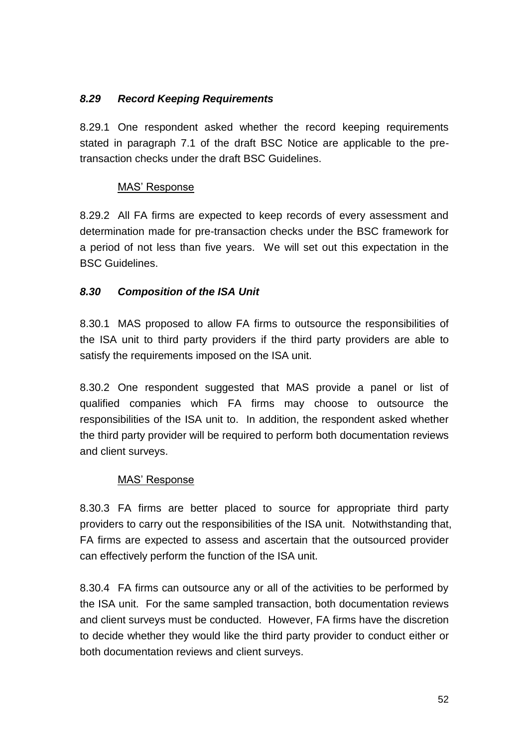### *8.29 Record Keeping Requirements*

8.29.1 One respondent asked whether the record keeping requirements stated in paragraph 7.1 of the draft BSC Notice are applicable to the pre-transaction checks under the draft BSC Guidelines.

<u>MAS' Response</u>

8.29.2 All FA firms are expected to keep records of every assessment and determination made for pre-transaction checks under the BSC framework for a period of not less than five years. We will set out this expectation in the BSC Guidelines.

### *8.30 Composition of the ISA Unit*

8.30.1 MAS proposed to allow FA firms to outsource the responsibilities of the ISA unit to third party providers if the third party providers are able to satisfy the requirements imposed on the ISA unit.

8.30.2 One respondent suggested that MAS provide a panel or list of qualified companies which FA firms may choose to outsource the responsibilities of the ISA unit to. In addition, the respondent asked whether the third party provider will be required to perform both documentation reviews and client surveys.

<u>MAS' Response</u>

8.30.3 FA firms are better placed to source for appropriate third party providers to carry out the responsibilities of the ISA unit. Notwithstanding that, FA firms are expected to assess and ascertain that the outsourced provider can effectively perform the function of the ISA unit.

8.30.4 FA firms can outsource any or all of the activities to be performed by the ISA unit. For the same sampled transaction, both documentation reviews and client surveys must be conducted. However, FA firms have the discretion to decide whether they would like the third party provider to conduct either or both documentation reviews and client surveys.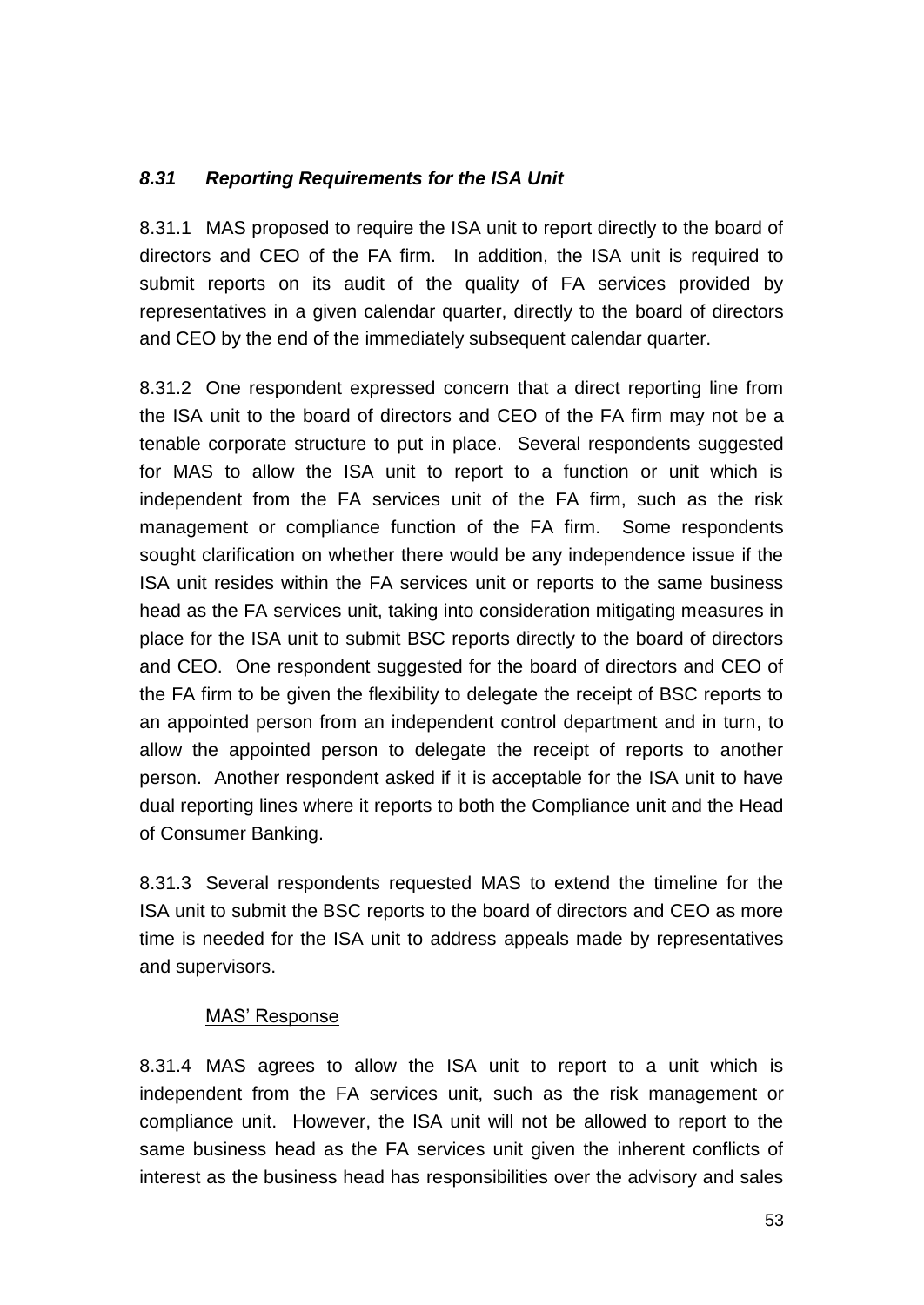### *8.31 Reporting Requirements for the ISA Unit*

8.31.1 MAS proposed to require the ISA unit to report directly to the board of directors and CEO of the FA firm. In addition, the ISA unit is required to submit reports on its audit of the quality of FA services provided by representatives in a given calendar quarter, directly to the board of directors and CEO by the end of the immediately subsequent calendar quarter.

8.31.2 One respondent expressed concern that a direct reporting line from the ISA unit to the board of directors and CEO of the FA firm may not be a tenable corporate structure to put in place. Several respondents suggested for MAS to allow the ISA unit to report to a function or unit which is independent from the FA services unit of the FA firm, such as the risk management or compliance function of the FA firm. Some respondents sought clarification on whether there would be any independence issue if the ISA unit resides within the FA services unit or reports to the same business head as the FA services unit, taking into consideration mitigating measures in place for the ISA unit to submit BSC reports directly to the board of directors and CEO. One respondent suggested for the board of directors and CEO of the FA firm to be given the flexibility to delegate the receipt of BSC reports to an appointed person from an independent control department and in turn, to allow the appointed person to delegate the receipt of reports to another person. Another respondent asked if it is acceptable for the ISA unit to have dual reporting lines where it reports to both the Compliance unit and the Head of Consumer Banking.

8.31.3 Several respondents requested MAS to extend the timeline for the ISA unit to submit the BSC reports to the board of directors and CEO as more time is needed for the ISA unit to address appeals made by representatives and supervisors.

<u>MAS' Response</u>

8.31.4 MAS agrees to allow the ISA unit to report to a unit which is independent from the FA services unit, such as the risk management or compliance unit. However, the ISA unit will not be allowed to report to the same business head as the FA services unit given the inherent conflicts of interest as the business head has responsibilities over the advisory and sales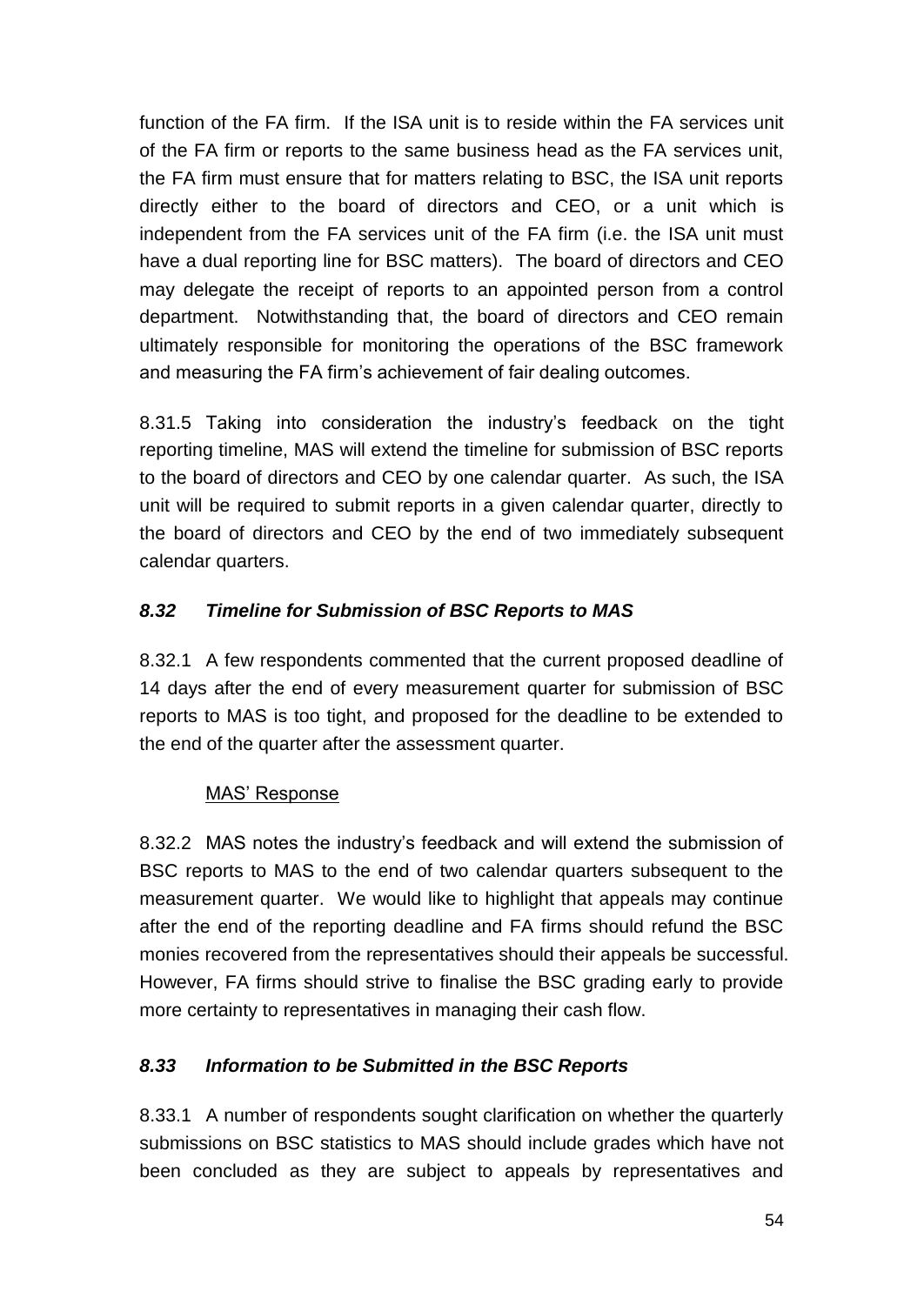function of the FA firm. If the ISA unit is to reside within the FA services unit of the FA firm or reports to the same business head as the FA services unit, the FA firm must ensure that for matters relating to BSC, the ISA unit reports directly either to the board of directors and CEO, or a unit which is independent from the FA services unit of the FA firm (i.e. the ISA unit must have a dual reporting line for BSC matters). The board of directors and CEO may delegate the receipt of reports to an appointed person from a control department. Notwithstanding that, the board of directors and CEO remain ultimately responsible for monitoring the operations of the BSC framework and measuring the FA firm's achievement of fair dealing outcomes.

8.31.5 Taking into consideration the industry's feedback on the tight reporting timeline, MAS will extend the timeline for submission of BSC reports to the board of directors and CEO by one calendar quarter. As such, the ISA unit will be required to submit reports in a given calendar quarter, directly to the board of directors and CEO by the end of two immediately subsequent calendar quarters.

### *8.32 Timeline for Submission of BSC Reports to MAS*

8.32.1 A few respondents commented that the current proposed deadline of 14 days after the end of every measurement quarter for submission of BSC reports to MAS is too tight, and proposed for the deadline to be extended to the end of the quarter after the assessment quarter.

<u>MAS' Response</u>

8.32.2 MAS notes the industry's feedback and will extend the submission of BSC reports to MAS to the end of two calendar quarters subsequent to the measurement quarter. We would like to highlight that appeals may continue after the end of the reporting deadline and FA firms should refund the BSC monies recovered from the representatives should their appeals be successful. However, FA firms should strive to finalise the BSC grading early to provide more certainty to representatives in managing their cash flow.

### *8.33 Information to be Submitted in the BSC Reports*

8.33.1 A number of respondents sought clarification on whether the quarterly submissions on BSC statistics to MAS should include grades which have not been concluded as they are subject to appeals by representatives and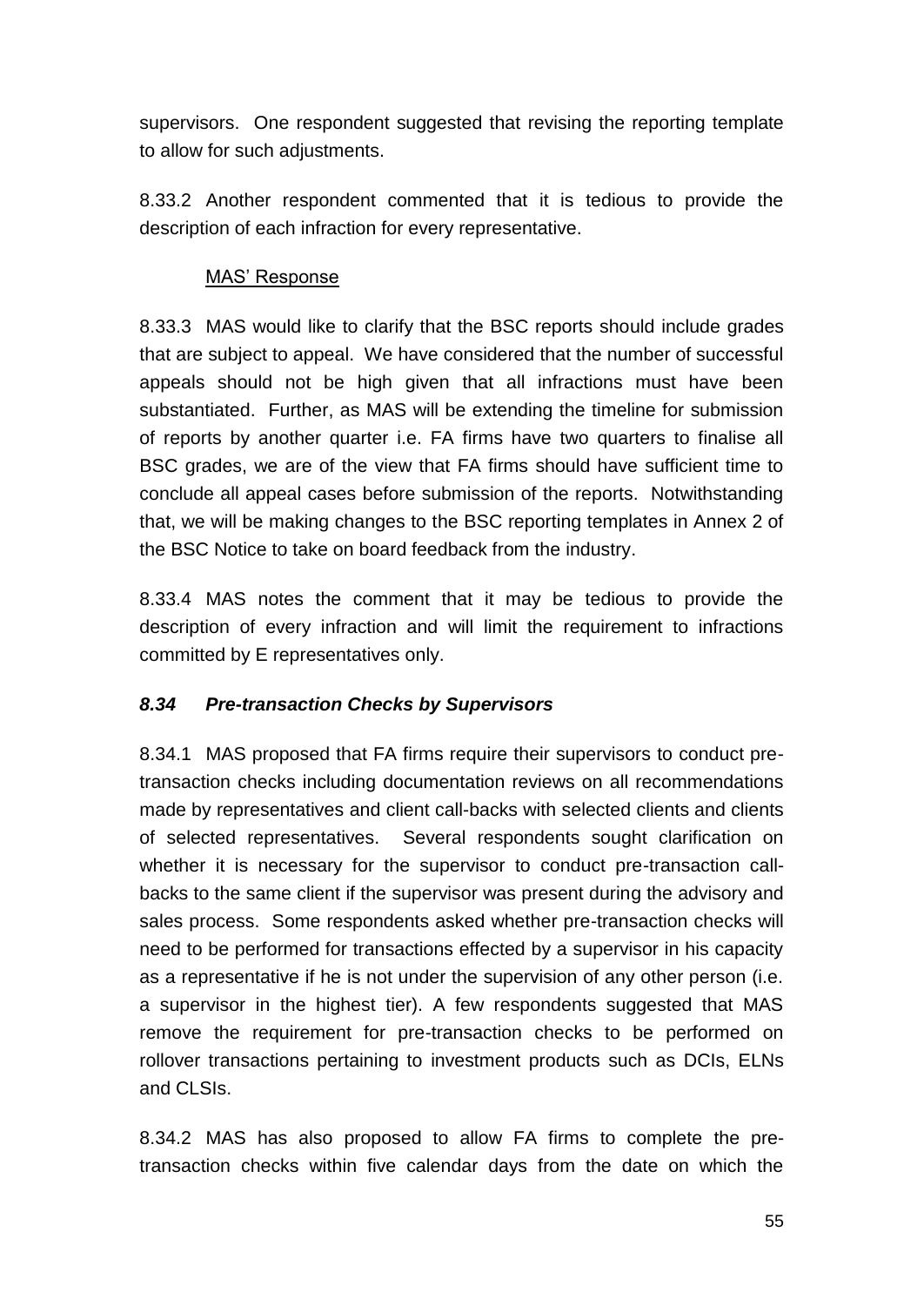supervisors. One respondent suggested that revising the reporting template to allow for such adjustments.

8.33.2 Another respondent commented that it is tedious to provide the description of each infraction for every representative.

<u>MAS' Response</u>

8.33.3 MAS would like to clarify that the BSC reports should include grades that are subject to appeal. We have considered that the number of successful appeals should not be high given that all infractions must have been substantiated. Further, as MAS will be extending the timeline for submission of reports by another quarter i.e. FA firms have two quarters to finalise all BSC grades, we are of the view that FA firms should have sufficient time to conclude all appeal cases before submission of the reports. Notwithstanding that, we will be making changes to the BSC reporting templates in Annex 2 of the BSC Notice to take on board feedback from the industry.

8.33.4 MAS notes the comment that it may be tedious to provide the description of every infraction and will limit the requirement to infractions committed by E representatives only.

### *8.34 Pre-transaction Checks by Supervisors*

8.34.1 MAS proposed that FA firms require their supervisors to conduct pre-transaction checks including documentation reviews on all recommendations made by representatives and client call-backs with selected clients and clients of selected representatives. Several respondents sought clarification on whether it is necessary for the supervisor to conduct pre-transaction call-backs to the same client if the supervisor was present during the advisory and sales process. Some respondents asked whether pre-transaction checks will need to be performed for transactions effected by a supervisor in his capacity as a representative if he is not under the supervision of any other person (i.e. a supervisor in the highest tier). A few respondents suggested that MAS remove the requirement for pre-transaction checks to be performed on rollover transactions pertaining to investment products such as DCIs, ELNs and CLSIs.

8.34.2 MAS has also proposed to allow FA firms to complete the pre-transaction checks within five calendar days from the date on which the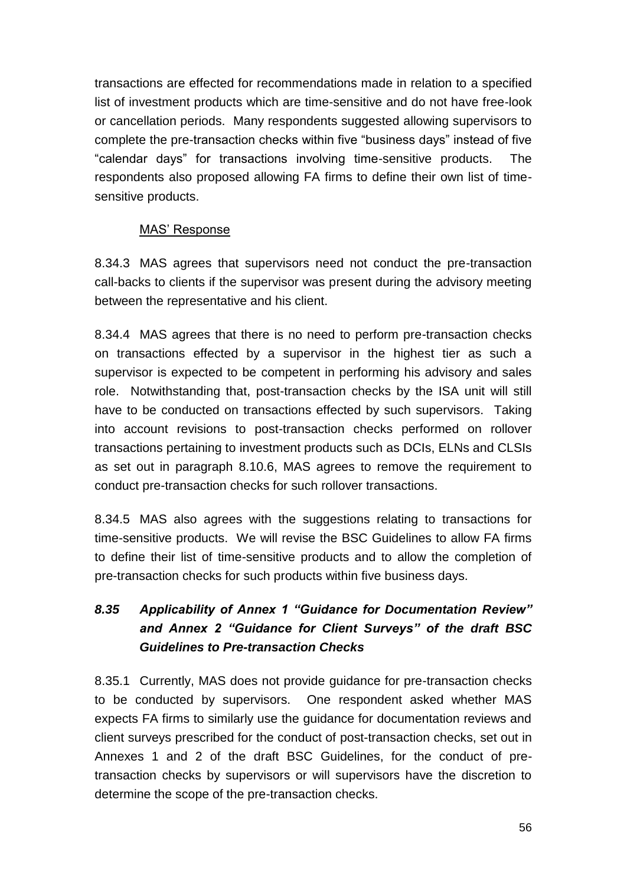transactions are effected for recommendations made in relation to a specified list of investment products which are time-sensitive and do not have free-look or cancellation periods. Many respondents suggested allowing supervisors to complete the pre-transaction checks within five "business days" instead of five "calendar days" for transactions involving time-sensitive products. The respondents also proposed allowing FA firms to define their own list of time-sensitive products.

MAS' Response

8.34.3 MAS agrees that supervisors need not conduct the pre-transaction call-backs to clients if the supervisor was present during the advisory meeting between the representative and his client.

8.34.4 MAS agrees that there is no need to perform pre-transaction checks on transactions effected by a supervisor in the highest tier as such a supervisor is expected to be competent in performing his advisory and sales role. Notwithstanding that, post-transaction checks by the ISA unit will still have to be conducted on transactions effected by such supervisors. Taking into account revisions to post-transaction checks performed on rollover transactions pertaining to investment products such as DCIs, ELNs and CLSIs as set out in paragraph 8.10.6, MAS agrees to remove the requirement to conduct pre-transaction checks for such rollover transactions.

8.34.5 MAS also agrees with the suggestions relating to transactions for time-sensitive products. We will revise the BSC Guidelines to allow FA firms to define their list of time-sensitive products and to allow the completion of pre-transaction checks for such products within five business days.

### *8.35 Applicability of Annex 1 "Guidance for Documentation Review" and Annex 2 "Guidance for Client Surveys" of the draft BSC Guidelines to Pre-transaction Checks*

8.35.1 Currently, MAS does not provide guidance for pre-transaction checks to be conducted by supervisors. One respondent asked whether MAS expects FA firms to similarly use the guidance for documentation reviews and client surveys prescribed for the conduct of post-transaction checks, set out in Annexes 1 and 2 of the draft BSC Guidelines, for the conduct of pre-transaction checks by supervisors or will supervisors have the discretion to determine the scope of the pre-transaction checks.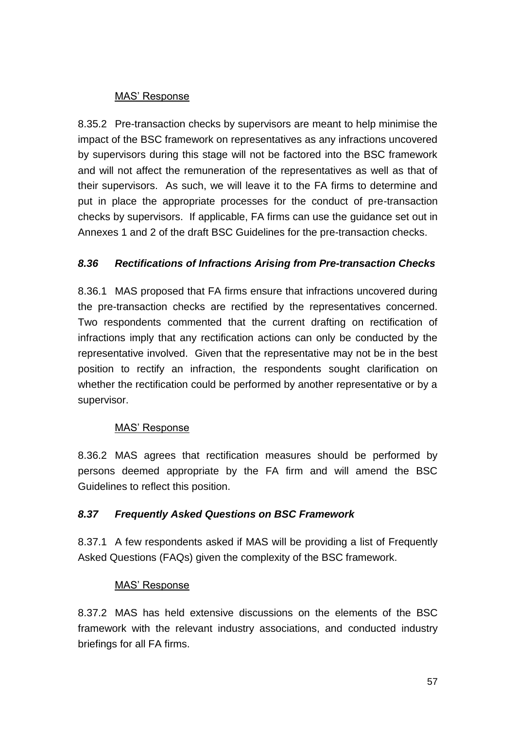MAS' Response

8.35.2 Pre-transaction checks by supervisors are meant to help minimise the impact of the BSC framework on representatives as any infractions uncovered by supervisors during this stage will not be factored into the BSC framework and will not affect the remuneration of the representatives as well as that of their supervisors. As such, we will leave it to the FA firms to determine and put in place the appropriate processes for the conduct of pre-transaction checks by supervisors. If applicable, FA firms can use the guidance set out in Annexes 1 and 2 of the draft BSC Guidelines for the pre-transaction checks.

### *8.36 Rectifications of Infractions Arising from Pre-transaction Checks*

8.36.1 MAS proposed that FA firms ensure that infractions uncovered during the pre-transaction checks are rectified by the representatives concerned. Two respondents commented that the current drafting on rectification of infractions imply that any rectification actions can only be conducted by the representative involved. Given that the representative may not be in the best position to rectify an infraction, the respondents sought clarification on whether the rectification could be performed by another representative or by a supervisor.

MAS' Response

8.36.2 MAS agrees that rectification measures should be performed by persons deemed appropriate by the FA firm and will amend the BSC Guidelines to reflect this position.

### *8.37 Frequently Asked Questions on BSC Framework*

8.37.1 A few respondents asked if MAS will be providing a list of Frequently Asked Questions (FAQs) given the complexity of the BSC framework.

MAS' Response

8.37.2 MAS has held extensive discussions on the elements of the BSC framework with the relevant industry associations, and conducted industry briefings for all FA firms.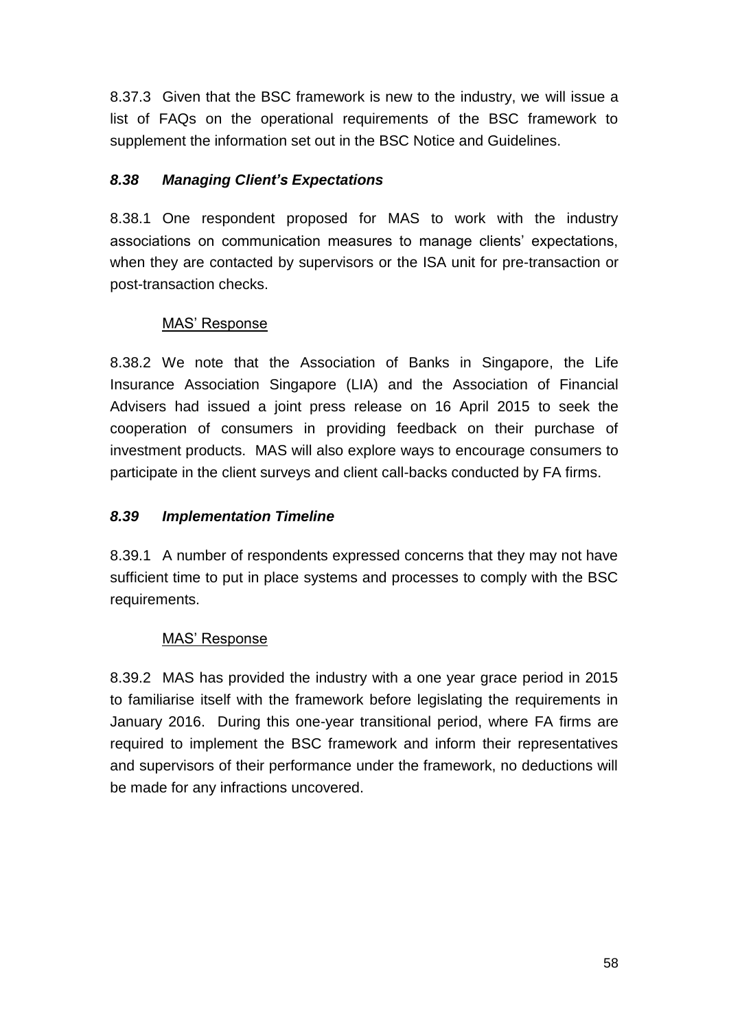8.37.3 Given that the BSC framework is new to the industry, we will issue a list of FAQs on the operational requirements of the BSC framework to supplement the information set out in the BSC Notice and Guidelines.

### *8.38 Managing Client's Expectations*

8.38.1 One respondent proposed for MAS to work with the industry associations on communication measures to manage clients' expectations, when they are contacted by supervisors or the ISA unit for pre-transaction or post-transaction checks.

<u>MAS' Response</u>

8.38.2 We note that the Association of Banks in Singapore, the Life Insurance Association Singapore (LIA) and the Association of Financial Advisers had issued a joint press release on 16 April 2015 to seek the cooperation of consumers in providing feedback on their purchase of investment products. MAS will also explore ways to encourage consumers to participate in the client surveys and client call-backs conducted by FA firms.

### *8.39 Implementation Timeline*

8.39.1 A number of respondents expressed concerns that they may not have sufficient time to put in place systems and processes to comply with the BSC requirements.

<u>MAS' Response</u>

8.39.2 MAS has provided the industry with a one year grace period in 2015 to familiarise itself with the framework before legislating the requirements in January 2016. During this one-year transitional period, where FA firms are required to implement the BSC framework and inform their representatives and supervisors of their performance under the framework, no deductions will be made for any infractions uncovered.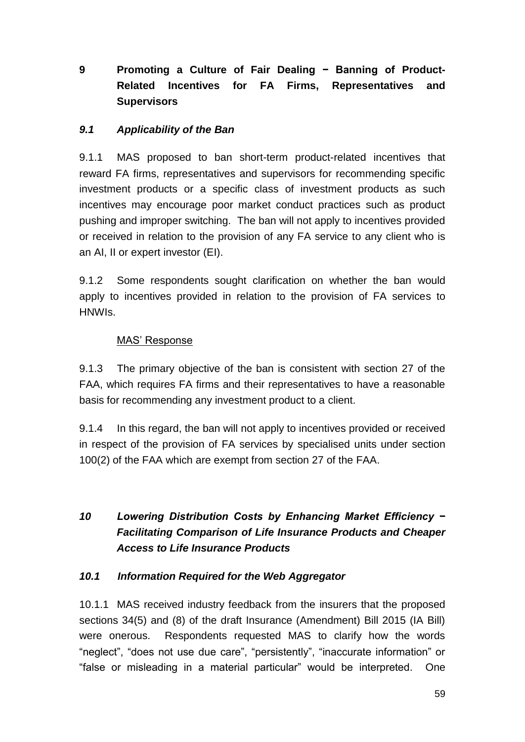## 9 Promoting a Culture of Fair Dealing − Banning of Product-Related Incentives for FA Firms, Representatives and Supervisors

### *9.1 Applicability of the Ban*

9.1.1 MAS proposed to ban short-term product-related incentives that reward FA firms, representatives and supervisors for recommending specific investment products or a specific class of investment products as such incentives may encourage poor market conduct practices such as product pushing and improper switching. The ban will not apply to incentives provided or received in relation to the provision of any FA service to any client who is an AI, II or expert investor (EI).

9.1.2 Some respondents sought clarification on whether the ban would apply to incentives provided in relation to the provision of FA services to HNWIs.

MAS' Response

9.1.3 The primary objective of the ban is consistent with section 27 of the FAA, which requires FA firms and their representatives to have a reasonable basis for recommending any investment product to a client.

9.1.4 In this regard, the ban will not apply to incentives provided or received in respect of the provision of FA services by specialised units under section 100(2) of the FAA which are exempt from section 27 of the FAA.

## *10 Lowering Distribution Costs by Enhancing Market Efficiency − Facilitating Comparison of Life Insurance Products and Cheaper Access to Life Insurance Products*

### *10.1 Information Required for the Web Aggregator*

10.1.1 MAS received industry feedback from the insurers that the proposed sections 34(5) and (8) of the draft Insurance (Amendment) Bill 2015 (IA Bill) were onerous. Respondents requested MAS to clarify how the words "neglect", "does not use due care", "persistently", "inaccurate information" or "false or misleading in a material particular" would be interpreted. One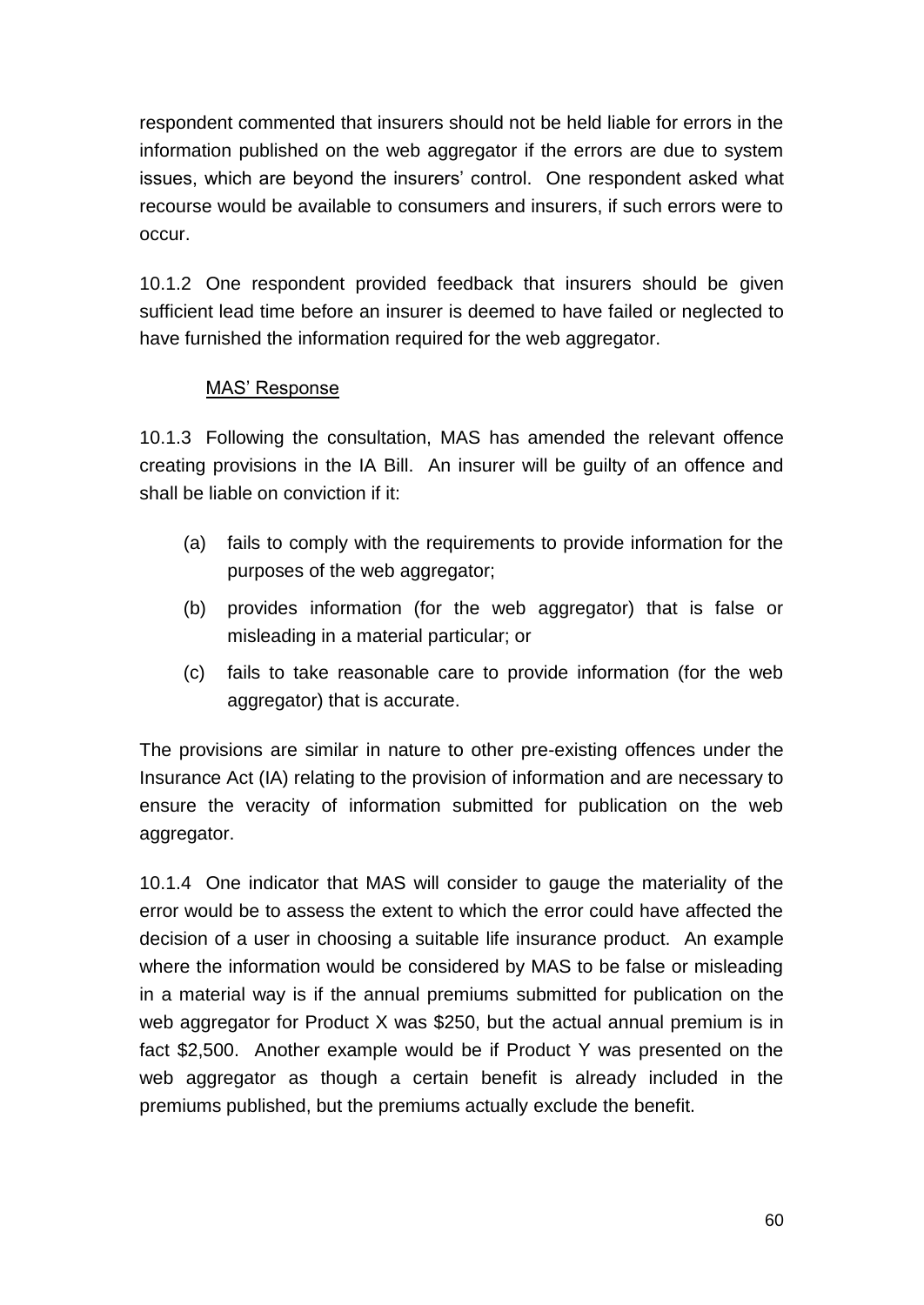respondent commented that insurers should not be held liable for errors in the information published on the web aggregator if the errors are due to system issues, which are beyond the insurers' control. One respondent asked what recourse would be available to consumers and insurers, if such errors were to occur.

10.1.2 One respondent provided feedback that insurers should be given sufficient lead time before an insurer is deemed to have failed or neglected to have furnished the information required for the web aggregator.

<u>MAS' Response</u>

10.1.3 Following the consultation, MAS has amended the relevant offence creating provisions in the IA Bill. An insurer will be guilty of an offence and shall be liable on conviction if it:

(a) fails to comply with the requirements to provide information for the purposes of the web aggregator;

(b) provides information (for the web aggregator) that is false or misleading in a material particular; or

(c) fails to take reasonable care to provide information (for the web aggregator) that is accurate.

The provisions are similar in nature to other pre-existing offences under the Insurance Act (IA) relating to the provision of information and are necessary to ensure the veracity of information submitted for publication on the web aggregator.

10.1.4 One indicator that MAS will consider to gauge the materiality of the error would be to assess the extent to which the error could have affected the decision of a user in choosing a suitable life insurance product. An example where the information would be considered by MAS to be false or misleading in a material way is if the annual premiums submitted for publication on the web aggregator for Product X was $250, but the actual annual premium is in fact $2,500. Another example would be if Product Y was presented on the web aggregator as though a certain benefit is already included in the premiums published, but the premiums actually exclude the benefit.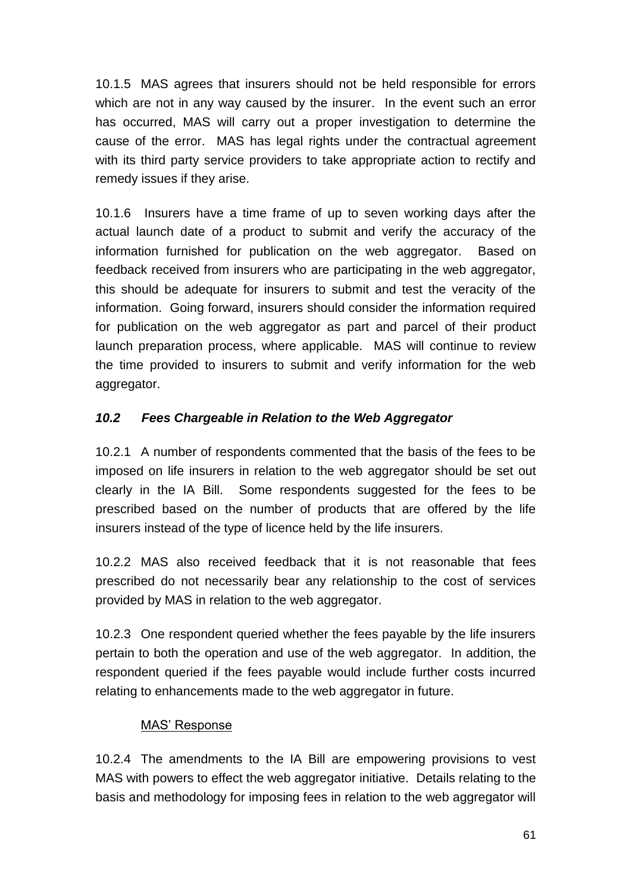10.1.5 MAS agrees that insurers should not be held responsible for errors which are not in any way caused by the insurer. In the event such an error has occurred, MAS will carry out a proper investigation to determine the cause of the error. MAS has legal rights under the contractual agreement with its third party service providers to take appropriate action to rectify and remedy issues if they arise.

10.1.6 Insurers have a time frame of up to seven working days after the actual launch date of a product to submit and verify the accuracy of the information furnished for publication on the web aggregator. Based on feedback received from insurers who are participating in the web aggregator, this should be adequate for insurers to submit and test the veracity of the information. Going forward, insurers should consider the information required for publication on the web aggregator as part and parcel of their product launch preparation process, where applicable. MAS will continue to review the time provided to insurers to submit and verify information for the web aggregator.

### *10.2 Fees Chargeable in Relation to the Web Aggregator*

10.2.1 A number of respondents commented that the basis of the fees to be imposed on life insurers in relation to the web aggregator should be set out clearly in the IA Bill. Some respondents suggested for the fees to be prescribed based on the number of products that are offered by the life insurers instead of the type of licence held by the life insurers.

10.2.2 MAS also received feedback that it is not reasonable that fees prescribed do not necessarily bear any relationship to the cost of services provided by MAS in relation to the web aggregator.

10.2.3 One respondent queried whether the fees payable by the life insurers pertain to both the operation and use of the web aggregator. In addition, the respondent queried if the fees payable would include further costs incurred relating to enhancements made to the web aggregator in future.

<u>MAS' Response</u>

10.2.4 The amendments to the IA Bill are empowering provisions to vest MAS with powers to effect the web aggregator initiative. Details relating to the basis and methodology for imposing fees in relation to the web aggregator will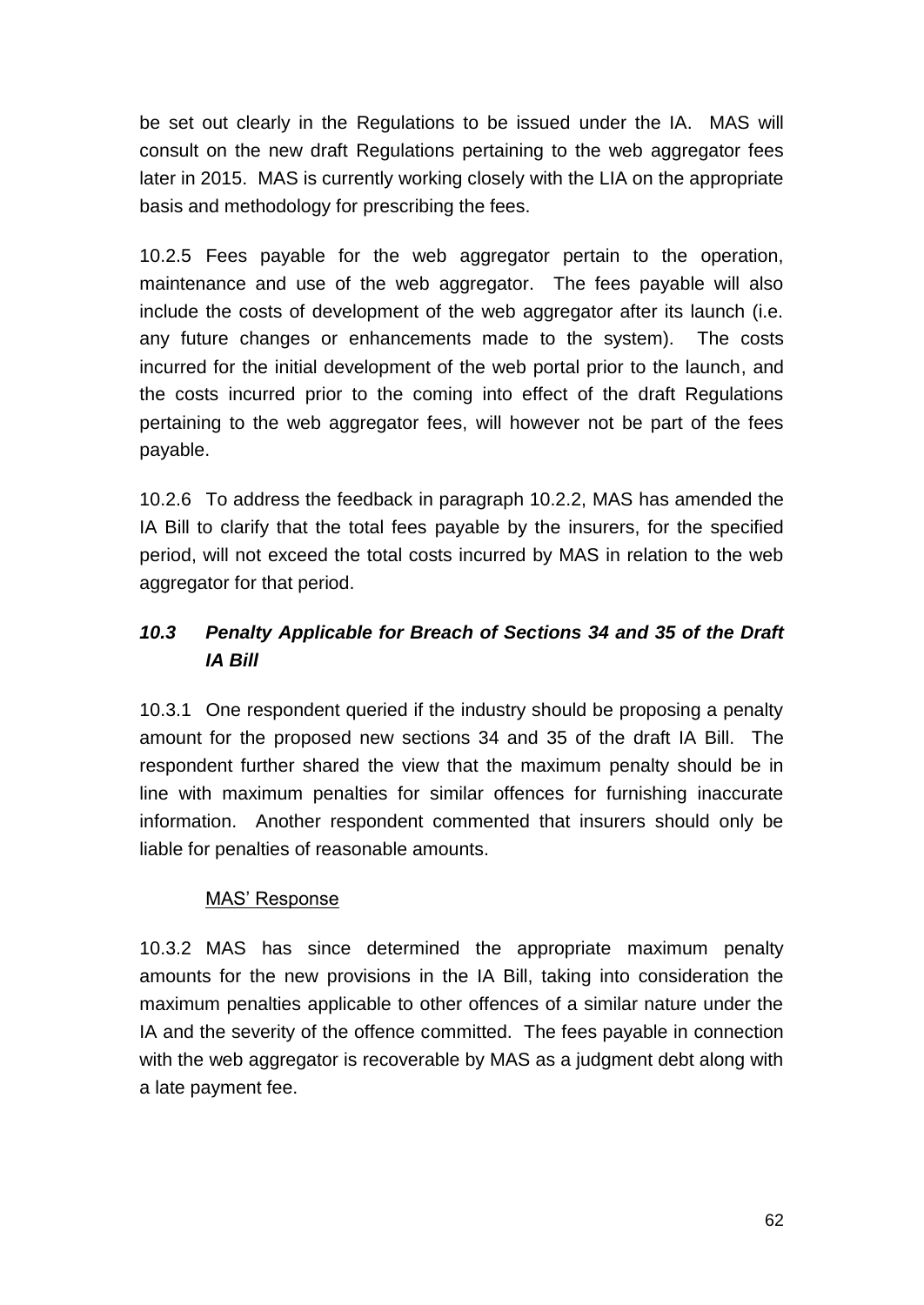be set out clearly in the Regulations to be issued under the IA. MAS will consult on the new draft Regulations pertaining to the web aggregator fees later in 2015. MAS is currently working closely with the LIA on the appropriate basis and methodology for prescribing the fees.

10.2.5 Fees payable for the web aggregator pertain to the operation, maintenance and use of the web aggregator. The fees payable will also include the costs of development of the web aggregator after its launch (i.e. any future changes or enhancements made to the system). The costs incurred for the initial development of the web portal prior to the launch, and the costs incurred prior to the coming into effect of the draft Regulations pertaining to the web aggregator fees, will however not be part of the fees payable.

10.2.6 To address the feedback in paragraph 10.2.2, MAS has amended the IA Bill to clarify that the total fees payable by the insurers, for the specified period, will not exceed the total costs incurred by MAS in relation to the web aggregator for that period.

### *10.3 Penalty Applicable for Breach of Sections 34 and 35 of the Draft IA Bill*

10.3.1 One respondent queried if the industry should be proposing a penalty amount for the proposed new sections 34 and 35 of the draft IA Bill. The respondent further shared the view that the maximum penalty should be in line with maximum penalties for similar offences for furnishing inaccurate information. Another respondent commented that insurers should only be liable for penalties of reasonable amounts.

MAS' Response

10.3.2 MAS has since determined the appropriate maximum penalty amounts for the new provisions in the IA Bill, taking into consideration the maximum penalties applicable to other offences of a similar nature under the IA and the severity of the offence committed. The fees payable in connection with the web aggregator is recoverable by MAS as a judgment debt along with a late payment fee.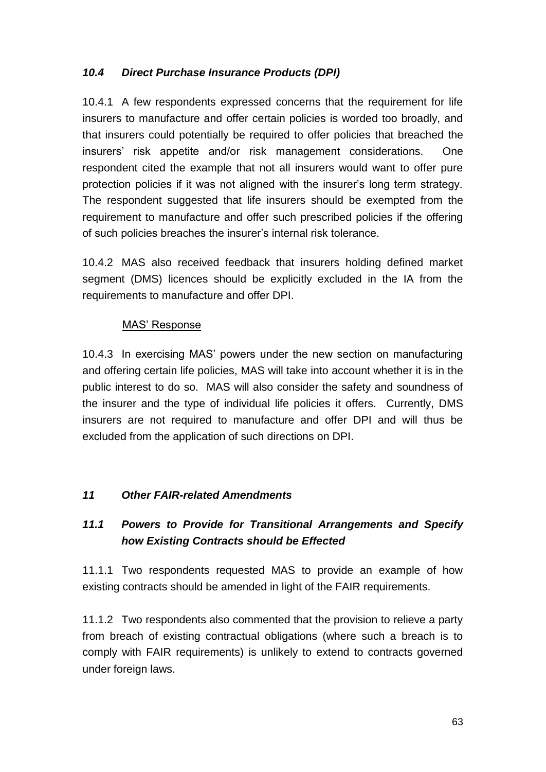### *10.4 Direct Purchase Insurance Products (DPI)*

10.4.1 A few respondents expressed concerns that the requirement for life insurers to manufacture and offer certain policies is worded too broadly, and that insurers could potentially be required to offer policies that breached the insurers' risk appetite and/or risk management considerations. One respondent cited the example that not all insurers would want to offer pure protection policies if it was not aligned with the insurer's long term strategy. The respondent suggested that life insurers should be exempted from the requirement to manufacture and offer such prescribed policies if the offering of such policies breaches the insurer's internal risk tolerance.

10.4.2 MAS also received feedback that insurers holding defined market segment (DMS) licences should be explicitly excluded in the IA from the requirements to manufacture and offer DPI.

MAS' Response

10.4.3 In exercising MAS' powers under the new section on manufacturing and offering certain life policies, MAS will take into account whether it is in the public interest to do so. MAS will also consider the safety and soundness of the insurer and the type of individual life policies it offers. Currently, DMS insurers are not required to manufacture and offer DPI and will thus be excluded from the application of such directions on DPI.

## *11 Other FAIR-related Amendments*

### *11.1 Powers to Provide for Transitional Arrangements and Specify how Existing Contracts should be Effected*

11.1.1 Two respondents requested MAS to provide an example of how existing contracts should be amended in light of the FAIR requirements.

11.1.2 Two respondents also commented that the provision to relieve a party from breach of existing contractual obligations (where such a breach is to comply with FAIR requirements) is unlikely to extend to contracts governed under foreign laws.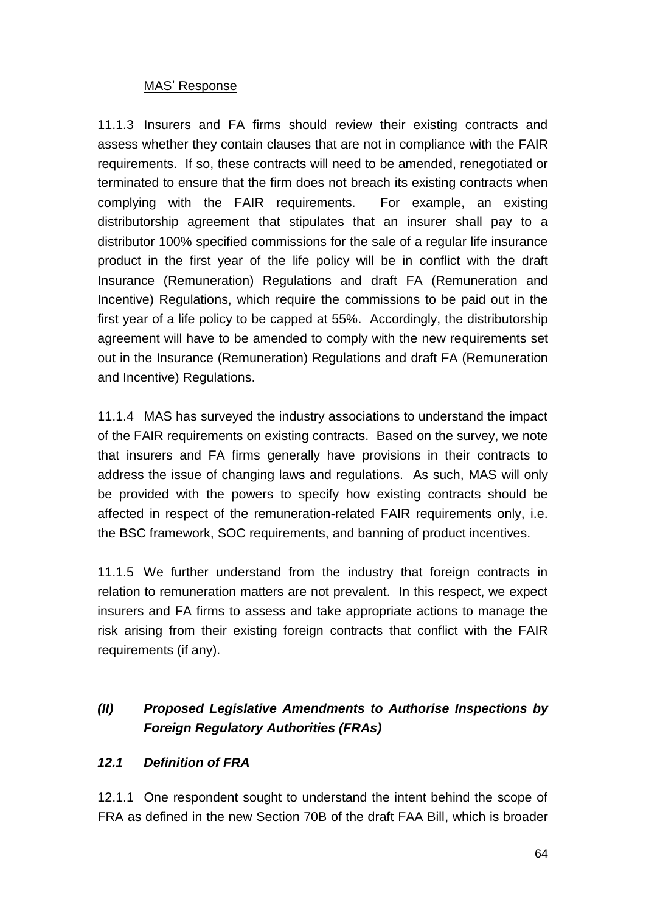<u>MAS' Response</u>

11.1.3 Insurers and FA firms should review their existing contracts and assess whether they contain clauses that are not in compliance with the FAIR requirements. If so, these contracts will need to be amended, renegotiated or terminated to ensure that the firm does not breach its existing contracts when complying with the FAIR requirements. For example, an existing distributorship agreement that stipulates that an insurer shall pay to a distributor 100% specified commissions for the sale of a regular life insurance product in the first year of the life policy will be in conflict with the draft Insurance (Remuneration) Regulations and draft FA (Remuneration and Incentive) Regulations, which require the commissions to be paid out in the first year of a life policy to be capped at 55%. Accordingly, the distributorship agreement will have to be amended to comply with the new requirements set out in the Insurance (Remuneration) Regulations and draft FA (Remuneration and Incentive) Regulations.

11.1.4 MAS has surveyed the industry associations to understand the impact of the FAIR requirements on existing contracts. Based on the survey, we note that insurers and FA firms generally have provisions in their contracts to address the issue of changing laws and regulations. As such, MAS will only be provided with the powers to specify how existing contracts should be affected in respect of the remuneration-related FAIR requirements only, i.e. the BSC framework, SOC requirements, and banning of product incentives.

11.1.5 We further understand from the industry that foreign contracts in relation to remuneration matters are not prevalent. In this respect, we expect insurers and FA firms to assess and take appropriate actions to manage the risk arising from their existing foreign contracts that conflict with the FAIR requirements (if any).

## *(II) Proposed Legislative Amendments to Authorise Inspections by Foreign Regulatory Authorities (FRAs)*

### *12.1 Definition of FRA*

12.1.1 One respondent sought to understand the intent behind the scope of FRA as defined in the new Section 70B of the draft FAA Bill, which is broader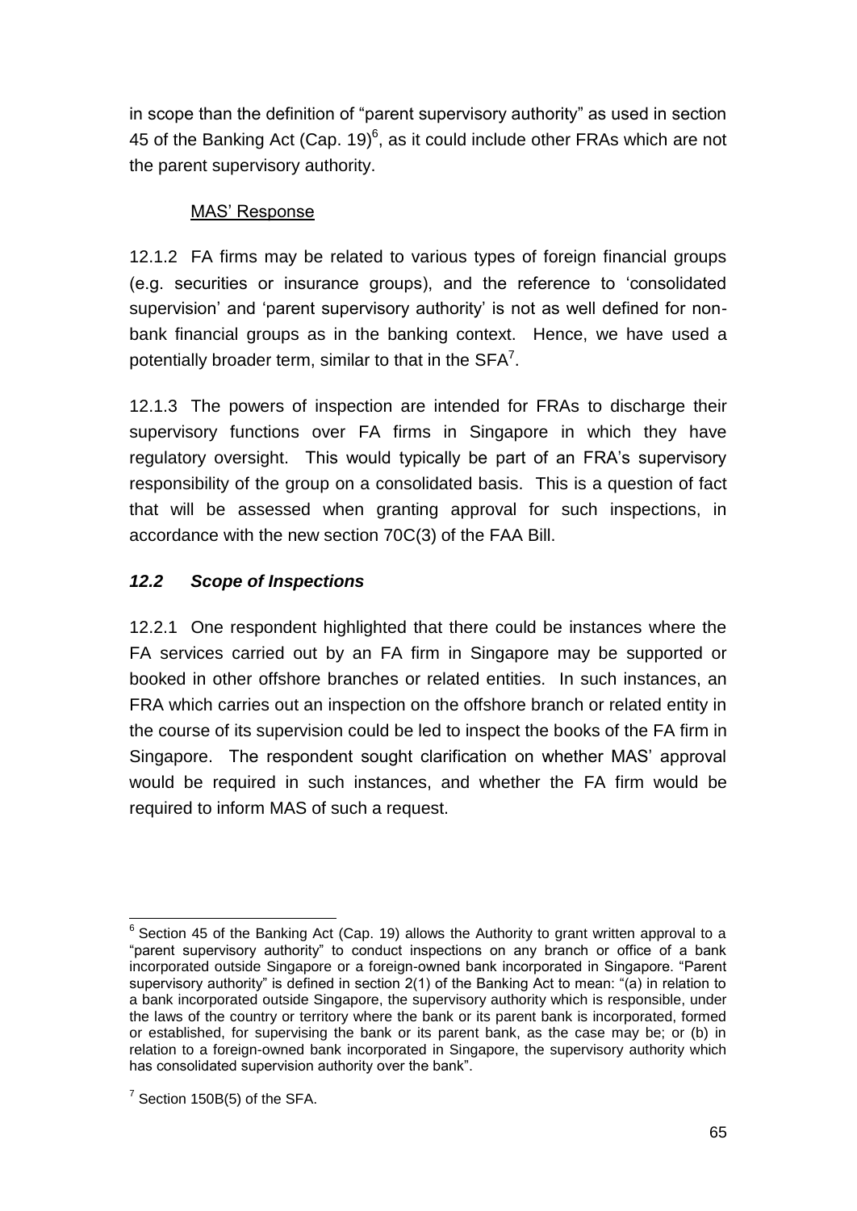in scope than the definition of "parent supervisory authority" as used in section 45 of the Banking Act (Cap. 19)[6], as it could include other FRAs which are not the parent supervisory authority.

MAS' Response

12.1.2 FA firms may be related to various types of foreign financial groups (e.g. securities or insurance groups), and the reference to 'consolidated supervision' and 'parent supervisory authority' is not as well defined for non-bank financial groups as in the banking context. Hence, we have used a potentially broader term, similar to that in the SFA[7].

12.1.3 The powers of inspection are intended for FRAs to discharge their supervisory functions over FA firms in Singapore in which they have regulatory oversight. This would typically be part of an FRA's supervisory responsibility of the group on a consolidated basis. This is a question of fact that will be assessed when granting approval for such inspections, in accordance with the new section 70C(3) of the FAA Bill.

### *12.2 Scope of Inspections*

12.2.1 One respondent highlighted that there could be instances where the FA services carried out by an FA firm in Singapore may be supported or booked in other offshore branches or related entities. In such instances, an FRA which carries out an inspection on the offshore branch or related entity in the course of its supervision could be led to inspect the books of the FA firm in Singapore. The respondent sought clarification on whether MAS' approval would be required in such instances, and whether the FA firm would be required to inform MAS of such a request.

---

[6] Section 45 of the Banking Act (Cap. 19) allows the Authority to grant written approval to a "parent supervisory authority" to conduct inspections on any branch or office of a bank incorporated outside Singapore or a foreign-owned bank incorporated in Singapore. "Parent supervisory authority" is defined in section 2(1) of the Banking Act to mean: "(a) in relation to a bank incorporated outside Singapore, the supervisory authority which is responsible, under the laws of the country or territory where the bank or its parent bank is incorporated, formed or established, for supervising the bank or its parent bank, as the case may be; or (b) in relation to a foreign-owned bank incorporated in Singapore, the supervisory authority which has consolidated supervision authority over the bank".

[7] Section 150B(5) of the SFA.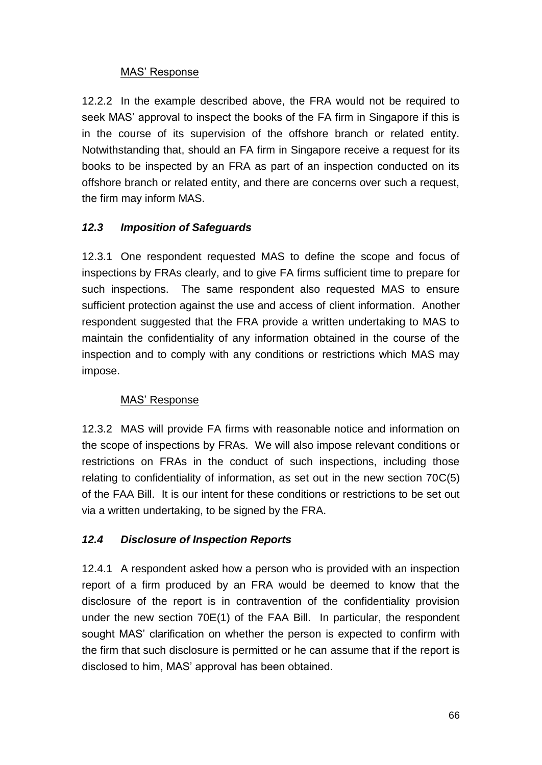<u>MAS' Response</u>

12.2.2 In the example described above, the FRA would not be required to seek MAS' approval to inspect the books of the FA firm in Singapore if this is in the course of its supervision of the offshore branch or related entity. Notwithstanding that, should an FA firm in Singapore receive a request for its books to be inspected by an FRA as part of an inspection conducted on its offshore branch or related entity, and there are concerns over such a request, the firm may inform MAS.

### *12.3 Imposition of Safeguards*

12.3.1 One respondent requested MAS to define the scope and focus of inspections by FRAs clearly, and to give FA firms sufficient time to prepare for such inspections. The same respondent also requested MAS to ensure sufficient protection against the use and access of client information. Another respondent suggested that the FRA provide a written undertaking to MAS to maintain the confidentiality of any information obtained in the course of the inspection and to comply with any conditions or restrictions which MAS may impose.

<u>MAS' Response</u>

12.3.2 MAS will provide FA firms with reasonable notice and information on the scope of inspections by FRAs. We will also impose relevant conditions or restrictions on FRAs in the conduct of such inspections, including those relating to confidentiality of information, as set out in the new section 70C(5) of the FAA Bill. It is our intent for these conditions or restrictions to be set out via a written undertaking, to be signed by the FRA.

### *12.4 Disclosure of Inspection Reports*

12.4.1 A respondent asked how a person who is provided with an inspection report of a firm produced by an FRA would be deemed to know that the disclosure of the report is in contravention of the confidentiality provision under the new section 70E(1) of the FAA Bill. In particular, the respondent sought MAS' clarification on whether the person is expected to confirm with the firm that such disclosure is permitted or he can assume that if the report is disclosed to him, MAS' approval has been obtained.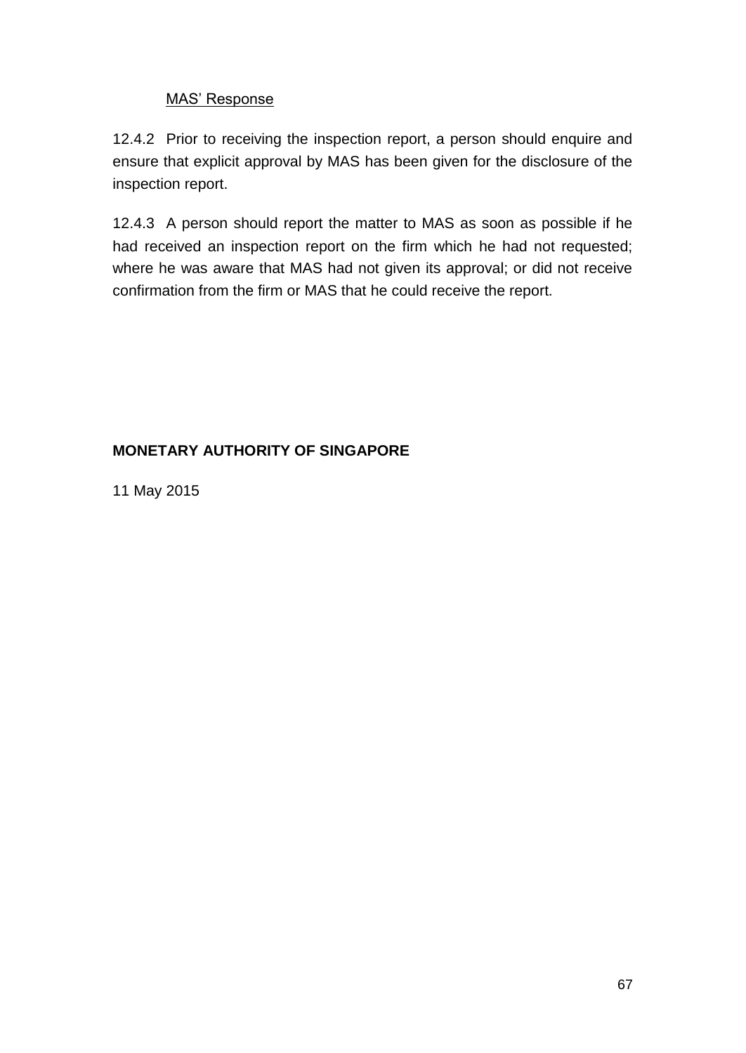<u>MAS' Response</u>

12.4.2 Prior to receiving the inspection report, a person should enquire and ensure that explicit approval by MAS has been given for the disclosure of the inspection report.

12.4.3 A person should report the matter to MAS as soon as possible if he had received an inspection report on the firm which he had not requested; where he was aware that MAS had not given its approval; or did not receive confirmation from the firm or MAS that he could receive the report.

**MONETARY AUTHORITY OF SINGAPORE**

11 May 2015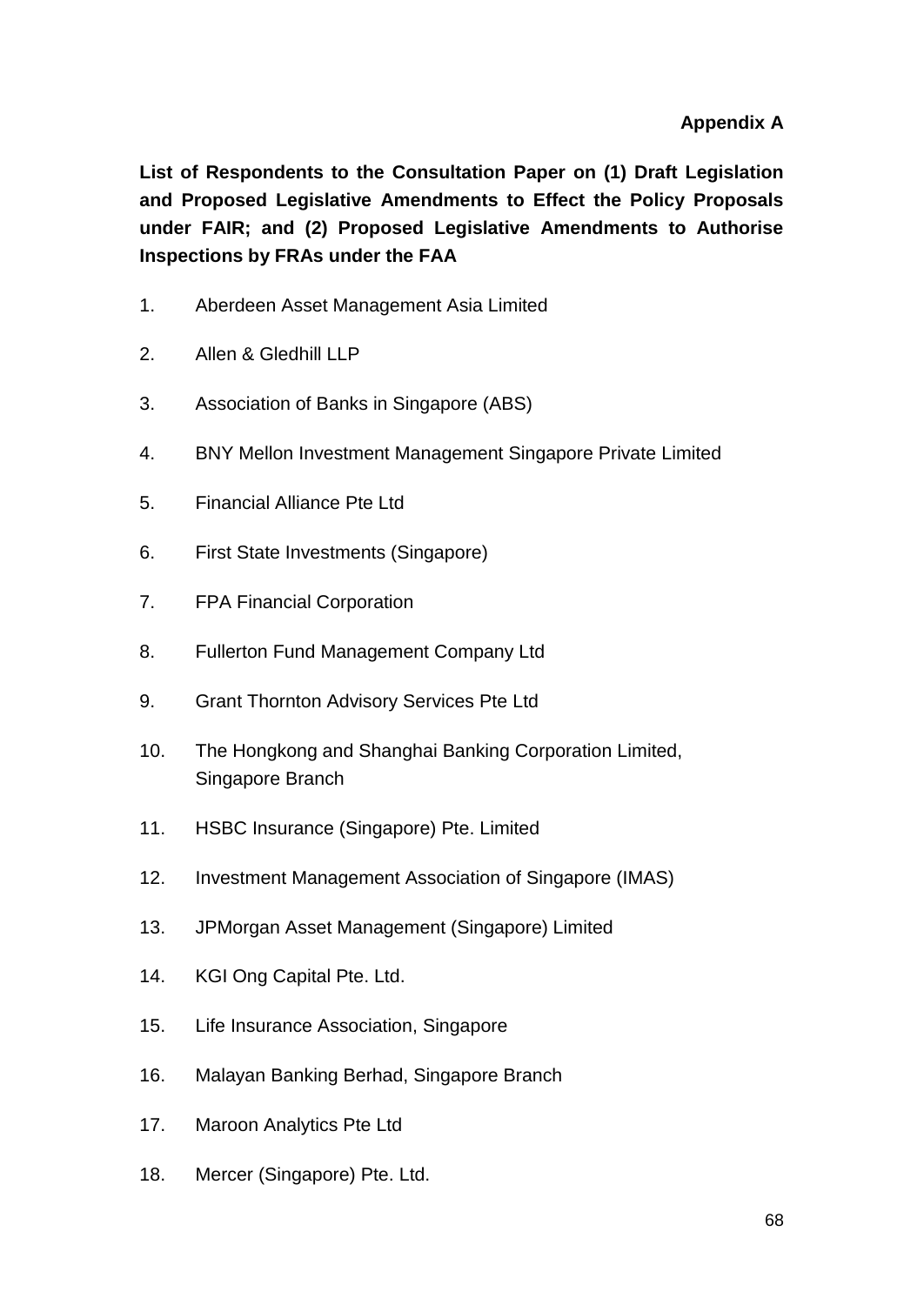**Appendix A**

**List of Respondents to the Consultation Paper on (1) Draft Legislation and Proposed Legislative Amendments to Effect the Policy Proposals under FAIR; and (2) Proposed Legislative Amendments to Authorise Inspections by FRAs under the FAA**

1. Aberdeen Asset Management Asia Limited
2. Allen & Gledhill LLP
3. Association of Banks in Singapore (ABS)
4. BNY Mellon Investment Management Singapore Private Limited
5. Financial Alliance Pte Ltd
6. First State Investments (Singapore)
7. FPA Financial Corporation
8. Fullerton Fund Management Company Ltd
9. Grant Thornton Advisory Services Pte Ltd
10. The Hongkong and Shanghai Banking Corporation Limited, Singapore Branch
11. HSBC Insurance (Singapore) Pte. Limited
12. Investment Management Association of Singapore (IMAS)
13. JPMorgan Asset Management (Singapore) Limited
14. KGI Ong Capital Pte. Ltd.
15. Life Insurance Association, Singapore
16. Malayan Banking Berhad, Singapore Branch
17. Maroon Analytics Pte Ltd
18. Mercer (Singapore) Pte. Ltd.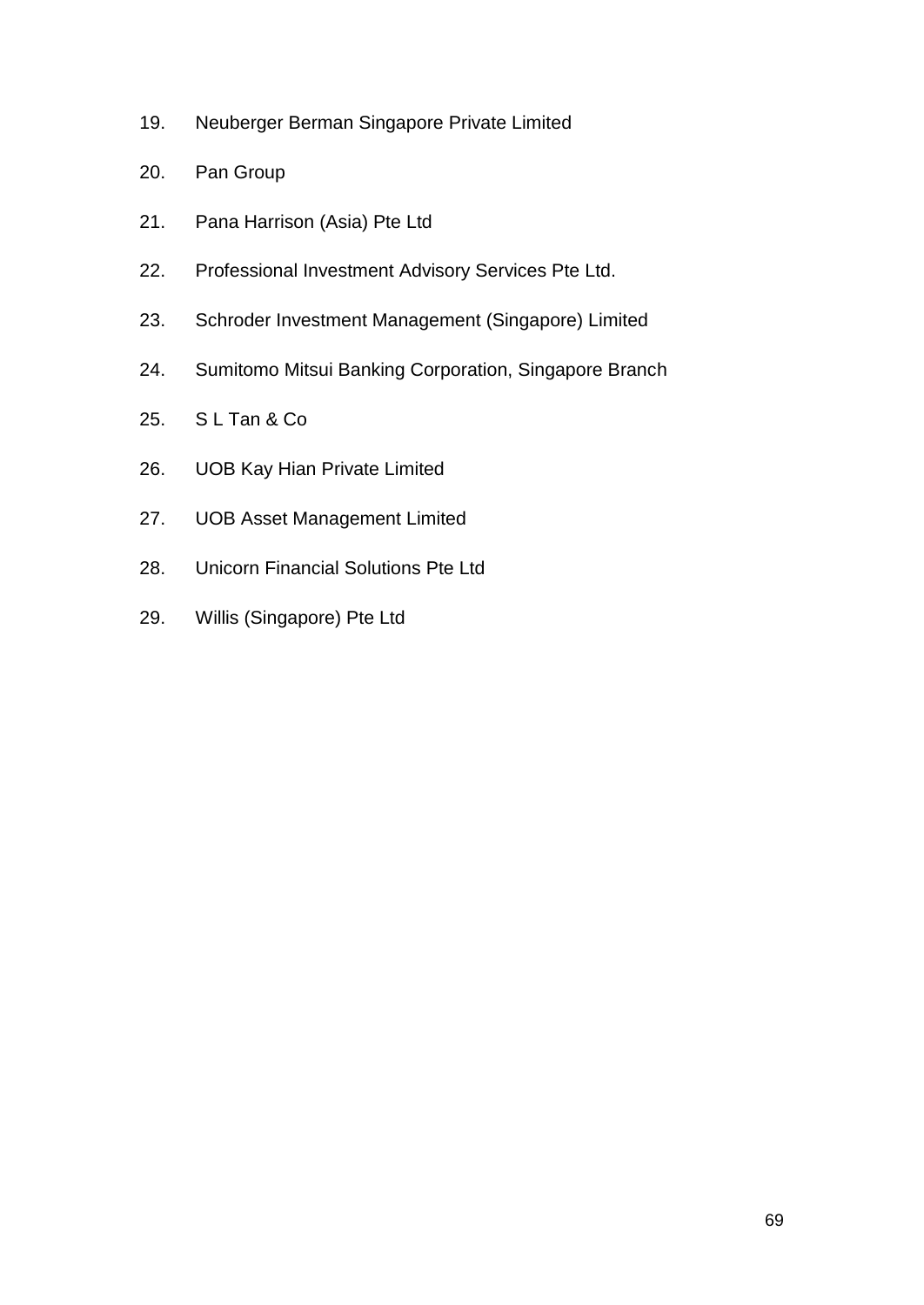19. Neuberger Berman Singapore Private Limited

20. Pan Group

21. Pana Harrison (Asia) Pte Ltd

22. Professional Investment Advisory Services Pte Ltd.

23. Schroder Investment Management (Singapore) Limited

24. Sumitomo Mitsui Banking Corporation, Singapore Branch

25. S L Tan & Co

26. UOB Kay Hian Private Limited

27. UOB Asset Management Limited

28. Unicorn Financial Solutions Pte Ltd

29. Willis (Singapore) Pte Ltd